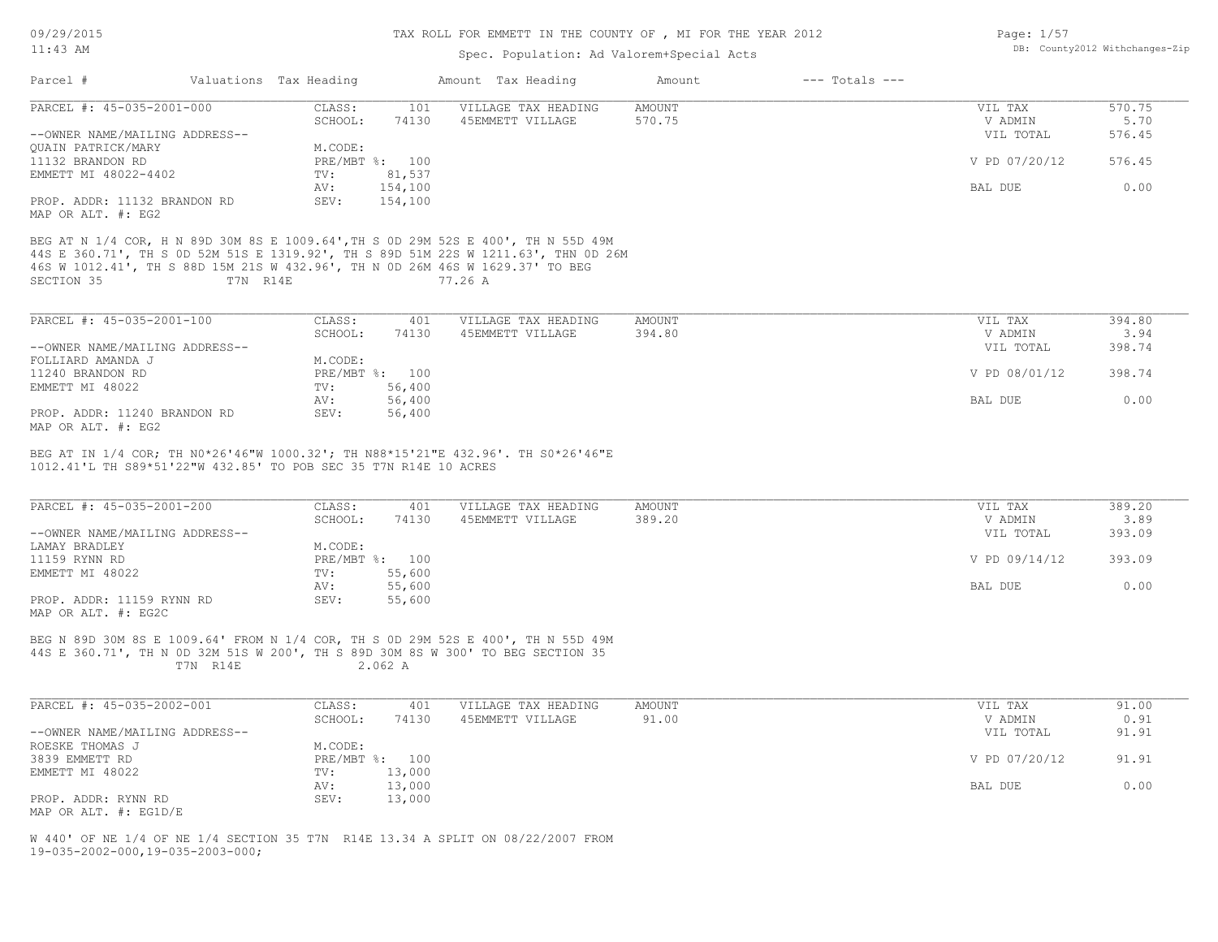# TAX ROLL FOR EMMETT IN THE COUNTY OF , MI FOR THE YEAR 2012

Spec. Population: Ad Valorem+Special Acts

09/29/2015
11:43 AM

DB: County2012 Withchanges-Zip

| Parcel # | Valuations | Tax Heading | Amount | Tax Heading | Amount | --- Totals --- | |
|---|---|---|---|---|---|---|---|

## PARCEL #: 45-035-2001-000

| | | | | | |
|---|---|---|---|---|---|
| CLASS: | 101 | VILLAGE TAX HEADING | AMOUNT | VIL TAX | 570.75 |
| SCHOOL: | 74130 | 45EMMETT VILLAGE | 570.75 | V ADMIN | 5.70 |
| | | | | VIL TOTAL | 576.45 |
| M.CODE: | | | | | |
| PRE/MBT %: | 100 | | | V PD 07/20/12 | 576.45 |
| TV: | 81,537 | | | | |
| AV: | 154,100 | | | BAL DUE | 0.00 |
| SEV: | 154,100 | | | | |

--OWNER NAME/MAILING ADDRESS--
QUAIN PATRICK/MARY
11132 BRANDON RD
EMMETT MI 48022-4402

PROP. ADDR: 11132 BRANDON RD
MAP OR ALT. #: EG2

BEG AT N 1/4 COR, H N 89D 30M 8S E 1009.64',TH S 0D 29M 52S E 400', TH N 55D 49M 44S E 360.71', TH S 0D 52M 51S E 1319.92', TH S 89D 51M 22S W 1211.63', THN 0D 26M 46S W 1012.41', TH S 88D 15M 21S W 432.96', TH N 0D 26M 46S W 1629.37' TO BEG SECTION 35 T7N R14E 77.26 A

## PARCEL #: 45-035-2001-100

| | | | | | |
|---|---|---|---|---|---|
| CLASS: | 401 | VILLAGE TAX HEADING | AMOUNT | VIL TAX | 394.80 |
| SCHOOL: | 74130 | 45EMMETT VILLAGE | 394.80 | V ADMIN | 3.94 |
| | | | | VIL TOTAL | 398.74 |
| M.CODE: | | | | | |
| PRE/MBT %: | 100 | | | V PD 08/01/12 | 398.74 |
| TV: | 56,400 | | | | |
| AV: | 56,400 | | | BAL DUE | 0.00 |
| SEV: | 56,400 | | | | |

--OWNER NAME/MAILING ADDRESS--
FOLLIARD AMANDA J
11240 BRANDON RD
EMMETT MI 48022

PROP. ADDR: 11240 BRANDON RD
MAP OR ALT. #: EG2

BEG AT IN 1/4 COR; TH N0*26'46"W 1000.32'; TH N88*15'21"E 432.96'. TH S0*26'46"E 1012.41'L TH S89*51'22"W 432.85' TO POB SEC 35 T7N R14E 10 ACRES

## PARCEL #: 45-035-2001-200

| | | | | | |
|---|---|---|---|---|---|
| CLASS: | 401 | VILLAGE TAX HEADING | AMOUNT | VIL TAX | 389.20 |
| SCHOOL: | 74130 | 45EMMETT VILLAGE | 389.20 | V ADMIN | 3.89 |
| | | | | VIL TOTAL | 393.09 |
| M.CODE: | | | | | |
| PRE/MBT %: | 100 | | | V PD 09/14/12 | 393.09 |
| TV: | 55,600 | | | | |
| AV: | 55,600 | | | BAL DUE | 0.00 |
| SEV: | 55,600 | | | | |

--OWNER NAME/MAILING ADDRESS--
LAMAY BRADLEY
11159 RYNN RD
EMMETT MI 48022

PROP. ADDR: 11159 RYNN RD
MAP OR ALT. #: EG2C

BEG N 89D 30M 8S E 1009.64' FROM N 1/4 COR, TH S 0D 29M 52S E 400', TH N 55D 49M 44S E 360.71', TH N 0D 32M 51S W 200', TH S 89D 30M 8S W 300' TO BEG SECTION 35 T7N R14E 2.062 A

## PARCEL #: 45-035-2002-001

| | | | | | |
|---|---|---|---|---|---|
| CLASS: | 401 | VILLAGE TAX HEADING | AMOUNT | VIL TAX | 91.00 |
| SCHOOL: | 74130 | 45EMMETT VILLAGE | 91.00 | V ADMIN | 0.91 |
| | | | | VIL TOTAL | 91.91 |
| M.CODE: | | | | | |
| PRE/MBT %: | 100 | | | V PD 07/20/12 | 91.91 |
| TV: | 13,000 | | | | |
| AV: | 13,000 | | | BAL DUE | 0.00 |
| SEV: | 13,000 | | | | |

--OWNER NAME/MAILING ADDRESS--
ROESKE THOMAS J
3839 EMMETT RD
EMMETT MI 48022

PROP. ADDR: RYNN RD
MAP OR ALT. #: EG1D/E

W 440' OF NE 1/4 OF NE 1/4 SECTION 35 T7N R14E 13.34 A SPLIT ON 08/22/2007 FROM 19-035-2002-000,19-035-2003-000;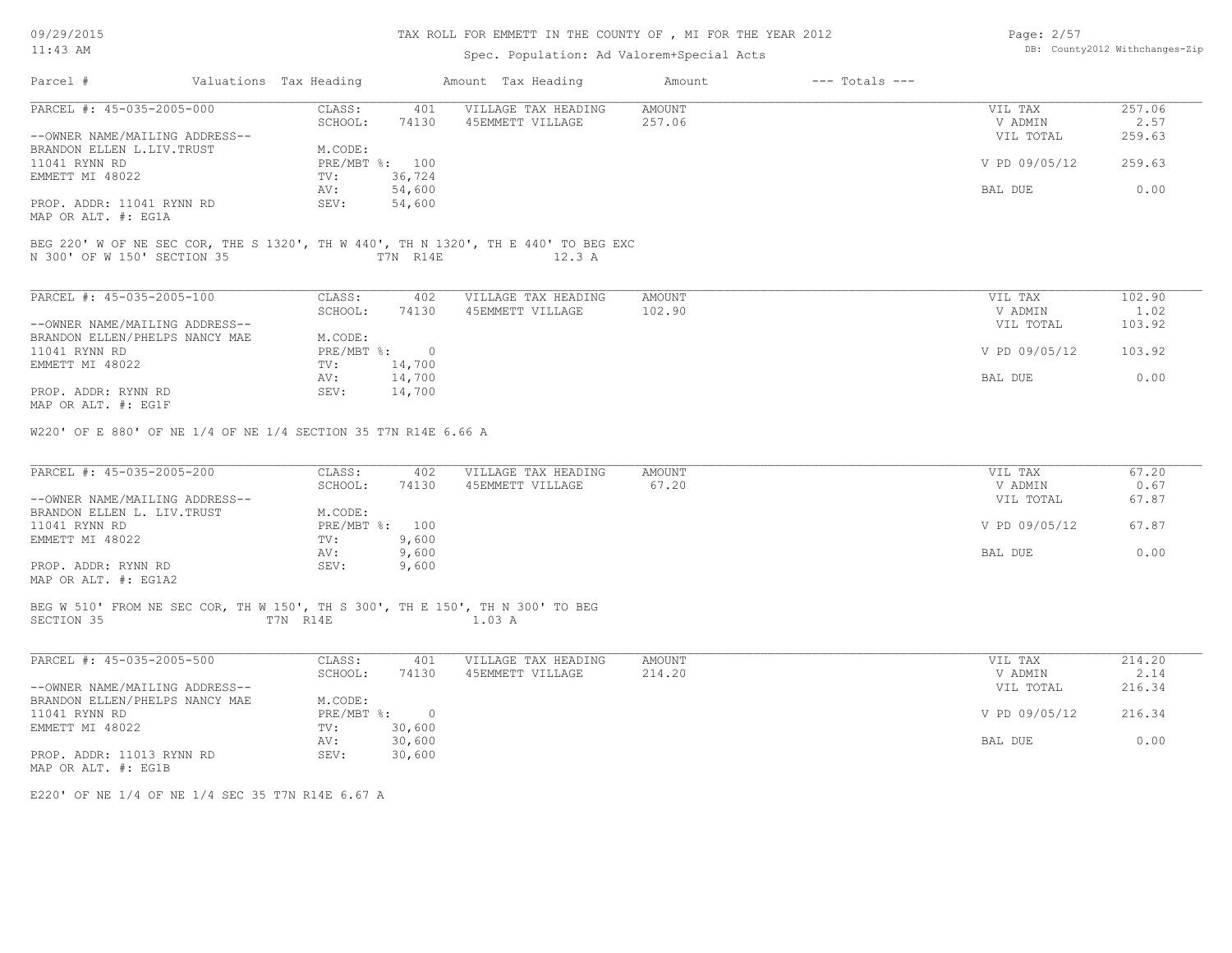TAX ROLL FOR EMMETT IN THE COUNTY OF , MI FOR THE YEAR 2012

Spec. Population: Ad Valorem+Special Acts

DB: County2012 Withchanges-Zip

| Parcel # | Valuations | Tax Heading | Amount | Tax Heading | Amount | --- Totals --- | |
|---|---|---|---|---|---|---|---|
| PARCEL #: 45-035-2005-000 | CLASS: | 401 | VILLAGE TAX HEADING | AMOUNT | | VIL TAX | 257.06 |
| | SCHOOL: | 74130 | 45EMMETT VILLAGE | 257.06 | | V ADMIN | 2.57 |
| --OWNER NAME/MAILING ADDRESS-- | | | | | | VIL TOTAL | 259.63 |
| BRANDON ELLEN L.LIV.TRUST | M.CODE: | | | | | | |
| 11041 RYNN RD | PRE/MBT %: | 100 | | | | V PD 09/05/12 | 259.63 |
| EMMETT MI 48022 | TV: | 36,724 | | | | | |
| | AV: | 54,600 | | | | BAL DUE | 0.00 |
| PROP. ADDR: 11041 RYNN RD | SEV: | 54,600 | | | | | |
| MAP OR ALT. #: EG1A | | | | | | | |

BEG 220' W OF NE SEC COR, THE S 1320', TH W 440', TH N 1320', TH E 440' TO BEG EXC N 300' OF W 150' SECTION 35 T7N R14E 12.3 A

| Parcel # | Valuations | Tax Heading | Amount | Tax Heading | Amount | --- Totals --- | |
|---|---|---|---|---|---|---|---|
| PARCEL #: 45-035-2005-100 | CLASS: | 402 | VILLAGE TAX HEADING | AMOUNT | | VIL TAX | 102.90 |
| | SCHOOL: | 74130 | 45EMMETT VILLAGE | 102.90 | | V ADMIN | 1.02 |
| --OWNER NAME/MAILING ADDRESS-- | | | | | | VIL TOTAL | 103.92 |
| BRANDON ELLEN/PHELPS NANCY MAE | M.CODE: | | | | | | |
| 11041 RYNN RD | PRE/MBT %: | 0 | | | | V PD 09/05/12 | 103.92 |
| EMMETT MI 48022 | TV: | 14,700 | | | | | |
| | AV: | 14,700 | | | | BAL DUE | 0.00 |
| PROP. ADDR: RYNN RD | SEV: | 14,700 | | | | | |
| MAP OR ALT. #: EG1F | | | | | | | |

W220' OF E 880' OF NE 1/4 OF NE 1/4 SECTION 35 T7N R14E 6.66 A

| Parcel # | Valuations | Tax Heading | Amount | Tax Heading | Amount | --- Totals --- | |
|---|---|---|---|---|---|---|---|
| PARCEL #: 45-035-2005-200 | CLASS: | 402 | VILLAGE TAX HEADING | AMOUNT | | VIL TAX | 67.20 |
| | SCHOOL: | 74130 | 45EMMETT VILLAGE | 67.20 | | V ADMIN | 0.67 |
| --OWNER NAME/MAILING ADDRESS-- | | | | | | VIL TOTAL | 67.87 |
| BRANDON ELLEN L. LIV.TRUST | M.CODE: | | | | | | |
| 11041 RYNN RD | PRE/MBT %: | 100 | | | | V PD 09/05/12 | 67.87 |
| EMMETT MI 48022 | TV: | 9,600 | | | | | |
| | AV: | 9,600 | | | | BAL DUE | 0.00 |
| PROP. ADDR: RYNN RD | SEV: | 9,600 | | | | | |
| MAP OR ALT. #: EG1A2 | | | | | | | |

BEG W 510' FROM NE SEC COR, TH W 150', TH S 300', TH E 150', TH N 300' TO BEG SECTION 35 T7N R14E 1.03 A

| Parcel # | Valuations | Tax Heading | Amount | Tax Heading | Amount | --- Totals --- | |
|---|---|---|---|---|---|---|---|
| PARCEL #: 45-035-2005-500 | CLASS: | 401 | VILLAGE TAX HEADING | AMOUNT | | VIL TAX | 214.20 |
| | SCHOOL: | 74130 | 45EMMETT VILLAGE | 214.20 | | V ADMIN | 2.14 |
| --OWNER NAME/MAILING ADDRESS-- | | | | | | VIL TOTAL | 216.34 |
| BRANDON ELLEN/PHELPS NANCY MAE | M.CODE: | | | | | | |
| 11041 RYNN RD | PRE/MBT %: | 0 | | | | V PD 09/05/12 | 216.34 |
| EMMETT MI 48022 | TV: | 30,600 | | | | | |
| | AV: | 30,600 | | | | BAL DUE | 0.00 |
| PROP. ADDR: 11013 RYNN RD | SEV: | 30,600 | | | | | |
| MAP OR ALT. #: EG1B | | | | | | | |

E220' OF NE 1/4 OF NE 1/4 SEC 35 T7N R14E 6.67 A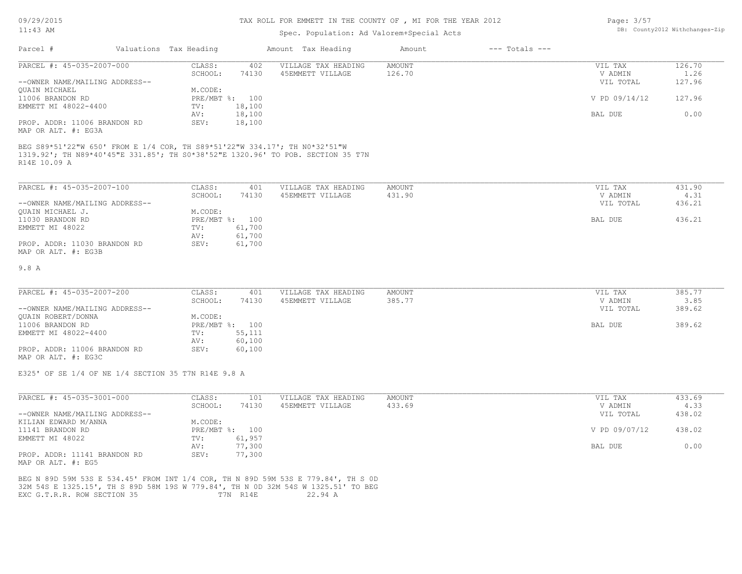# TAX ROLL FOR EMMETT IN THE COUNTY OF , MI FOR THE YEAR 2012

Spec. Population: Ad Valorem+Special Acts

| Parcel # | Valuations | Tax Heading | Amount | Tax Heading | Amount | --- Totals --- | |
|---|---|---|---|---|---|---|---|

**PARCEL #: 45-035-2007-000**

| | | | | | | |
|---|---|---|---|---|---|---|
| --OWNER NAME/MAILING ADDRESS-- | CLASS: | 402 | VILLAGE TAX HEADING | AMOUNT | VIL TAX | 126.70 |
| QUAIN MICHAEL | SCHOOL: | 74130 | 45EMMETT VILLAGE | 126.70 | V ADMIN | 1.26 |
| 11006 BRANDON RD | M.CODE: | | | | VIL TOTAL | 127.96 |
| EMMETT MI 48022-4400 | PRE/MBT %: | 100 | | | V PD 09/14/12 | 127.96 |
| | TV: | 18,100 | | | | |
| | AV: | 18,100 | | | BAL DUE | 0.00 |
| PROP. ADDR: 11006 BRANDON RD | SEV: | 18,100 | | | | |
| MAP OR ALT. #: EG3A | | | | | | |

BEG S89*51'22"W 650' FROM E 1/4 COR, TH S89*51'22"W 334.17'; TH N0*32'51"W 1319.92'; TH N89*40'45"E 331.85'; TH S0*38'52"E 1320.96' TO POB. SECTION 35 T7N R14E 10.09 A

**PARCEL #: 45-035-2007-100**

| | | | | | | |
|---|---|---|---|---|---|---|
| --OWNER NAME/MAILING ADDRESS-- | CLASS: | 401 | VILLAGE TAX HEADING | AMOUNT | VIL TAX | 431.90 |
| QUAIN MICHAEL J. | SCHOOL: | 74130 | 45EMMETT VILLAGE | 431.90 | V ADMIN | 4.31 |
| 11030 BRANDON RD | M.CODE: | | | | VIL TOTAL | 436.21 |
| EMMETT MI 48022 | PRE/MBT %: | 100 | | | BAL DUE | 436.21 |
| | TV: | 61,700 | | | | |
| | AV: | 61,700 | | | | |
| PROP. ADDR: 11030 BRANDON RD | SEV: | 61,700 | | | | |
| MAP OR ALT. #: EG3B | | | | | | |

9.8 A

**PARCEL #: 45-035-2007-200**

| | | | | | | |
|---|---|---|---|---|---|---|
| --OWNER NAME/MAILING ADDRESS-- | CLASS: | 401 | VILLAGE TAX HEADING | AMOUNT | VIL TAX | 385.77 |
| QUAIN ROBERT/DONNA | SCHOOL: | 74130 | 45EMMETT VILLAGE | 385.77 | V ADMIN | 3.85 |
| 11006 BRANDON RD | M.CODE: | | | | VIL TOTAL | 389.62 |
| EMMETT MI 48022-4400 | PRE/MBT %: | 100 | | | BAL DUE | 389.62 |
| | TV: | 55,111 | | | | |
| | AV: | 60,100 | | | | |
| PROP. ADDR: 11006 BRANDON RD | SEV: | 60,100 | | | | |
| MAP OR ALT. #: EG3C | | | | | | |

E325' OF SE 1/4 OF NE 1/4 SECTION 35 T7N R14E 9.8 A

**PARCEL #: 45-035-3001-000**

| | | | | | | |
|---|---|---|---|---|---|---|
| --OWNER NAME/MAILING ADDRESS-- | CLASS: | 101 | VILLAGE TAX HEADING | AMOUNT | VIL TAX | 433.69 |
| KILIAN EDWARD M/ANNA | SCHOOL: | 74130 | 45EMMETT VILLAGE | 433.69 | V ADMIN | 4.33 |
| 11141 BRANDON RD | M.CODE: | | | | VIL TOTAL | 438.02 |
| EMMETT MI 48022 | PRE/MBT %: | 100 | | | V PD 09/07/12 | 438.02 |
| | TV: | 61,957 | | | | |
| | AV: | 77,300 | | | BAL DUE | 0.00 |
| PROP. ADDR: 11141 BRANDON RD | SEV: | 77,300 | | | | |
| MAP OR ALT. #: EG5 | | | | | | |

BEG N 89D 59M 53S E 534.45' FROM INT 1/4 COR, TH N 89D 59M 53S E 779.84', TH S 0D 32M 54S E 1325.15', TH S 89D 58M 19S W 779.84', TH N 0D 32M 54S W 1325.51' TO BEG EXC G.T.R.R. ROW SECTION 35 T7N R14E 22.94 A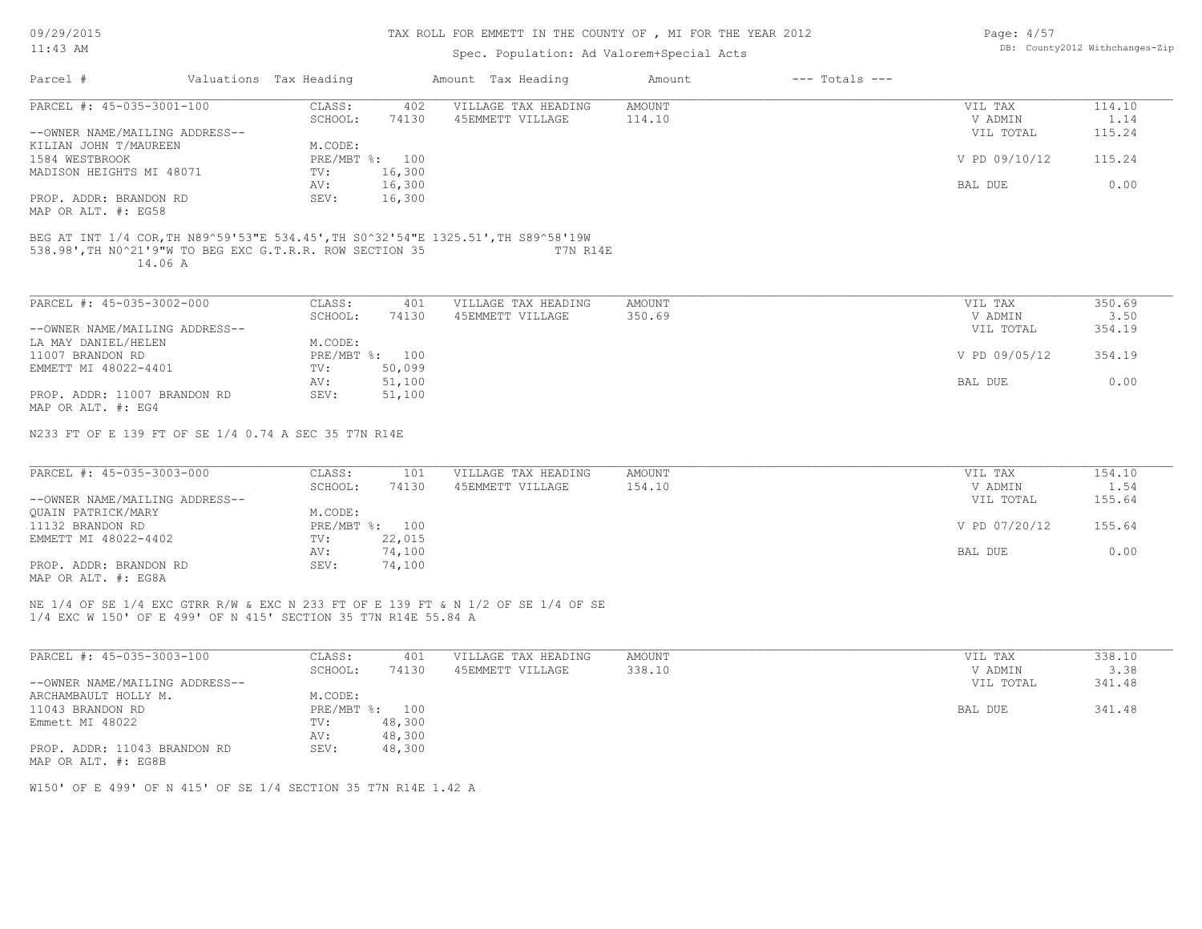# TAX ROLL FOR EMMETT IN THE COUNTY OF , MI FOR THE YEAR 2012

Spec. Population: Ad Valorem+Special Acts

DB: County2012 Withchanges-Zip

| Parcel # | Valuations | Tax Heading | Amount | Tax Heading | Amount | --- Totals --- | |
|---|---|---|---|---|---|---|---|

## PARCEL #: 45-035-3001-100

| | | | | | | |
|---|---|---|---|---|---|---|
| CLASS: | 402 | VILLAGE TAX HEADING | AMOUNT | | VIL TAX | 114.10 |
| SCHOOL: | 74130 | 45EMMETT VILLAGE | 114.10 | | V ADMIN | 1.14 |
| | | | | | VIL TOTAL | 115.24 |
| M.CODE: | | | | | | |
| PRE/MBT %: | 100 | | | | V PD 09/10/12 | 115.24 |
| TV: | 16,300 | | | | | |
| AV: | 16,300 | | | | BAL DUE | 0.00 |
| SEV: | 16,300 | | | | | |

--OWNER NAME/MAILING ADDRESS--
KILIAN JOHN T/MAUREEN
1584 WESTBROOK
MADISON HEIGHTS MI 48071

PROP. ADDR: BRANDON RD
MAP OR ALT. #: EG58

BEG AT INT 1/4 COR,TH N89^59'53"E 534.45',TH S0^32'54"E 1325.51',TH S89^58'19W 538.98',TH N0^21'9"W TO BEG EXC G.T.R.R. ROW SECTION 35 T7N R14E
14.06 A

## PARCEL #: 45-035-3002-000

| | | | | | | |
|---|---|---|---|---|---|---|
| CLASS: | 401 | VILLAGE TAX HEADING | AMOUNT | | VIL TAX | 350.69 |
| SCHOOL: | 74130 | 45EMMETT VILLAGE | 350.69 | | V ADMIN | 3.50 |
| | | | | | VIL TOTAL | 354.19 |
| M.CODE: | | | | | | |
| PRE/MBT %: | 100 | | | | V PD 09/05/12 | 354.19 |
| TV: | 50,099 | | | | | |
| AV: | 51,100 | | | | BAL DUE | 0.00 |
| SEV: | 51,100 | | | | | |

--OWNER NAME/MAILING ADDRESS--
LA MAY DANIEL/HELEN
11007 BRANDON RD
EMMETT MI 48022-4401

PROP. ADDR: 11007 BRANDON RD
MAP OR ALT. #: EG4

N233 FT OF E 139 FT OF SE 1/4 0.74 A SEC 35 T7N R14E

## PARCEL #: 45-035-3003-000

| | | | | | | |
|---|---|---|---|---|---|---|
| CLASS: | 101 | VILLAGE TAX HEADING | AMOUNT | | VIL TAX | 154.10 |
| SCHOOL: | 74130 | 45EMMETT VILLAGE | 154.10 | | V ADMIN | 1.54 |
| | | | | | VIL TOTAL | 155.64 |
| M.CODE: | | | | | | |
| PRE/MBT %: | 100 | | | | V PD 07/20/12 | 155.64 |
| TV: | 22,015 | | | | | |
| AV: | 74,100 | | | | BAL DUE | 0.00 |
| SEV: | 74,100 | | | | | |

--OWNER NAME/MAILING ADDRESS--
QUAIN PATRICK/MARY
11132 BRANDON RD
EMMETT MI 48022-4402

PROP. ADDR: BRANDON RD
MAP OR ALT. #: EG8A

NE 1/4 OF SE 1/4 EXC GTRR R/W & EXC N 233 FT OF E 139 FT & N 1/2 OF SE 1/4 OF SE 1/4 EXC W 150' OF E 499' OF N 415' SECTION 35 T7N R14E 55.84 A

## PARCEL #: 45-035-3003-100

| | | | | | | |
|---|---|---|---|---|---|---|
| CLASS: | 401 | VILLAGE TAX HEADING | AMOUNT | | VIL TAX | 338.10 |
| SCHOOL: | 74130 | 45EMMETT VILLAGE | 338.10 | | V ADMIN | 3.38 |
| | | | | | VIL TOTAL | 341.48 |
| M.CODE: | | | | | | |
| PRE/MBT %: | 100 | | | | BAL DUE | 341.48 |
| TV: | 48,300 | | | | | |
| AV: | 48,300 | | | | | |
| SEV: | 48,300 | | | | | |

--OWNER NAME/MAILING ADDRESS--
ARCHAMBAULT HOLLY M.
11043 BRANDON RD
Emmett MI 48022

PROP. ADDR: 11043 BRANDON RD
MAP OR ALT. #: EG8B

W150' OF E 499' OF N 415' OF SE 1/4 SECTION 35 T7N R14E 1.42 A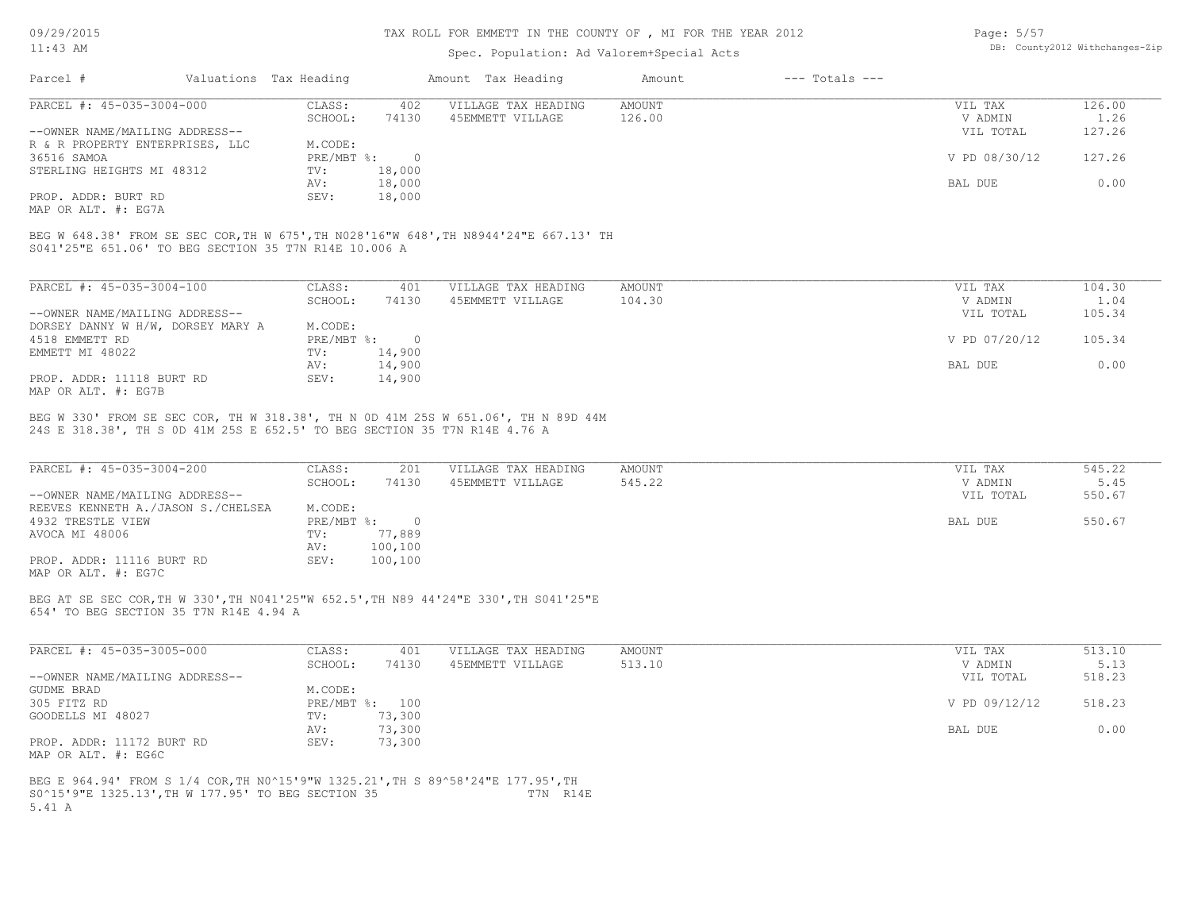# TAX ROLL FOR EMMETT IN THE COUNTY OF , MI FOR THE YEAR 2012

Spec. Population: Ad Valorem+Special Acts

DB: County2012 Withchanges-Zip

| Parcel # | Valuations Tax Heading | | Amount Tax Heading | Amount | --- Totals --- | |
|---|---|---|---|---|---|---|

**PARCEL #: 45-035-3004-000**

| | | | | | | |
|---|---|---|---|---|---|---|
| | CLASS: | 402 | VILLAGE TAX HEADING | AMOUNT | VIL TAX | 126.00 |
| | SCHOOL: | 74130 | 45EMMETT VILLAGE | 126.00 | V ADMIN | 1.26 |
| --OWNER NAME/MAILING ADDRESS-- | | | | | VIL TOTAL | 127.26 |
| R & R PROPERTY ENTERPRISES, LLC | M.CODE: | | | | | |
| 36516 SAMOA | PRE/MBT %: | 0 | | | V PD 08/30/12 | 127.26 |
| STERLING HEIGHTS MI 48312 | TV: | 18,000 | | | | |
| | AV: | 18,000 | | | BAL DUE | 0.00 |
| PROP. ADDR: BURT RD | SEV: | 18,000 | | | | |
| MAP OR ALT. #: EG7A | | | | | | |

BEG W 648.38' FROM SE SEC COR,TH W 675',TH N028'16"W 648',TH N8944'24"E 667.13' TH S041'25"E 651.06' TO BEG SECTION 35 T7N R14E 10.006 A

**PARCEL #: 45-035-3004-100**

| | | | | | | |
|---|---|---|---|---|---|---|
| | CLASS: | 401 | VILLAGE TAX HEADING | AMOUNT | VIL TAX | 104.30 |
| | SCHOOL: | 74130 | 45EMMETT VILLAGE | 104.30 | V ADMIN | 1.04 |
| --OWNER NAME/MAILING ADDRESS-- | | | | | VIL TOTAL | 105.34 |
| DORSEY DANNY W H/W, DORSEY MARY A | M.CODE: | | | | | |
| 4518 EMMETT RD | PRE/MBT %: | 0 | | | V PD 07/20/12 | 105.34 |
| EMMETT MI 48022 | TV: | 14,900 | | | | |
| | AV: | 14,900 | | | BAL DUE | 0.00 |
| PROP. ADDR: 11118 BURT RD | SEV: | 14,900 | | | | |
| MAP OR ALT. #: EG7B | | | | | | |

BEG W 330' FROM SE SEC COR, TH W 318.38', TH N 0D 41M 25S W 651.06', TH N 89D 44M 24S E 318.38', TH S 0D 41M 25S E 652.5' TO BEG SECTION 35 T7N R14E 4.76 A

**PARCEL #: 45-035-3004-200**

| | | | | | | |
|---|---|---|---|---|---|---|
| | CLASS: | 201 | VILLAGE TAX HEADING | AMOUNT | VIL TAX | 545.22 |
| | SCHOOL: | 74130 | 45EMMETT VILLAGE | 545.22 | V ADMIN | 5.45 |
| --OWNER NAME/MAILING ADDRESS-- | | | | | VIL TOTAL | 550.67 |
| REEVES KENNETH A./JASON S./CHELSEA | M.CODE: | | | | | |
| 4932 TRESTLE VIEW | PRE/MBT %: | 0 | | | BAL DUE | 550.67 |
| AVOCA MI 48006 | TV: | 77,889 | | | | |
| | AV: | 100,100 | | | | |
| PROP. ADDR: 11116 BURT RD | SEV: | 100,100 | | | | |
| MAP OR ALT. #: EG7C | | | | | | |

BEG AT SE SEC COR,TH W 330',TH N041'25"W 652.5',TH N89 44'24"E 330',TH S041'25"E 654' TO BEG SECTION 35 T7N R14E 4.94 A

**PARCEL #: 45-035-3005-000**

| | | | | | | |
|---|---|---|---|---|---|---|
| | CLASS: | 401 | VILLAGE TAX HEADING | AMOUNT | VIL TAX | 513.10 |
| | SCHOOL: | 74130 | 45EMMETT VILLAGE | 513.10 | V ADMIN | 5.13 |
| --OWNER NAME/MAILING ADDRESS-- | | | | | VIL TOTAL | 518.23 |
| GUDME BRAD | M.CODE: | | | | | |
| 305 FITZ RD | PRE/MBT %: | 100 | | | V PD 09/12/12 | 518.23 |
| GOODELLS MI 48027 | TV: | 73,300 | | | | |
| | AV: | 73,300 | | | BAL DUE | 0.00 |
| PROP. ADDR: 11172 BURT RD | SEV: | 73,300 | | | | |
| MAP OR ALT. #: EG6C | | | | | | |

BEG E 964.94' FROM S 1/4 COR,TH N0^15'9"W 1325.21',TH S 89^58'24"E 177.95',TH S0^15'9"E 1325.13',TH W 177.95' TO BEG SECTION 35 T7N R14E 5.41 A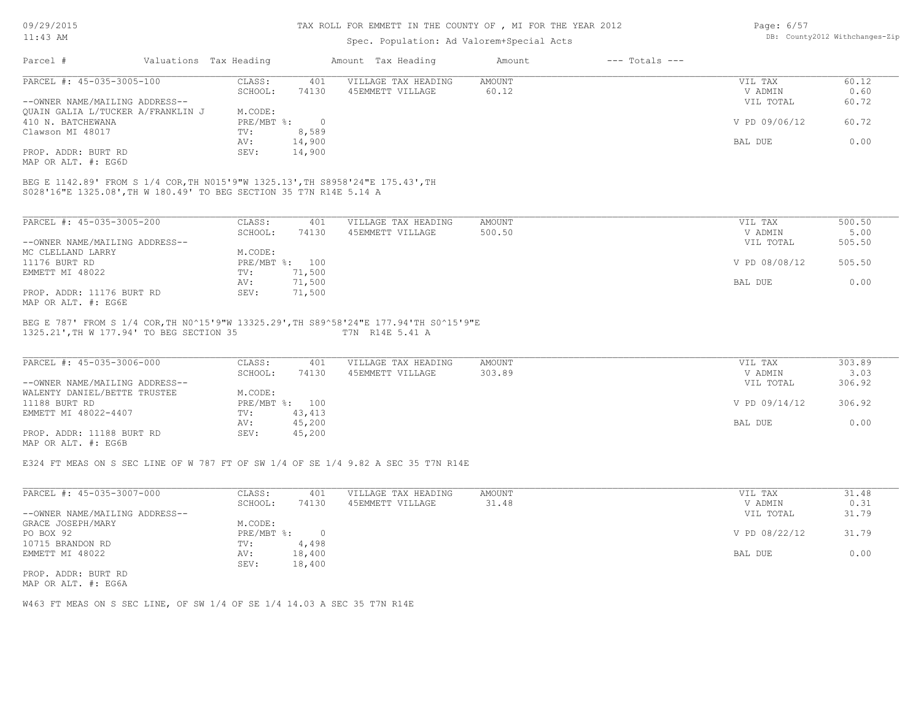# TAX ROLL FOR EMMETT IN THE COUNTY OF , MI FOR THE YEAR 2012

Spec. Population: Ad Valorem+Special Acts

09/29/2015
11:43 AM

DB: County2012 Withchanges-Zip

| Parcel # | Valuations | Tax Heading | Amount | Tax Heading | Amount | --- Totals --- |
|---|---|---|---|---|---|---|

---

PARCEL #: 45-035-3005-100

--OWNER NAME/MAILING ADDRESS--
QUAIN GALIA L/TUCKER A/FRANKLIN J
410 N. BATCHEWANA
Clawson MI 48017

PROP. ADDR: BURT RD
MAP OR ALT. #: EG6D

| | | | | | | |
|---|---|---|---|---|---|---|
| CLASS: | 401 | VILLAGE TAX HEADING | AMOUNT | | VIL TAX | 60.12 |
| SCHOOL: | 74130 | 45EMMETT VILLAGE | 60.12 | | V ADMIN | 0.60 |
| M.CODE: | | | | | VIL TOTAL | 60.72 |
| PRE/MBT %: | 0 | | | | V PD 09/06/12 | 60.72 |
| TV: | 8,589 | | | | | |
| AV: | 14,900 | | | | BAL DUE | 0.00 |
| SEV: | 14,900 | | | | | |

BEG E 1142.89' FROM S 1/4 COR,TH N015'9"W 1325.13',TH S8958'24"E 175.43',TH S028'16"E 1325.08',TH W 180.49' TO BEG SECTION 35 T7N R14E 5.14 A

---

PARCEL #: 45-035-3005-200

--OWNER NAME/MAILING ADDRESS--
MC CLELLAND LARRY
11176 BURT RD
EMMETT MI 48022

PROP. ADDR: 11176 BURT RD
MAP OR ALT. #: EG6E

| | | | | | | |
|---|---|---|---|---|---|---|
| CLASS: | 401 | VILLAGE TAX HEADING | AMOUNT | | VIL TAX | 500.50 |
| SCHOOL: | 74130 | 45EMMETT VILLAGE | 500.50 | | V ADMIN | 5.00 |
| M.CODE: | | | | | VIL TOTAL | 505.50 |
| PRE/MBT %: | 100 | | | | V PD 08/08/12 | 505.50 |
| TV: | 71,500 | | | | | |
| AV: | 71,500 | | | | BAL DUE | 0.00 |
| SEV: | 71,500 | | | | | |

BEG E 787' FROM S 1/4 COR,TH N0^15'9"W 13325.29',TH S89^58'24"E 177.94'TH S0^15'9"E 1325.21',TH W 177.94' TO BEG SECTION 35 T7N R14E 5.41 A

---

PARCEL #: 45-035-3006-000

--OWNER NAME/MAILING ADDRESS--
WALENTY DANIEL/BETTE TRUSTEE
11188 BURT RD
EMMETT MI 48022-4407

PROP. ADDR: 11188 BURT RD
MAP OR ALT. #: EG6B

| | | | | | | |
|---|---|---|---|---|---|---|
| CLASS: | 401 | VILLAGE TAX HEADING | AMOUNT | | VIL TAX | 303.89 |
| SCHOOL: | 74130 | 45EMMETT VILLAGE | 303.89 | | V ADMIN | 3.03 |
| M.CODE: | | | | | VIL TOTAL | 306.92 |
| PRE/MBT %: | 100 | | | | V PD 09/14/12 | 306.92 |
| TV: | 43,413 | | | | | |
| AV: | 45,200 | | | | BAL DUE | 0.00 |
| SEV: | 45,200 | | | | | |

E324 FT MEAS ON S SEC LINE OF W 787 FT OF SW 1/4 OF SE 1/4 9.82 A SEC 35 T7N R14E

---

PARCEL #: 45-035-3007-000

--OWNER NAME/MAILING ADDRESS--
GRACE JOSEPH/MARY
PO BOX 92
10715 BRANDON RD
EMMETT MI 48022

PROP. ADDR: BURT RD
MAP OR ALT. #: EG6A

| | | | | | | |
|---|---|---|---|---|---|---|
| CLASS: | 401 | VILLAGE TAX HEADING | AMOUNT | | VIL TAX | 31.48 |
| SCHOOL: | 74130 | 45EMMETT VILLAGE | 31.48 | | V ADMIN | 0.31 |
| M.CODE: | | | | | VIL TOTAL | 31.79 |
| PRE/MBT %: | 0 | | | | V PD 08/22/12 | 31.79 |
| TV: | 4,498 | | | | | |
| AV: | 18,400 | | | | BAL DUE | 0.00 |
| SEV: | 18,400 | | | | | |

W463 FT MEAS ON S SEC LINE, OF SW 1/4 OF SE 1/4 14.03 A SEC 35 T7N R14E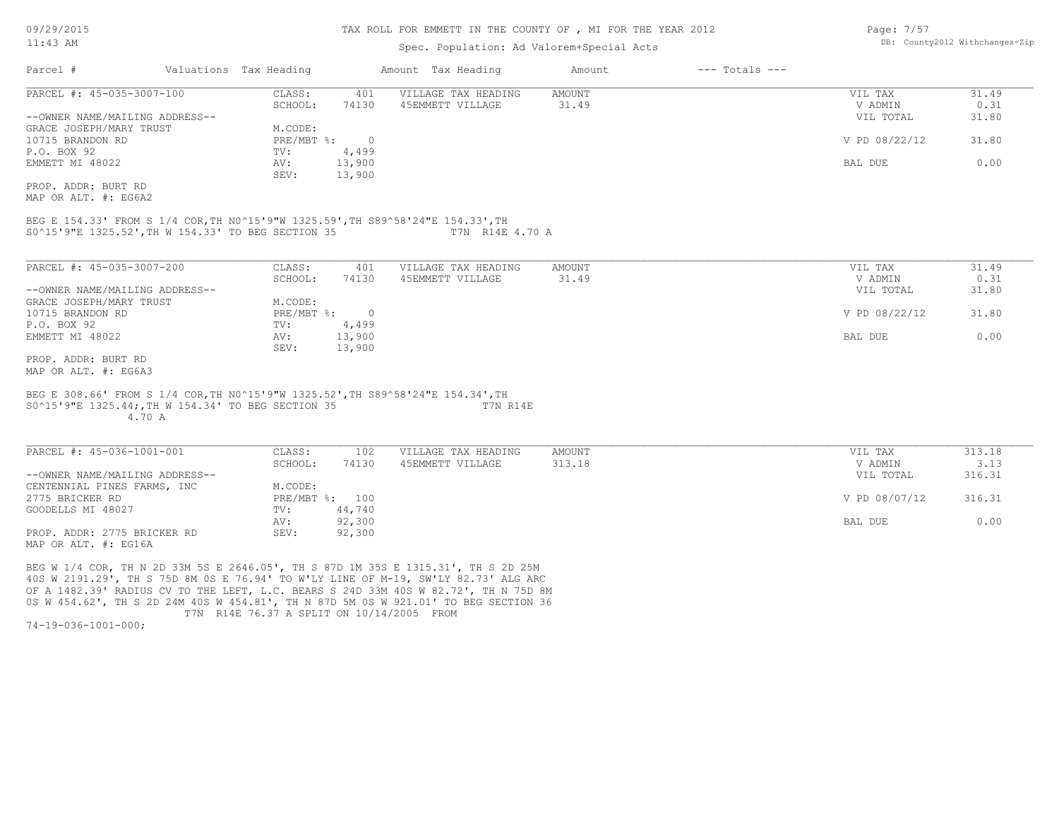# TAX ROLL FOR EMMETT IN THE COUNTY OF , MI FOR THE YEAR 2012

Spec. Population: Ad Valorem+Special Acts

| Parcel # | Valuations | Tax Heading | Amount | Tax Heading | Amount | --- Totals --- | |
|---|---|---|---|---|---|---|---|

---

PARCEL #: 45-035-3007-100

| | | | | | | |
|---|---|---|---|---|---|---|
| CLASS: | 401 | VILLAGE TAX HEADING | AMOUNT | | VIL TAX | 31.49 |
| SCHOOL: | 74130 | 45EMMETT VILLAGE | 31.49 | | V ADMIN | 0.31 |
| | | | | | VIL TOTAL | 31.80 |
| M.CODE: | | | | | | |
| PRE/MBT %: | 0 | | | | V PD 08/22/12 | 31.80 |
| TV: | 4,499 | | | | | |
| AV: | 13,900 | | | | BAL DUE | 0.00 |
| SEV: | 13,900 | | | | | |

--OWNER NAME/MAILING ADDRESS--
GRACE JOSEPH/MARY TRUST
10715 BRANDON RD
P.O. BOX 92
EMMETT MI 48022

PROP. ADDR: BURT RD
MAP OR ALT. #: EG6A2

BEG E 154.33' FROM S 1/4 COR,TH N0^15'9"W 1325.59',TH S89^58'24"E 154.33',TH S0^15'9"E 1325.52',TH W 154.33' TO BEG SECTION 35 T7N R14E 4.70 A

---

PARCEL #: 45-035-3007-200

| | | | | | | |
|---|---|---|---|---|---|---|
| CLASS: | 401 | VILLAGE TAX HEADING | AMOUNT | | VIL TAX | 31.49 |
| SCHOOL: | 74130 | 45EMMETT VILLAGE | 31.49 | | V ADMIN | 0.31 |
| | | | | | VIL TOTAL | 31.80 |
| M.CODE: | | | | | | |
| PRE/MBT %: | 0 | | | | V PD 08/22/12 | 31.80 |
| TV: | 4,499 | | | | | |
| AV: | 13,900 | | | | BAL DUE | 0.00 |
| SEV: | 13,900 | | | | | |

--OWNER NAME/MAILING ADDRESS--
GRACE JOSEPH/MARY TRUST
10715 BRANDON RD
P.O. BOX 92
EMMETT MI 48022

PROP. ADDR: BURT RD
MAP OR ALT. #: EG6A3

BEG E 308.66' FROM S 1/4 COR,TH N0^15'9"W 1325.52',TH S89^58'24"E 154.34',TH S0^15'9"E 1325.44;,TH W 154.34' TO BEG SECTION 35 T7N R14E 4.70 A

---

PARCEL #: 45-036-1001-001

| | | | | | | |
|---|---|---|---|---|---|---|
| CLASS: | 102 | VILLAGE TAX HEADING | AMOUNT | | VIL TAX | 313.18 |
| SCHOOL: | 74130 | 45EMMETT VILLAGE | 313.18 | | V ADMIN | 3.13 |
| | | | | | VIL TOTAL | 316.31 |
| M.CODE: | | | | | | |
| PRE/MBT %: | 100 | | | | V PD 08/07/12 | 316.31 |
| TV: | 44,740 | | | | | |
| AV: | 92,300 | | | | BAL DUE | 0.00 |
| SEV: | 92,300 | | | | | |

--OWNER NAME/MAILING ADDRESS--
CENTENNIAL PINES FARMS, INC
2775 BRICKER RD
GOODELLS MI 48027

PROP. ADDR: 2775 BRICKER RD
MAP OR ALT. #: EG16A

BEG W 1/4 COR, TH N 2D 33M 5S E 2646.05', TH S 87D 1M 35S E 1315.31', TH S 2D 25M 40S W 2191.29', TH S 75D 8M 0S E 76.94' TO W'LY LINE OF M-19, SW'LY 82.73' ALG ARC OF A 1482.39' RADIUS CV TO THE LEFT, L.C. BEARS S 24D 33M 40S W 82.72', TH N 75D 8M 0S W 454.62', TH S 2D 24M 40S W 454.81', TH N 87D 5M 0S W 921.01' TO BEG SECTION 36 T7N R14E 76.37 A SPLIT ON 10/14/2005 FROM 74-19-036-1001-000;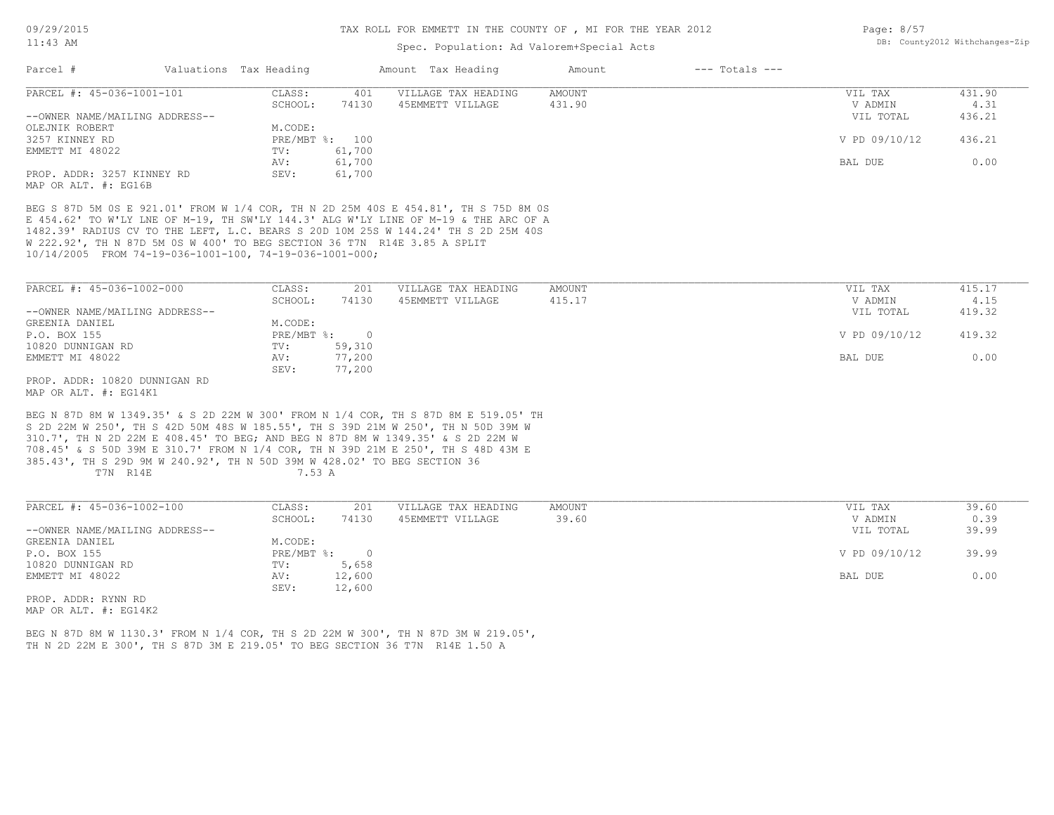# TAX ROLL FOR EMMETT IN THE COUNTY OF , MI FOR THE YEAR 2012

Spec. Population: Ad Valorem+Special Acts

| Parcel # | Valuations | Tax Heading | Amount | Tax Heading | Amount | --- Totals --- |
|---|---|---|---|---|---|---|

## PARCEL #: 45-036-1001-101

| | | | | | |
|---|---|---|---|---|---|
| CLASS: | 401 | VILLAGE TAX HEADING | AMOUNT | VIL TAX | 431.90 |
| SCHOOL: | 74130 | 45EMMETT VILLAGE | 431.90 | V ADMIN | 4.31 |
| M.CODE: | | | | VIL TOTAL | 436.21 |
| PRE/MBT %: | 100 | | | V PD 09/10/12 | 436.21 |
| TV: | 61,700 | | | | |
| AV: | 61,700 | | | BAL DUE | 0.00 |
| SEV: | 61,700 | | | | |

--OWNER NAME/MAILING ADDRESS--
OLEJNIK ROBERT
3257 KINNEY RD
EMMETT MI 48022

PROP. ADDR: 3257 KINNEY RD
MAP OR ALT. #: EG16B

BEG S 87D 5M 0S E 921.01' FROM W 1/4 COR, TH N 2D 25M 40S E 454.81', TH S 75D 8M 0S E 454.62' TO W'LY LNE OF M-19, TH SW'LY 144.3' ALG W'LY LINE OF M-19 & THE ARC OF A 1482.39' RADIUS CV TO THE LEFT, L.C. BEARS S 20D 10M 25S W 144.24' TH S 2D 25M 40S W 222.92', TH N 87D 5M 0S W 400' TO BEG SECTION 36 T7N R14E 3.85 A SPLIT 10/14/2005 FROM 74-19-036-1001-100, 74-19-036-1001-000;

## PARCEL #: 45-036-1002-000

| | | | | | |
|---|---|---|---|---|---|
| CLASS: | 201 | VILLAGE TAX HEADING | AMOUNT | VIL TAX | 415.17 |
| SCHOOL: | 74130 | 45EMMETT VILLAGE | 415.17 | V ADMIN | 4.15 |
| M.CODE: | | | | VIL TOTAL | 419.32 |
| PRE/MBT %: | 0 | | | V PD 09/10/12 | 419.32 |
| TV: | 59,310 | | | | |
| AV: | 77,200 | | | BAL DUE | 0.00 |
| SEV: | 77,200 | | | | |

--OWNER NAME/MAILING ADDRESS--
GREENIA DANIEL
P.O. BOX 155
10820 DUNNIGAN RD
EMMETT MI 48022

PROP. ADDR: 10820 DUNNIGAN RD
MAP OR ALT. #: EG14K1

BEG N 87D 8M W 1349.35' & S 2D 22M W 300' FROM N 1/4 COR, TH S 87D 8M E 519.05' TH S 2D 22M W 250', TH S 42D 50M 48S W 185.55', TH S 39D 21M W 250', TH N 50D 39M W 310.7', TH N 2D 22M E 408.45' TO BEG; AND BEG N 87D 8M W 1349.35' & S 2D 22M W 708.45' & S 50D 39M E 310.7' FROM N 1/4 COR, TH N 39D 21M E 250', TH S 48D 43M E 385.43', TH S 29D 9M W 240.92', TH N 50D 39M W 428.02' TO BEG SECTION 36 T7N R14E 7.53 A

## PARCEL #: 45-036-1002-100

| | | | | | |
|---|---|---|---|---|---|
| CLASS: | 201 | VILLAGE TAX HEADING | AMOUNT | VIL TAX | 39.60 |
| SCHOOL: | 74130 | 45EMMETT VILLAGE | 39.60 | V ADMIN | 0.39 |
| M.CODE: | | | | VIL TOTAL | 39.99 |
| PRE/MBT %: | 0 | | | V PD 09/10/12 | 39.99 |
| TV: | 5,658 | | | | |
| AV: | 12,600 | | | BAL DUE | 0.00 |
| SEV: | 12,600 | | | | |

--OWNER NAME/MAILING ADDRESS--
GREENIA DANIEL
P.O. BOX 155
10820 DUNNIGAN RD
EMMETT MI 48022

PROP. ADDR: RYNN RD
MAP OR ALT. #: EG14K2

BEG N 87D 8M W 1130.3' FROM N 1/4 COR, TH S 2D 22M W 300', TH N 87D 3M W 219.05', TH N 2D 22M E 300', TH S 87D 3M E 219.05' TO BEG SECTION 36 T7N R14E 1.50 A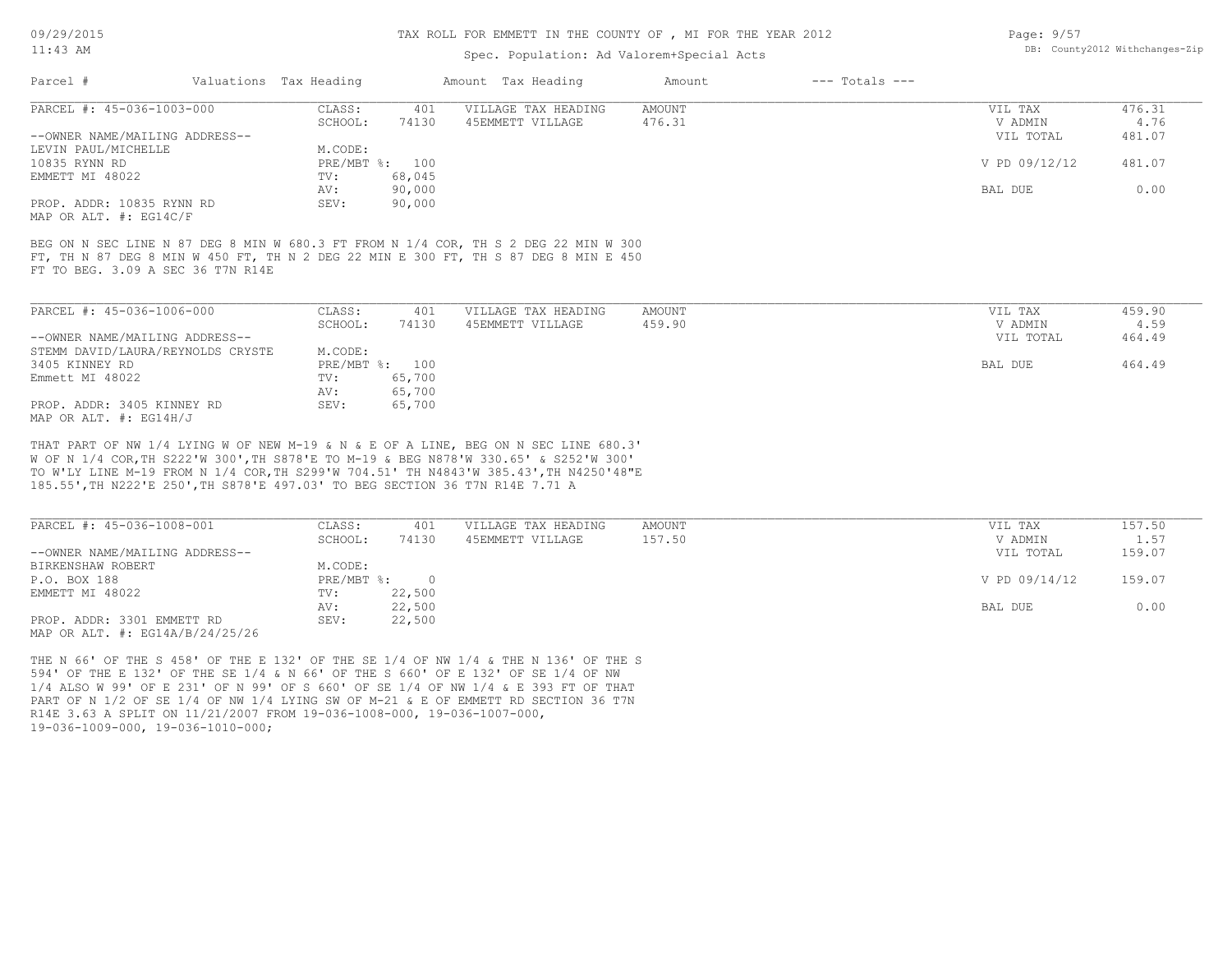TAX ROLL FOR EMMETT IN THE COUNTY OF , MI FOR THE YEAR 2012

Spec. Population: Ad Valorem+Special Acts

| Parcel # | Valuations | Tax Heading | Amount | Tax Heading | Amount | --- Totals --- | |
|---|---|---|---|---|---|---|---|
| PARCEL #: 45-036-1003-000 | CLASS: | 401 | VILLAGE TAX HEADING | AMOUNT | | VIL TAX | 476.31 |
| | SCHOOL: | 74130 | 45EMMETT VILLAGE | 476.31 | | V ADMIN | 4.76 |
| --OWNER NAME/MAILING ADDRESS-- | | | | | | VIL TOTAL | 481.07 |
| LEVIN PAUL/MICHELLE | M.CODE: | | | | | | |
| 10835 RYNN RD | PRE/MBT %: | 100 | | | | V PD 09/12/12 | 481.07 |
| EMMETT MI 48022 | TV: | 68,045 | | | | | |
| | AV: | 90,000 | | | | BAL DUE | 0.00 |
| PROP. ADDR: 10835 RYNN RD | SEV: | 90,000 | | | | | |
| MAP OR ALT. #: EG14C/F | | | | | | | |

BEG ON N SEC LINE N 87 DEG 8 MIN W 680.3 FT FROM N 1/4 COR, TH S 2 DEG 22 MIN W 300 FT, TH N 87 DEG 8 MIN W 450 FT, TH N 2 DEG 22 MIN E 300 FT, TH S 87 DEG 8 MIN E 450 FT TO BEG. 3.09 A SEC 36 T7N R14E

| Parcel # | Valuations | Tax Heading | Amount | Tax Heading | Amount | --- Totals --- | |
|---|---|---|---|---|---|---|---|
| PARCEL #: 45-036-1006-000 | CLASS: | 401 | VILLAGE TAX HEADING | AMOUNT | | VIL TAX | 459.90 |
| | SCHOOL: | 74130 | 45EMMETT VILLAGE | 459.90 | | V ADMIN | 4.59 |
| --OWNER NAME/MAILING ADDRESS-- | | | | | | VIL TOTAL | 464.49 |
| STEMM DAVID/LAURA/REYNOLDS CRYSTE | M.CODE: | | | | | | |
| 3405 KINNEY RD | PRE/MBT %: | 100 | | | | BAL DUE | 464.49 |
| Emmett MI 48022 | TV: | 65,700 | | | | | |
| | AV: | 65,700 | | | | | |
| PROP. ADDR: 3405 KINNEY RD | SEV: | 65,700 | | | | | |
| MAP OR ALT. #: EG14H/J | | | | | | | |

THAT PART OF NW 1/4 LYING W OF NEW M-19 & N & E OF A LINE, BEG ON N SEC LINE 680.3' W OF N 1/4 COR,TH S222'W 300',TH S878'E TO M-19 & BEG N878'W 330.65' & S252'W 300' TO W'LY LINE M-19 FROM N 1/4 COR,TH S299'W 704.51' TH N4843'W 385.43',TH N4250'48"E 185.55',TH N222'E 250',TH S878'E 497.03' TO BEG SECTION 36 T7N R14E 7.71 A

| Parcel # | Valuations | Tax Heading | Amount | Tax Heading | Amount | --- Totals --- | |
|---|---|---|---|---|---|---|---|
| PARCEL #: 45-036-1008-001 | CLASS: | 401 | VILLAGE TAX HEADING | AMOUNT | | VIL TAX | 157.50 |
| | SCHOOL: | 74130 | 45EMMETT VILLAGE | 157.50 | | V ADMIN | 1.57 |
| --OWNER NAME/MAILING ADDRESS-- | | | | | | VIL TOTAL | 159.07 |
| BIRKENSHAW ROBERT | M.CODE: | | | | | | |
| P.O. BOX 188 | PRE/MBT %: | 0 | | | | V PD 09/14/12 | 159.07 |
| EMMETT MI 48022 | TV: | 22,500 | | | | | |
| | AV: | 22,500 | | | | BAL DUE | 0.00 |
| PROP. ADDR: 3301 EMMETT RD | SEV: | 22,500 | | | | | |
| MAP OR ALT. #: EG14A/B/24/25/26 | | | | | | | |

THE N 66' OF THE S 458' OF THE E 132' OF THE SE 1/4 OF NW 1/4 & THE N 136' OF THE S 594' OF THE E 132' OF THE SE 1/4 & N 66' OF THE S 660' OF E 132' OF SE 1/4 OF NW 1/4 ALSO W 99' OF E 231' OF N 99' OF S 660' OF SE 1/4 OF NW 1/4 & E 393 FT OF THAT PART OF N 1/2 OF SE 1/4 OF NW 1/4 LYING SW OF M-21 & E OF EMMETT RD SECTION 36 T7N R14E 3.63 A SPLIT ON 11/21/2007 FROM 19-036-1008-000, 19-036-1007-000, 19-036-1009-000, 19-036-1010-000;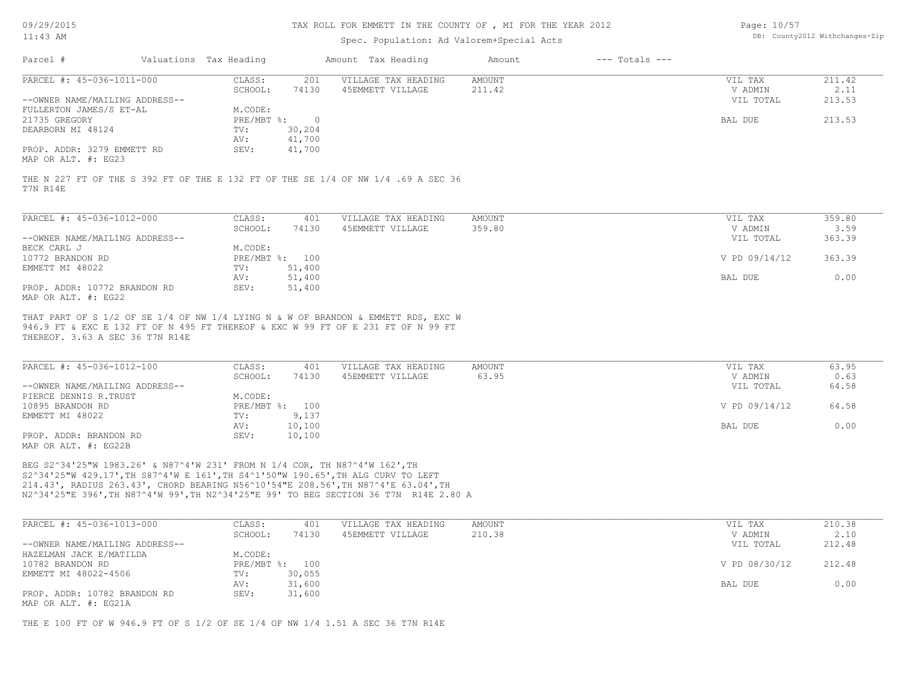# TAX ROLL FOR EMMETT IN THE COUNTY OF , MI FOR THE YEAR 2012

Spec. Population: Ad Valorem+Special Acts

| Parcel # | Valuations | Tax Heading | Amount | Tax Heading | Amount | --- Totals --- | |
|---|---|---|---|---|---|---|---|

---

PARCEL #: 45-036-1011-000

| | | | | | | |
|---|---|---|---|---|---|---|
| CLASS: | 201 | VILLAGE TAX HEADING | AMOUNT | | VIL TAX | 211.42 |
| SCHOOL: | 74130 | 45EMMETT VILLAGE | 211.42 | | V ADMIN | 2.11 |
| M.CODE: | | | | | VIL TOTAL | 213.53 |
| PRE/MBT %: | 0 | | | | BAL DUE | 213.53 |
| TV: | 30,204 | | | | | |
| AV: | 41,700 | | | | | |
| SEV: | 41,700 | | | | | |

--OWNER NAME/MAILING ADDRESS--
FULLERTON JAMES/S ET-AL
21735 GREGORY
DEARBORN MI 48124

PROP. ADDR: 3279 EMMETT RD
MAP OR ALT. #: EG23

THE N 227 FT OF THE S 392 FT OF THE E 132 FT OF THE SE 1/4 OF NW 1/4 .69 A SEC 36 T7N R14E

---

PARCEL #: 45-036-1012-000

| | | | | | | |
|---|---|---|---|---|---|---|
| CLASS: | 401 | VILLAGE TAX HEADING | AMOUNT | | VIL TAX | 359.80 |
| SCHOOL: | 74130 | 45EMMETT VILLAGE | 359.80 | | V ADMIN | 3.59 |
| M.CODE: | | | | | VIL TOTAL | 363.39 |
| PRE/MBT %: | 100 | | | | V PD 09/14/12 | 363.39 |
| TV: | 51,400 | | | | | |
| AV: | 51,400 | | | | BAL DUE | 0.00 |
| SEV: | 51,400 | | | | | |

--OWNER NAME/MAILING ADDRESS--
BECK CARL J
10772 BRANDON RD
EMMETT MI 48022

PROP. ADDR: 10772 BRANDON RD
MAP OR ALT. #: EG22

THAT PART OF S 1/2 OF SE 1/4 OF NW 1/4 LYING N & W OF BRANDON & EMMETT RDS, EXC W 946.9 FT & EXC E 132 FT OF N 495 FT THEREOF & EXC W 99 FT OF E 231 FT OF N 99 FT THEREOF. 3.63 A SEC 36 T7N R14E

---

PARCEL #: 45-036-1012-100

| | | | | | | |
|---|---|---|---|---|---|---|
| CLASS: | 401 | VILLAGE TAX HEADING | AMOUNT | | VIL TAX | 63.95 |
| SCHOOL: | 74130 | 45EMMETT VILLAGE | 63.95 | | V ADMIN | 0.63 |
| M.CODE: | | | | | VIL TOTAL | 64.58 |
| PRE/MBT %: | 100 | | | | V PD 09/14/12 | 64.58 |
| TV: | 9,137 | | | | | |
| AV: | 10,100 | | | | BAL DUE | 0.00 |
| SEV: | 10,100 | | | | | |

--OWNER NAME/MAILING ADDRESS--
PIERCE DENNIS R.TRUST
10895 BRANDON RD
EMMETT MI 48022

PROP. ADDR: BRANDON RD
MAP OR ALT. #: EG22B

BEG S2^34'25"W 1983.26' & N87^4'W 231' FROM N 1/4 COR, TH N87^4'W 162',TH S2^34'25"W 429.17',TH S87^4'W E 161',TH S4^1'50"W 190.65',TH ALG CURV TO LEFT 214.43', RADIUS 263.43', CHORD BEARING N56^10'54"E 208.56',TH N87^4'E 63.04',TH N2^34'25"E 396',TH N87^4'W 99',TH N2^34'25"E 99' TO BEG SECTION 36 T7N R14E 2.80 A

---

PARCEL #: 45-036-1013-000

| | | | | | | |
|---|---|---|---|---|---|---|
| CLASS: | 401 | VILLAGE TAX HEADING | AMOUNT | | VIL TAX | 210.38 |
| SCHOOL: | 74130 | 45EMMETT VILLAGE | 210.38 | | V ADMIN | 2.10 |
| M.CODE: | | | | | VIL TOTAL | 212.48 |
| PRE/MBT %: | 100 | | | | V PD 08/30/12 | 212.48 |
| TV: | 30,055 | | | | | |
| AV: | 31,600 | | | | BAL DUE | 0.00 |
| SEV: | 31,600 | | | | | |

--OWNER NAME/MAILING ADDRESS--
HAZELMAN JACK E/MATILDA
10782 BRANDON RD
EMMETT MI 48022-4506

PROP. ADDR: 10782 BRANDON RD
MAP OR ALT. #: EG21A

THE E 100 FT OF W 946.9 FT OF S 1/2 OF SE 1/4 OF NW 1/4 1.51 A SEC 36 T7N R14E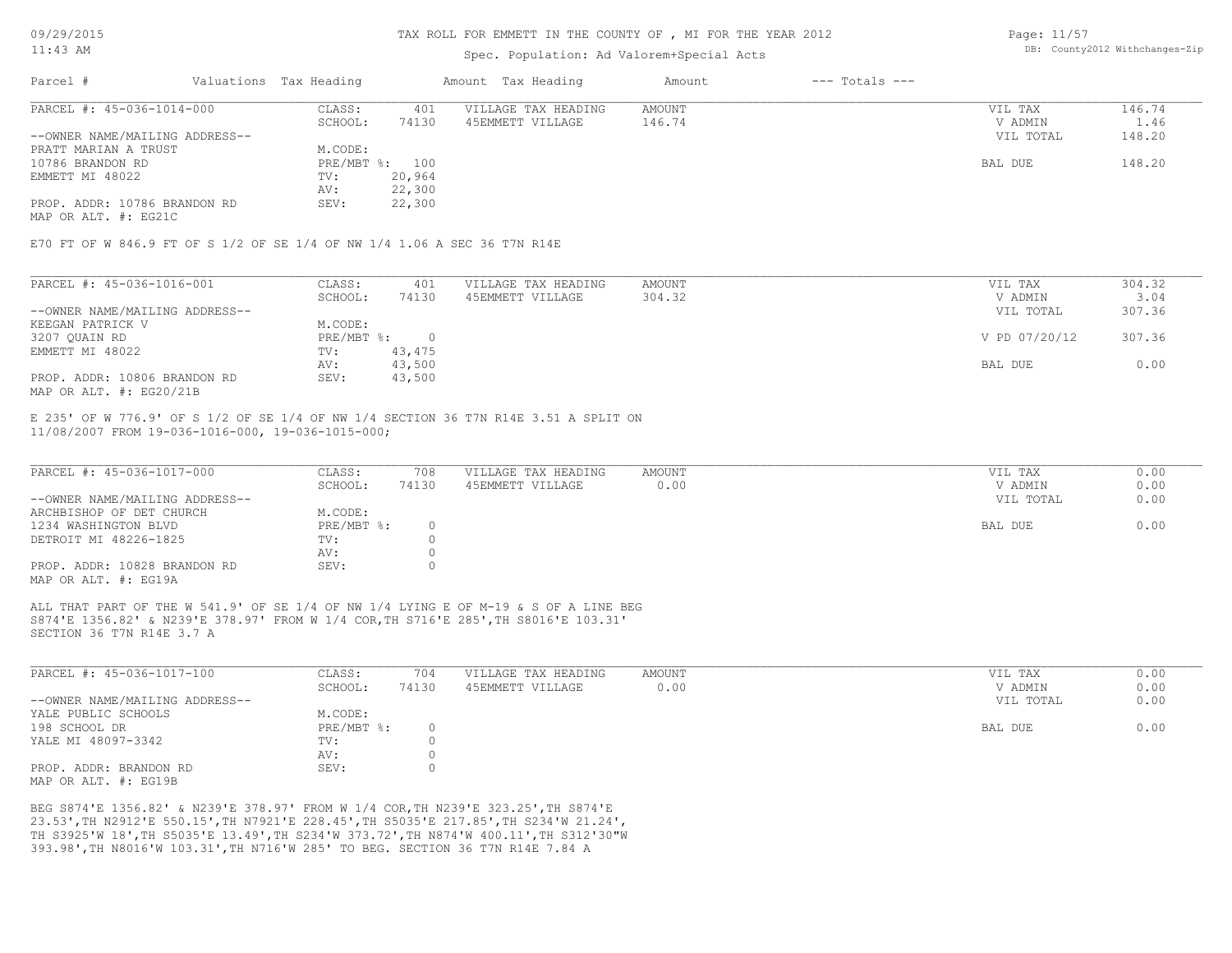# TAX ROLL FOR EMMETT IN THE COUNTY OF , MI FOR THE YEAR 2012

Spec. Population: Ad Valorem+Special Acts

| Parcel # | Valuations | Tax Heading | Amount | Tax Heading | Amount | --- Totals --- | |
|---|---|---|---|---|---|---|---|

---

**PARCEL #: 45-036-1014-000**

| | | | | | |
|---|---|---|---|---|---|
| CLASS: | 401 | VILLAGE TAX HEADING | AMOUNT | VIL TAX | 146.74 |
| SCHOOL: | 74130 | 45EMMETT VILLAGE | 146.74 | V ADMIN | 1.46 |
| | | | | VIL TOTAL | 148.20 |
| M.CODE: | | | | | |
| PRE/MBT %: | 100 | | | BAL DUE | 148.20 |
| TV: | 20,964 | | | | |
| AV: | 22,300 | | | | |
| SEV: | 22,300 | | | | |

--OWNER NAME/MAILING ADDRESS--
PRATT MARIAN A TRUST
10786 BRANDON RD
EMMETT MI 48022

PROP. ADDR: 10786 BRANDON RD
MAP OR ALT. #: EG21C

E70 FT OF W 846.9 FT OF S 1/2 OF SE 1/4 OF NW 1/4 1.06 A SEC 36 T7N R14E

---

**PARCEL #: 45-036-1016-001**

| | | | | | |
|---|---|---|---|---|---|
| CLASS: | 401 | VILLAGE TAX HEADING | AMOUNT | VIL TAX | 304.32 |
| SCHOOL: | 74130 | 45EMMETT VILLAGE | 304.32 | V ADMIN | 3.04 |
| | | | | VIL TOTAL | 307.36 |
| M.CODE: | | | | | |
| PRE/MBT %: | 0 | | | V PD 07/20/12 | 307.36 |
| TV: | 43,475 | | | | |
| AV: | 43,500 | | | BAL DUE | 0.00 |
| SEV: | 43,500 | | | | |

--OWNER NAME/MAILING ADDRESS--
KEEGAN PATRICK V
3207 QUAIN RD
EMMETT MI 48022

PROP. ADDR: 10806 BRANDON RD
MAP OR ALT. #: EG20/21B

E 235' OF W 776.9' OF S 1/2 OF SE 1/4 OF NW 1/4 SECTION 36 T7N R14E 3.51 A SPLIT ON 11/08/2007 FROM 19-036-1016-000, 19-036-1015-000;

---

**PARCEL #: 45-036-1017-000**

| | | | | | |
|---|---|---|---|---|---|
| CLASS: | 708 | VILLAGE TAX HEADING | AMOUNT | VIL TAX | 0.00 |
| SCHOOL: | 74130 | 45EMMETT VILLAGE | 0.00 | V ADMIN | 0.00 |
| | | | | VIL TOTAL | 0.00 |
| M.CODE: | | | | | |
| PRE/MBT %: | 0 | | | BAL DUE | 0.00 |
| TV: | 0 | | | | |
| AV: | 0 | | | | |
| SEV: | 0 | | | | |

--OWNER NAME/MAILING ADDRESS--
ARCHBISHOP OF DET CHURCH
1234 WASHINGTON BLVD
DETROIT MI 48226-1825

PROP. ADDR: 10828 BRANDON RD
MAP OR ALT. #: EG19A

ALL THAT PART OF THE W 541.9' OF SE 1/4 OF NW 1/4 LYING E OF M-19 & S OF A LINE BEG S874'E 1356.82' & N239'E 378.97' FROM W 1/4 COR,TH S716'E 285',TH S8016'E 103.31' SECTION 36 T7N R14E 3.7 A

---

**PARCEL #: 45-036-1017-100**

| | | | | | |
|---|---|---|---|---|---|
| CLASS: | 704 | VILLAGE TAX HEADING | AMOUNT | VIL TAX | 0.00 |
| SCHOOL: | 74130 | 45EMMETT VILLAGE | 0.00 | V ADMIN | 0.00 |
| | | | | VIL TOTAL | 0.00 |
| M.CODE: | | | | | |
| PRE/MBT %: | 0 | | | BAL DUE | 0.00 |
| TV: | 0 | | | | |
| AV: | 0 | | | | |
| SEV: | 0 | | | | |

--OWNER NAME/MAILING ADDRESS--
YALE PUBLIC SCHOOLS
198 SCHOOL DR
YALE MI 48097-3342

PROP. ADDR: BRANDON RD
MAP OR ALT. #: EG19B

BEG S874'E 1356.82' & N239'E 378.97' FROM W 1/4 COR,TH N239'E 323.25',TH S874'E 23.53',TH N2912'E 550.15',TH N7921'E 228.45',TH S5035'E 217.85',TH S234'W 21.24', TH S3925'W 18',TH S5035'E 13.49',TH S234'W 373.72',TH N874'W 400.11',TH S312'30"W 393.98',TH N8016'W 103.31',TH N716'W 285' TO BEG. SECTION 36 T7N R14E 7.84 A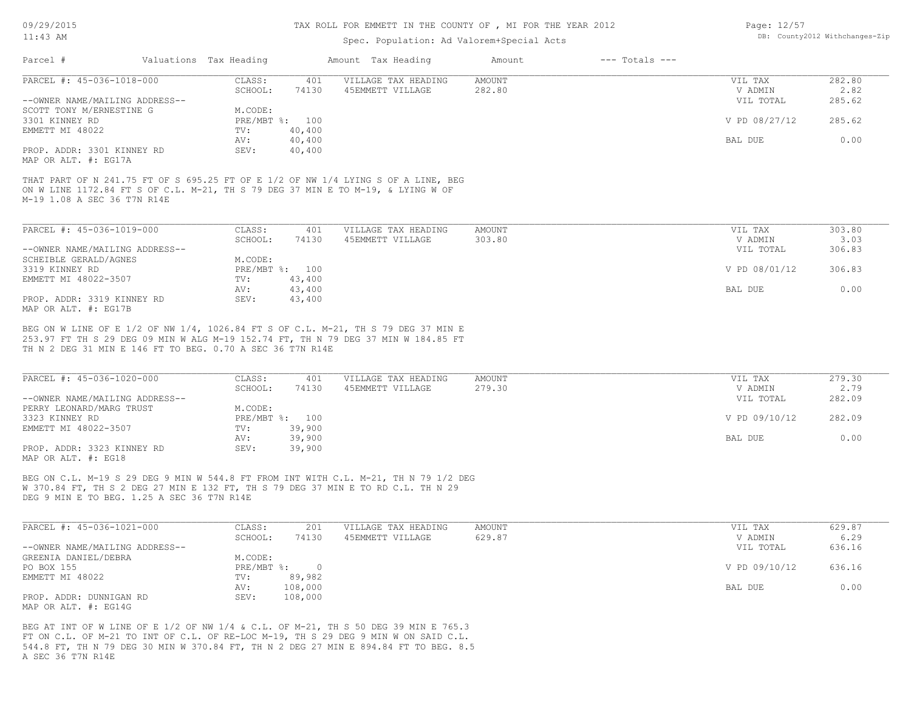# TAX ROLL FOR EMMETT IN THE COUNTY OF , MI FOR THE YEAR 2012

Spec. Population: Ad Valorem+Special Acts

09/29/2015
11:43 AM

DB: County2012 Withchanges-Zip

| Parcel # | Valuations | Tax Heading | Amount | Tax Heading | Amount | --- Totals --- | |
|---|---|---|---|---|---|---|---|

## PARCEL #: 45-036-1018-000

| | | | | | |
|---|---|---|---|---|---|
| CLASS: | 401 | VILLAGE TAX HEADING | AMOUNT | VIL TAX | 282.80 |
| SCHOOL: | 74130 | 45EMMETT VILLAGE | 282.80 | V ADMIN | 2.82 |
| M.CODE: | | | | VIL TOTAL | 285.62 |
| PRE/MBT %: | 100 | | | V PD 08/27/12 | 285.62 |
| TV: | 40,400 | | | | |
| AV: | 40,400 | | | BAL DUE | 0.00 |
| SEV: | 40,400 | | | | |

--OWNER NAME/MAILING ADDRESS--
SCOTT TONY M/ERNESTINE G
3301 KINNEY RD
EMMETT MI 48022

PROP. ADDR: 3301 KINNEY RD
MAP OR ALT. #: EG17A

THAT PART OF N 241.75 FT OF S 695.25 FT OF E 1/2 OF NW 1/4 LYING S OF A LINE, BEG ON W LINE 1172.84 FT S OF C.L. M-21, TH S 79 DEG 37 MIN E TO M-19, & LYING W OF M-19 1.08 A SEC 36 T7N R14E

## PARCEL #: 45-036-1019-000

| | | | | | |
|---|---|---|---|---|---|
| CLASS: | 401 | VILLAGE TAX HEADING | AMOUNT | VIL TAX | 303.80 |
| SCHOOL: | 74130 | 45EMMETT VILLAGE | 303.80 | V ADMIN | 3.03 |
| M.CODE: | | | | VIL TOTAL | 306.83 |
| PRE/MBT %: | 100 | | | V PD 08/01/12 | 306.83 |
| TV: | 43,400 | | | | |
| AV: | 43,400 | | | BAL DUE | 0.00 |
| SEV: | 43,400 | | | | |

--OWNER NAME/MAILING ADDRESS--
SCHEIBLE GERALD/AGNES
3319 KINNEY RD
EMMETT MI 48022-3507

PROP. ADDR: 3319 KINNEY RD
MAP OR ALT. #: EG17B

BEG ON W LINE OF E 1/2 OF NW 1/4, 1026.84 FT S OF C.L. M-21, TH S 79 DEG 37 MIN E 253.97 FT TH S 29 DEG 09 MIN W ALG M-19 152.74 FT, TH N 79 DEG 37 MIN W 184.85 FT TH N 2 DEG 31 MIN E 146 FT TO BEG. 0.70 A SEC 36 T7N R14E

## PARCEL #: 45-036-1020-000

| | | | | | |
|---|---|---|---|---|---|
| CLASS: | 401 | VILLAGE TAX HEADING | AMOUNT | VIL TAX | 279.30 |
| SCHOOL: | 74130 | 45EMMETT VILLAGE | 279.30 | V ADMIN | 2.79 |
| M.CODE: | | | | VIL TOTAL | 282.09 |
| PRE/MBT %: | 100 | | | V PD 09/10/12 | 282.09 |
| TV: | 39,900 | | | | |
| AV: | 39,900 | | | BAL DUE | 0.00 |
| SEV: | 39,900 | | | | |

--OWNER NAME/MAILING ADDRESS--
PERRY LEONARD/MARG TRUST
3323 KINNEY RD
EMMETT MI 48022-3507

PROP. ADDR: 3323 KINNEY RD
MAP OR ALT. #: EG18

BEG ON C.L. M-19 S 29 DEG 9 MIN W 544.8 FT FROM INT WITH C.L. M-21, TH N 79 1/2 DEG W 370.84 FT, TH S 2 DEG 27 MIN E 132 FT, TH S 79 DEG 37 MIN E TO RD C.L. TH N 29 DEG 9 MIN E TO BEG. 1.25 A SEC 36 T7N R14E

## PARCEL #: 45-036-1021-000

| | | | | | |
|---|---|---|---|---|---|
| CLASS: | 201 | VILLAGE TAX HEADING | AMOUNT | VIL TAX | 629.87 |
| SCHOOL: | 74130 | 45EMMETT VILLAGE | 629.87 | V ADMIN | 6.29 |
| M.CODE: | | | | VIL TOTAL | 636.16 |
| PRE/MBT %: | 0 | | | V PD 09/10/12 | 636.16 |
| TV: | 89,982 | | | | |
| AV: | 108,000 | | | BAL DUE | 0.00 |
| SEV: | 108,000 | | | | |

--OWNER NAME/MAILING ADDRESS--
GREENIA DANIEL/DEBRA
PO BOX 155
EMMETT MI 48022

PROP. ADDR: DUNNIGAN RD
MAP OR ALT. #: EG14G

BEG AT INT OF W LINE OF E 1/2 OF NW 1/4 & C.L. OF M-21, TH S 50 DEG 39 MIN E 765.3 FT ON C.L. OF M-21 TO INT OF C.L. OF RE-LOC M-19, TH S 29 DEG 9 MIN W ON SAID C.L. 544.8 FT, TH N 79 DEG 30 MIN W 370.84 FT, TH N 2 DEG 27 MIN E 894.84 FT TO BEG. 8.5 A SEC 36 T7N R14E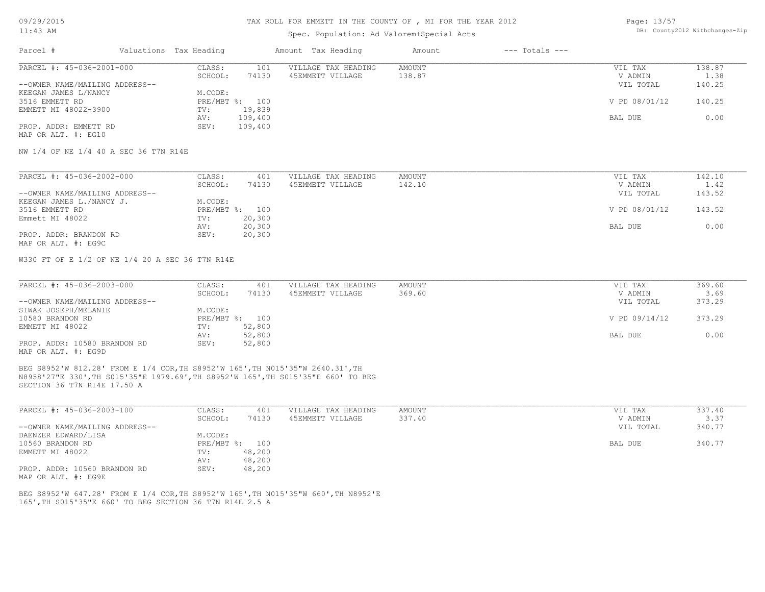# TAX ROLL FOR EMMETT IN THE COUNTY OF , MI FOR THE YEAR 2012

Spec. Population: Ad Valorem+Special Acts

| Parcel # | Valuations | Tax Heading | Amount | Tax Heading | Amount | --- Totals --- |
|---|---|---|---|---|---|---|

---

PARCEL #: 45-036-2001-000

CLASS: 101
SCHOOL: 74130
M.CODE:
PRE/MBT %: 100
TV: 19,839
AV: 109,400
SEV: 109,400

VILLAGE TAX HEADING: 45EMMETT VILLAGE — AMOUNT: 138.87

--OWNER NAME/MAILING ADDRESS--
KEEGAN JAMES L/NANCY
3516 EMMETT RD
EMMETT MI 48022-3900

PROP. ADDR: EMMETT RD
MAP OR ALT. #: EG10

| | |
|---|---|
| VIL TAX | 138.87 |
| V ADMIN | 1.38 |
| VIL TOTAL | 140.25 |
| V PD 08/01/12 | 140.25 |
| BAL DUE | 0.00 |

NW 1/4 OF NE 1/4 40 A SEC 36 T7N R14E

---

PARCEL #: 45-036-2002-000

CLASS: 401
SCHOOL: 74130
M.CODE:
PRE/MBT %: 100
TV: 20,300
AV: 20,300
SEV: 20,300

VILLAGE TAX HEADING: 45EMMETT VILLAGE — AMOUNT: 142.10

--OWNER NAME/MAILING ADDRESS--
KEEGAN JAMES L./NANCY J.
3516 EMMETT RD
Emmett MI 48022

PROP. ADDR: BRANDON RD
MAP OR ALT. #: EG9C

| | |
|---|---|
| VIL TAX | 142.10 |
| V ADMIN | 1.42 |
| VIL TOTAL | 143.52 |
| V PD 08/01/12 | 143.52 |
| BAL DUE | 0.00 |

W330 FT OF E 1/2 OF NE 1/4 20 A SEC 36 T7N R14E

---

PARCEL #: 45-036-2003-000

CLASS: 401
SCHOOL: 74130
M.CODE:
PRE/MBT %: 100
TV: 52,800
AV: 52,800
SEV: 52,800

VILLAGE TAX HEADING: 45EMMETT VILLAGE — AMOUNT: 369.60

--OWNER NAME/MAILING ADDRESS--
SIWAK JOSEPH/MELANIE
10580 BRANDON RD
EMMETT MI 48022

PROP. ADDR: 10580 BRANDON RD
MAP OR ALT. #: EG9D

| | |
|---|---|
| VIL TAX | 369.60 |
| V ADMIN | 3.69 |
| VIL TOTAL | 373.29 |
| V PD 09/14/12 | 373.29 |
| BAL DUE | 0.00 |

BEG S8952'W 812.28' FROM E 1/4 COR,TH S8952'W 165',TH N015'35"W 2640.31',TH N8958'27"E 330',TH S015'35"E 1979.69',TH S8952'W 165',TH S015'35"E 660' TO BEG SECTION 36 T7N R14E 17.50 A

---

PARCEL #: 45-036-2003-100

CLASS: 401
SCHOOL: 74130
M.CODE:
PRE/MBT %: 100
TV: 48,200
AV: 48,200
SEV: 48,200

VILLAGE TAX HEADING: 45EMMETT VILLAGE — AMOUNT: 337.40

--OWNER NAME/MAILING ADDRESS--
DAENZER EDWARD/LISA
10560 BRANDON RD
EMMETT MI 48022

PROP. ADDR: 10560 BRANDON RD
MAP OR ALT. #: EG9E

| | |
|---|---|
| VIL TAX | 337.40 |
| V ADMIN | 3.37 |
| VIL TOTAL | 340.77 |
| BAL DUE | 340.77 |

BEG S8952'W 647.28' FROM E 1/4 COR,TH S8952'W 165',TH N015'35"W 660',TH N8952'E 165',TH S015'35"E 660' TO BEG SECTION 36 T7N R14E 2.5 A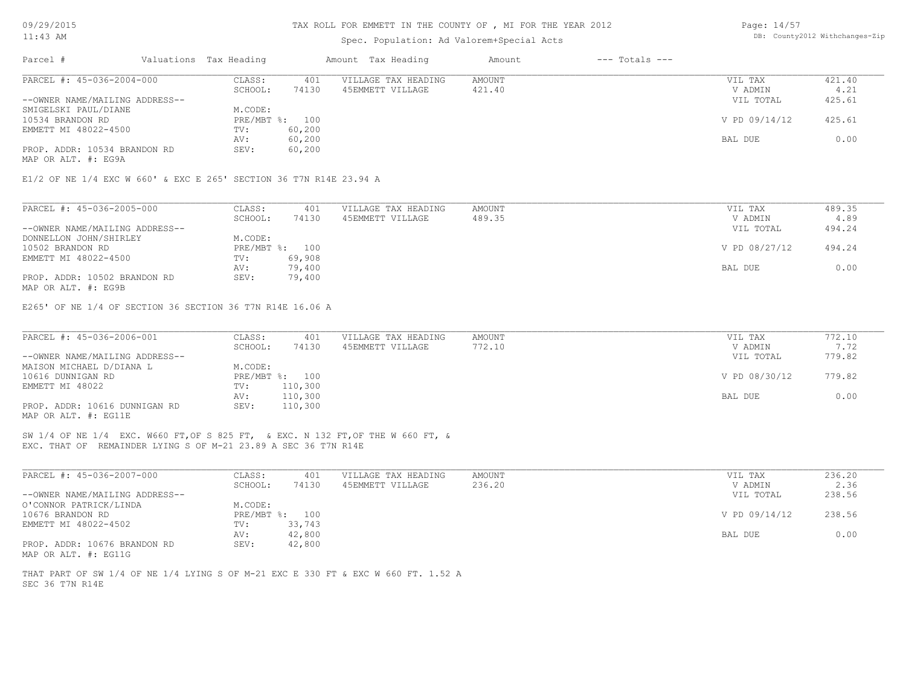TAX ROLL FOR EMMETT IN THE COUNTY OF , MI FOR THE YEAR 2012

Spec. Population: Ad Valorem+Special Acts

| Parcel # | Valuations | Tax Heading | Amount | Tax Heading | Amount | --- Totals --- | |
|---|---|---|---|---|---|---|---|
| PARCEL #: 45-036-2004-000 | CLASS: | 401 | VILLAGE TAX HEADING | AMOUNT | | VIL TAX | 421.40 |
| | SCHOOL: | 74130 | 45EMMETT VILLAGE | 421.40 | | V ADMIN | 4.21 |
| --OWNER NAME/MAILING ADDRESS-- | | | | | | VIL TOTAL | 425.61 |
| SMIGELSKI PAUL/DIANE | M.CODE: | | | | | | |
| 10534 BRANDON RD | PRE/MBT %: | 100 | | | | V PD 09/14/12 | 425.61 |
| EMMETT MI 48022-4500 | TV: | 60,200 | | | | | |
| | AV: | 60,200 | | | | BAL DUE | 0.00 |
| PROP. ADDR: 10534 BRANDON RD | SEV: | 60,200 | | | | | |
| MAP OR ALT. #: EG9A | | | | | | | |

E1/2 OF NE 1/4 EXC W 660' & EXC E 265' SECTION 36 T7N R14E 23.94 A

| Parcel # | Valuations | Tax Heading | Amount | Tax Heading | Amount | --- Totals --- | |
|---|---|---|---|---|---|---|---|
| PARCEL #: 45-036-2005-000 | CLASS: | 401 | VILLAGE TAX HEADING | AMOUNT | | VIL TAX | 489.35 |
| | SCHOOL: | 74130 | 45EMMETT VILLAGE | 489.35 | | V ADMIN | 4.89 |
| --OWNER NAME/MAILING ADDRESS-- | | | | | | VIL TOTAL | 494.24 |
| DONNELLON JOHN/SHIRLEY | M.CODE: | | | | | | |
| 10502 BRANDON RD | PRE/MBT %: | 100 | | | | V PD 08/27/12 | 494.24 |
| EMMETT MI 48022-4500 | TV: | 69,908 | | | | | |
| | AV: | 79,400 | | | | BAL DUE | 0.00 |
| PROP. ADDR: 10502 BRANDON RD | SEV: | 79,400 | | | | | |
| MAP OR ALT. #: EG9B | | | | | | | |

E265' OF NE 1/4 OF SECTION 36 SECTION 36 T7N R14E 16.06 A

| Parcel # | Valuations | Tax Heading | Amount | Tax Heading | Amount | --- Totals --- | |
|---|---|---|---|---|---|---|---|
| PARCEL #: 45-036-2006-001 | CLASS: | 401 | VILLAGE TAX HEADING | AMOUNT | | VIL TAX | 772.10 |
| | SCHOOL: | 74130 | 45EMMETT VILLAGE | 772.10 | | V ADMIN | 7.72 |
| --OWNER NAME/MAILING ADDRESS-- | | | | | | VIL TOTAL | 779.82 |
| MAISON MICHAEL D/DIANA L | M.CODE: | | | | | | |
| 10616 DUNNIGAN RD | PRE/MBT %: | 100 | | | | V PD 08/30/12 | 779.82 |
| EMMETT MI 48022 | TV: | 110,300 | | | | | |
| | AV: | 110,300 | | | | BAL DUE | 0.00 |
| PROP. ADDR: 10616 DUNNIGAN RD | SEV: | 110,300 | | | | | |
| MAP OR ALT. #: EG11E | | | | | | | |

SW 1/4 OF NE 1/4 EXC. W660 FT,OF S 825 FT, & EXC. N 132 FT,OF THE W 660 FT, &
EXC. THAT OF REMAINDER LYING S OF M-21 23.89 A SEC 36 T7N R14E

| Parcel # | Valuations | Tax Heading | Amount | Tax Heading | Amount | --- Totals --- | |
|---|---|---|---|---|---|---|---|
| PARCEL #: 45-036-2007-000 | CLASS: | 401 | VILLAGE TAX HEADING | AMOUNT | | VIL TAX | 236.20 |
| | SCHOOL: | 74130 | 45EMMETT VILLAGE | 236.20 | | V ADMIN | 2.36 |
| --OWNER NAME/MAILING ADDRESS-- | | | | | | VIL TOTAL | 238.56 |
| O'CONNOR PATRICK/LINDA | M.CODE: | | | | | | |
| 10676 BRANDON RD | PRE/MBT %: | 100 | | | | V PD 09/14/12 | 238.56 |
| EMMETT MI 48022-4502 | TV: | 33,743 | | | | | |
| | AV: | 42,800 | | | | BAL DUE | 0.00 |
| PROP. ADDR: 10676 BRANDON RD | SEV: | 42,800 | | | | | |
| MAP OR ALT. #: EG11G | | | | | | | |

THAT PART OF SW 1/4 OF NE 1/4 LYING S OF M-21 EXC E 330 FT & EXC W 660 FT. 1.52 A
SEC 36 T7N R14E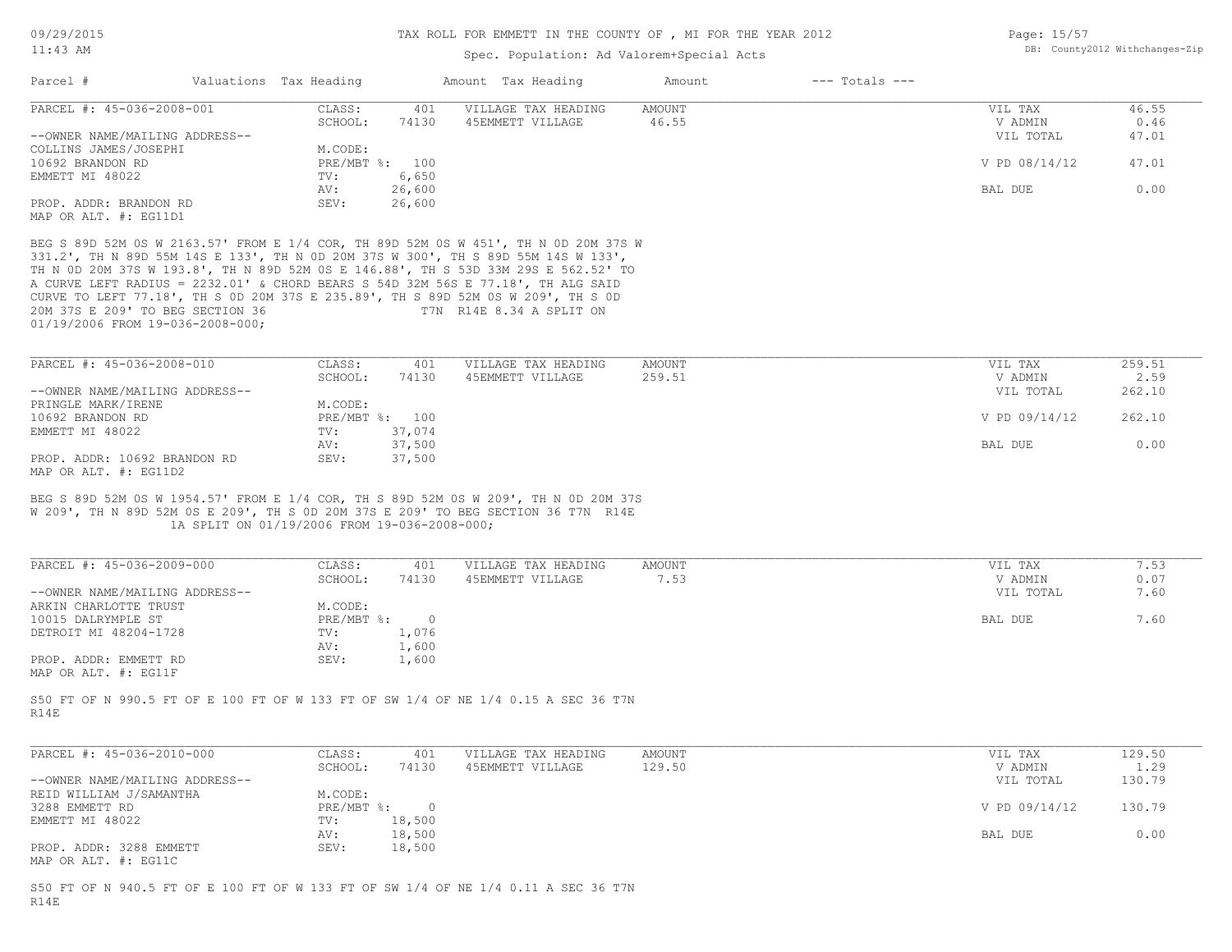TAX ROLL FOR EMMETT IN THE COUNTY OF , MI FOR THE YEAR 2012

Spec. Population: Ad Valorem+Special Acts

| Parcel # | Valuations | Tax Heading | Amount | Tax Heading | Amount | --- Totals --- | |
|---|---|---|---|---|---|---|---|
| PARCEL #: 45-036-2008-001 | CLASS: | 401 | VILLAGE TAX HEADING | AMOUNT | | VIL TAX | 46.55 |
| | SCHOOL: | 74130 | 45EMMETT VILLAGE | 46.55 | | V ADMIN | 0.46 |
| --OWNER NAME/MAILING ADDRESS-- | | | | | | VIL TOTAL | 47.01 |
| COLLINS JAMES/JOSEPHI | M.CODE: | | | | | | |
| 10692 BRANDON RD | PRE/MBT %: | 100 | | | | V PD 08/14/12 | 47.01 |
| EMMETT MI 48022 | TV: | 6,650 | | | | | |
| | AV: | 26,600 | | | | BAL DUE | 0.00 |
| PROP. ADDR: BRANDON RD | SEV: | 26,600 | | | | | |
| MAP OR ALT. #: EG11D1 | | | | | | | |

BEG S 89D 52M 0S W 2163.57' FROM E 1/4 COR, TH 89D 52M 0S W 451', TH N 0D 20M 37S W 331.2', TH N 89D 55M 14S E 133', TH N 0D 20M 37S W 300', TH S 89D 55M 14S W 133', TH N 0D 20M 37S W 193.8', TH N 89D 52M 0S E 146.88', TH S 53D 33M 29S E 562.52' TO A CURVE LEFT RADIUS = 2232.01' & CHORD BEARS S 54D 32M 56S E 77.18', TH ALG SAID CURVE TO LEFT 77.18', TH S 0D 20M 37S E 235.89', TH S 89D 52M 0S W 209', TH S 0D 20M 37S E 209' TO BEG SECTION 36 T7N R14E 8.34 A SPLIT ON 01/19/2006 FROM 19-036-2008-000;

| Parcel # | Valuations | Tax Heading | Amount | Tax Heading | Amount | --- Totals --- | |
|---|---|---|---|---|---|---|---|
| PARCEL #: 45-036-2008-010 | CLASS: | 401 | VILLAGE TAX HEADING | AMOUNT | | VIL TAX | 259.51 |
| | SCHOOL: | 74130 | 45EMMETT VILLAGE | 259.51 | | V ADMIN | 2.59 |
| --OWNER NAME/MAILING ADDRESS-- | | | | | | VIL TOTAL | 262.10 |
| PRINGLE MARK/IRENE | M.CODE: | | | | | | |
| 10692 BRANDON RD | PRE/MBT %: | 100 | | | | V PD 09/14/12 | 262.10 |
| EMMETT MI 48022 | TV: | 37,074 | | | | | |
| | AV: | 37,500 | | | | BAL DUE | 0.00 |
| PROP. ADDR: 10692 BRANDON RD | SEV: | 37,500 | | | | | |
| MAP OR ALT. #: EG11D2 | | | | | | | |

BEG S 89D 52M 0S W 1954.57' FROM E 1/4 COR, TH S 89D 52M 0S W 209', TH N 0D 20M 37S W 209', TH N 89D 52M 0S E 209', TH S 0D 20M 37S E 209' TO BEG SECTION 36 T7N R14E 1A SPLIT ON 01/19/2006 FROM 19-036-2008-000;

| Parcel # | Valuations | Tax Heading | Amount | Tax Heading | Amount | --- Totals --- | |
|---|---|---|---|---|---|---|---|
| PARCEL #: 45-036-2009-000 | CLASS: | 401 | VILLAGE TAX HEADING | AMOUNT | | VIL TAX | 7.53 |
| | SCHOOL: | 74130 | 45EMMETT VILLAGE | 7.53 | | V ADMIN | 0.07 |
| --OWNER NAME/MAILING ADDRESS-- | | | | | | VIL TOTAL | 7.60 |
| ARKIN CHARLOTTE TRUST | M.CODE: | | | | | | |
| 10015 DALRYMPLE ST | PRE/MBT %: | 0 | | | | BAL DUE | 7.60 |
| DETROIT MI 48204-1728 | TV: | 1,076 | | | | | |
| | AV: | 1,600 | | | | | |
| PROP. ADDR: EMMETT RD | SEV: | 1,600 | | | | | |
| MAP OR ALT. #: EG11F | | | | | | | |

S50 FT OF N 990.5 FT OF E 100 FT OF W 133 FT OF SW 1/4 OF NE 1/4 0.15 A SEC 36 T7N R14E

| Parcel # | Valuations | Tax Heading | Amount | Tax Heading | Amount | --- Totals --- | |
|---|---|---|---|---|---|---|---|
| PARCEL #: 45-036-2010-000 | CLASS: | 401 | VILLAGE TAX HEADING | AMOUNT | | VIL TAX | 129.50 |
| | SCHOOL: | 74130 | 45EMMETT VILLAGE | 129.50 | | V ADMIN | 1.29 |
| --OWNER NAME/MAILING ADDRESS-- | | | | | | VIL TOTAL | 130.79 |
| REID WILLIAM J/SAMANTHA | M.CODE: | | | | | | |
| 3288 EMMETT RD | PRE/MBT %: | 0 | | | | V PD 09/14/12 | 130.79 |
| EMMETT MI 48022 | TV: | 18,500 | | | | | |
| | AV: | 18,500 | | | | BAL DUE | 0.00 |
| PROP. ADDR: 3288 EMMETT | SEV: | 18,500 | | | | | |
| MAP OR ALT. #: EG11C | | | | | | | |

S50 FT OF N 940.5 FT OF E 100 FT OF W 133 FT OF SW 1/4 OF NE 1/4 0.11 A SEC 36 T7N R14E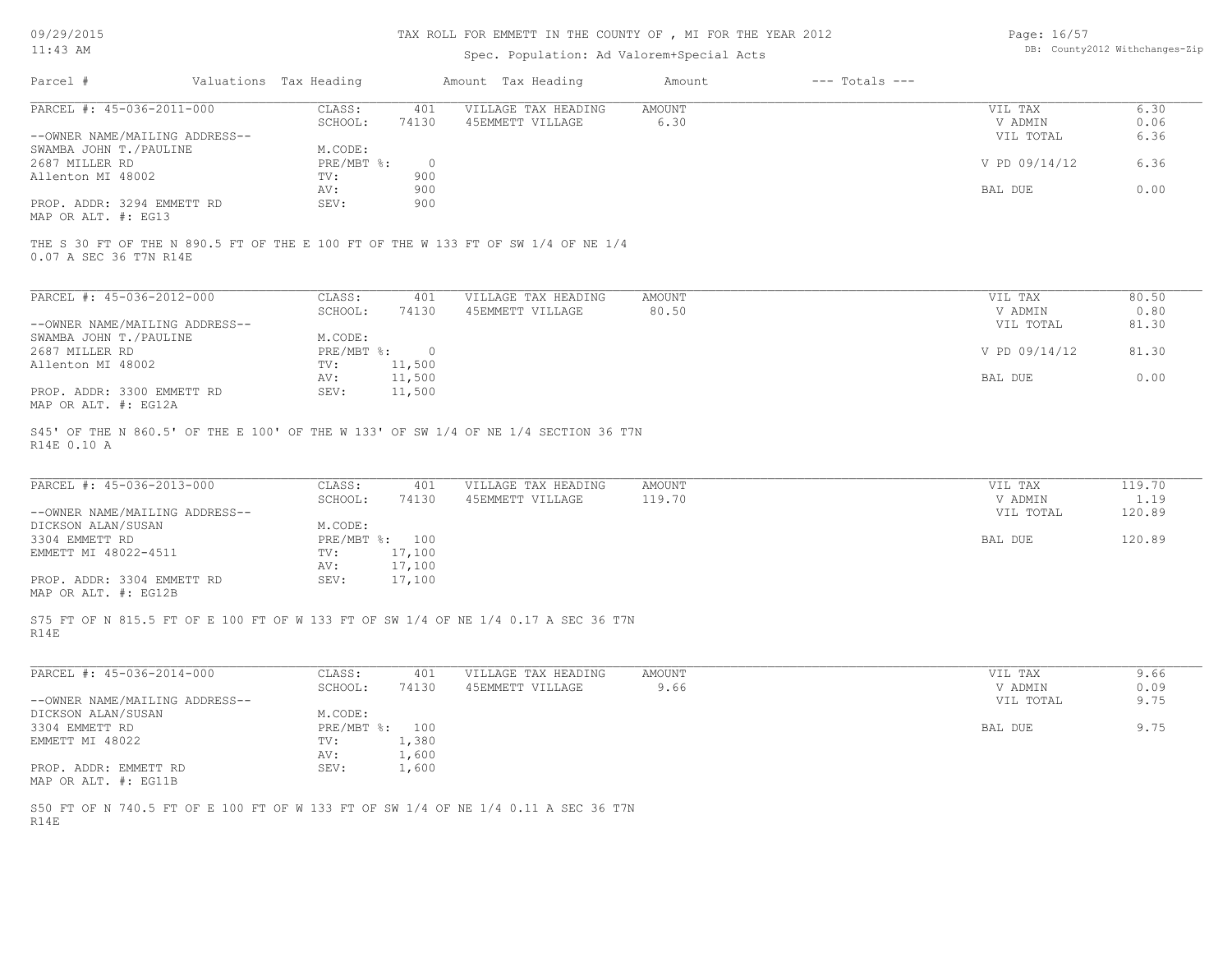TAX ROLL FOR EMMETT IN THE COUNTY OF , MI FOR THE YEAR 2012

Spec. Population: Ad Valorem+Special Acts

| Parcel # | Valuations | Tax Heading | Amount | Tax Heading | Amount | --- Totals --- | |
|---|---|---|---|---|---|---|---|

---

PARCEL #: 45-036-2011-000

| | | | | | | |
|---|---|---|---|---|---|---|
| CLASS: | 401 | VILLAGE TAX HEADING | AMOUNT | | VIL TAX | 6.30 |
| SCHOOL: | 74130 | 45EMMETT VILLAGE | 6.30 | | V ADMIN | 0.06 |
| | | | | | VIL TOTAL | 6.36 |
| M.CODE: | | | | | | |
| PRE/MBT %: | 0 | | | | V PD 09/14/12 | 6.36 |
| TV: | 900 | | | | | |
| AV: | 900 | | | | BAL DUE | 0.00 |
| SEV: | 900 | | | | | |

--OWNER NAME/MAILING ADDRESS--
SWAMBA JOHN T./PAULINE
2687 MILLER RD
Allenton MI 48002

PROP. ADDR: 3294 EMMETT RD
MAP OR ALT. #: EG13

THE S 30 FT OF THE N 890.5 FT OF THE E 100 FT OF THE W 133 FT OF SW 1/4 OF NE 1/4
0.07 A SEC 36 T7N R14E

---

PARCEL #: 45-036-2012-000

| | | | | | | |
|---|---|---|---|---|---|---|
| CLASS: | 401 | VILLAGE TAX HEADING | AMOUNT | | VIL TAX | 80.50 |
| SCHOOL: | 74130 | 45EMMETT VILLAGE | 80.50 | | V ADMIN | 0.80 |
| | | | | | VIL TOTAL | 81.30 |
| M.CODE: | | | | | | |
| PRE/MBT %: | 0 | | | | V PD 09/14/12 | 81.30 |
| TV: | 11,500 | | | | | |
| AV: | 11,500 | | | | BAL DUE | 0.00 |
| SEV: | 11,500 | | | | | |

--OWNER NAME/MAILING ADDRESS--
SWAMBA JOHN T./PAULINE
2687 MILLER RD
Allenton MI 48002

PROP. ADDR: 3300 EMMETT RD
MAP OR ALT. #: EG12A

S45' OF THE N 860.5' OF THE E 100' OF THE W 133' OF SW 1/4 OF NE 1/4 SECTION 36 T7N
R14E 0.10 A

---

PARCEL #: 45-036-2013-000

| | | | | | | |
|---|---|---|---|---|---|---|
| CLASS: | 401 | VILLAGE TAX HEADING | AMOUNT | | VIL TAX | 119.70 |
| SCHOOL: | 74130 | 45EMMETT VILLAGE | 119.70 | | V ADMIN | 1.19 |
| | | | | | VIL TOTAL | 120.89 |
| M.CODE: | | | | | | |
| PRE/MBT %: | 100 | | | | BAL DUE | 120.89 |
| TV: | 17,100 | | | | | |
| AV: | 17,100 | | | | | |
| SEV: | 17,100 | | | | | |

--OWNER NAME/MAILING ADDRESS--
DICKSON ALAN/SUSAN
3304 EMMETT RD
EMMETT MI 48022-4511

PROP. ADDR: 3304 EMMETT RD
MAP OR ALT. #: EG12B

S75 FT OF N 815.5 FT OF E 100 FT OF W 133 FT OF SW 1/4 OF NE 1/4 0.17 A SEC 36 T7N
R14E

---

PARCEL #: 45-036-2014-000

| | | | | | | |
|---|---|---|---|---|---|---|
| CLASS: | 401 | VILLAGE TAX HEADING | AMOUNT | | VIL TAX | 9.66 |
| SCHOOL: | 74130 | 45EMMETT VILLAGE | 9.66 | | V ADMIN | 0.09 |
| | | | | | VIL TOTAL | 9.75 |
| M.CODE: | | | | | | |
| PRE/MBT %: | 100 | | | | BAL DUE | 9.75 |
| TV: | 1,380 | | | | | |
| AV: | 1,600 | | | | | |
| SEV: | 1,600 | | | | | |

--OWNER NAME/MAILING ADDRESS--
DICKSON ALAN/SUSAN
3304 EMMETT RD
EMMETT MI 48022

PROP. ADDR: EMMETT RD
MAP OR ALT. #: EG11B

S50 FT OF N 740.5 FT OF E 100 FT OF W 133 FT OF SW 1/4 OF NE 1/4 0.11 A SEC 36 T7N
R14E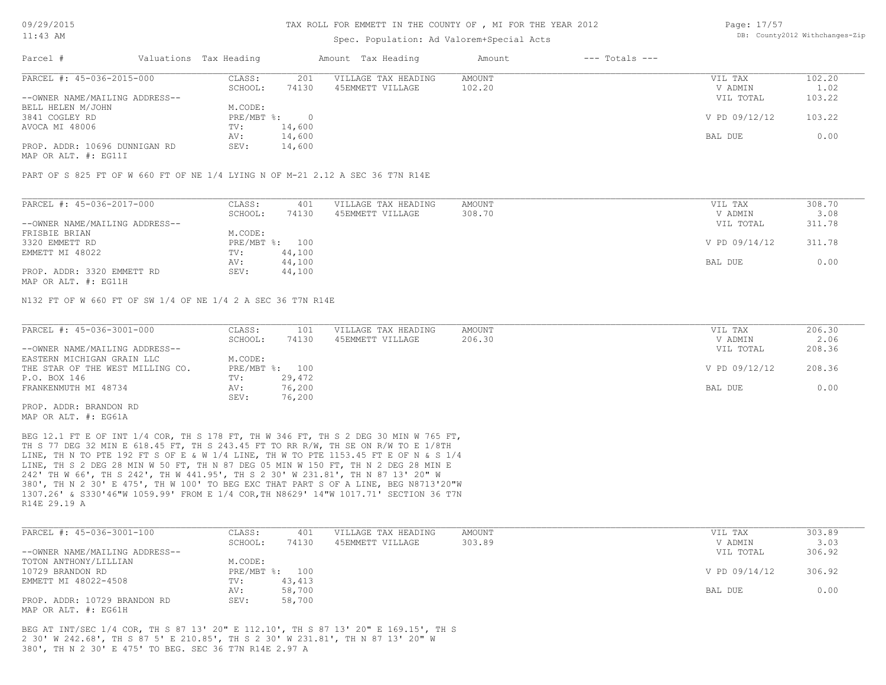TAX ROLL FOR EMMETT IN THE COUNTY OF , MI FOR THE YEAR 2012

Spec. Population: Ad Valorem+Special Acts

| Parcel # | Valuations | Tax Heading | Amount | Tax Heading | Amount | --- Totals --- | |
|---|---|---|---|---|---|---|---|

PARCEL #: 45-036-2015-000

| | | | | | | |
|---|---|---|---|---|---|---|
| --OWNER NAME/MAILING ADDRESS-- | CLASS: | 201 | VILLAGE TAX HEADING | AMOUNT | VIL TAX | 102.20 |
| BELL HELEN M/JOHN | SCHOOL: | 74130 | 45EMMETT VILLAGE | 102.20 | V ADMIN | 1.02 |
| 3841 COGLEY RD | M.CODE: | | | | VIL TOTAL | 103.22 |
| AVOCA MI 48006 | PRE/MBT %: | 0 | | | V PD 09/12/12 | 103.22 |
| | TV: | 14,600 | | | | |
| PROP. ADDR: 10696 DUNNIGAN RD | AV: | 14,600 | | | BAL DUE | 0.00 |
| MAP OR ALT. #: EG11I | SEV: | 14,600 | | | | |

PART OF S 825 FT OF W 660 FT OF NE 1/4 LYING N OF M-21 2.12 A SEC 36 T7N R14E

PARCEL #: 45-036-2017-000

| | | | | | | |
|---|---|---|---|---|---|---|
| --OWNER NAME/MAILING ADDRESS-- | CLASS: | 401 | VILLAGE TAX HEADING | AMOUNT | VIL TAX | 308.70 |
| FRISBIE BRIAN | SCHOOL: | 74130 | 45EMMETT VILLAGE | 308.70 | V ADMIN | 3.08 |
| 3320 EMMETT RD | M.CODE: | | | | VIL TOTAL | 311.78 |
| EMMETT MI 48022 | PRE/MBT %: | 100 | | | V PD 09/14/12 | 311.78 |
| | TV: | 44,100 | | | | |
| PROP. ADDR: 3320 EMMETT RD | AV: | 44,100 | | | BAL DUE | 0.00 |
| MAP OR ALT. #: EG11H | SEV: | 44,100 | | | | |

N132 FT OF W 660 FT OF SW 1/4 OF NE 1/4 2 A SEC 36 T7N R14E

PARCEL #: 45-036-3001-000

| | | | | | | |
|---|---|---|---|---|---|---|
| --OWNER NAME/MAILING ADDRESS-- | CLASS: | 101 | VILLAGE TAX HEADING | AMOUNT | VIL TAX | 206.30 |
| EASTERN MICHIGAN GRAIN LLC | SCHOOL: | 74130 | 45EMMETT VILLAGE | 206.30 | V ADMIN | 2.06 |
| THE STAR OF THE WEST MILLING CO. | M.CODE: | | | | VIL TOTAL | 208.36 |
| P.O. BOX 146 | PRE/MBT %: | 100 | | | V PD 09/12/12 | 208.36 |
| FRANKENMUTH MI 48734 | TV: | 29,472 | | | | |
| | AV: | 76,200 | | | BAL DUE | 0.00 |
| PROP. ADDR: BRANDON RD | SEV: | 76,200 | | | | |
| MAP OR ALT. #: EG61A | | | | | | |

BEG 12.1 FT E OF INT 1/4 COR, TH S 178 FT, TH W 346 FT, TH S 2 DEG 30 MIN W 765 FT, TH S 77 DEG 32 MIN E 618.45 FT, TH S 243.45 FT TO RR R/W, TH SE ON R/W TO E 1/8TH LINE, TH N TO PTE 192 FT S OF E & W 1/4 LINE, TH W TO PTE 1153.45 FT E OF N & S 1/4 LINE, TH S 2 DEG 28 MIN W 50 FT, TH N 87 DEG 05 MIN W 150 FT, TH N 2 DEG 28 MIN E 242' TH W 66', TH S 242', TH W 441.95', TH S 2 30' W 231.81', TH N 87 13' 20" W 380', TH N 2 30' E 475', TH W 100' TO BEG EXC THAT PART S OF A LINE, BEG N8713'20"W 1307.26' & S330'46"W 1059.99' FROM E 1/4 COR,TH N8629' 14"W 1017.71' SECTION 36 T7N R14E 29.19 A

PARCEL #: 45-036-3001-100

| | | | | | | |
|---|---|---|---|---|---|---|
| --OWNER NAME/MAILING ADDRESS-- | CLASS: | 401 | VILLAGE TAX HEADING | AMOUNT | VIL TAX | 303.89 |
| TOTON ANTHONY/LILLIAN | SCHOOL: | 74130 | 45EMMETT VILLAGE | 303.89 | V ADMIN | 3.03 |
| 10729 BRANDON RD | M.CODE: | | | | VIL TOTAL | 306.92 |
| EMMETT MI 48022-4508 | PRE/MBT %: | 100 | | | V PD 09/14/12 | 306.92 |
| | TV: | 43,413 | | | | |
| PROP. ADDR: 10729 BRANDON RD | AV: | 58,700 | | | BAL DUE | 0.00 |
| MAP OR ALT. #: EG61H | SEV: | 58,700 | | | | |

BEG AT INT/SEC 1/4 COR, TH S 87 13' 20" E 112.10', TH S 87 13' 20" E 169.15', TH S 2 30' W 242.68', TH S 87 5' E 210.85', TH S 2 30' W 231.81', TH N 87 13' 20" W 380', TH N 2 30' E 475' TO BEG. SEC 36 T7N R14E 2.97 A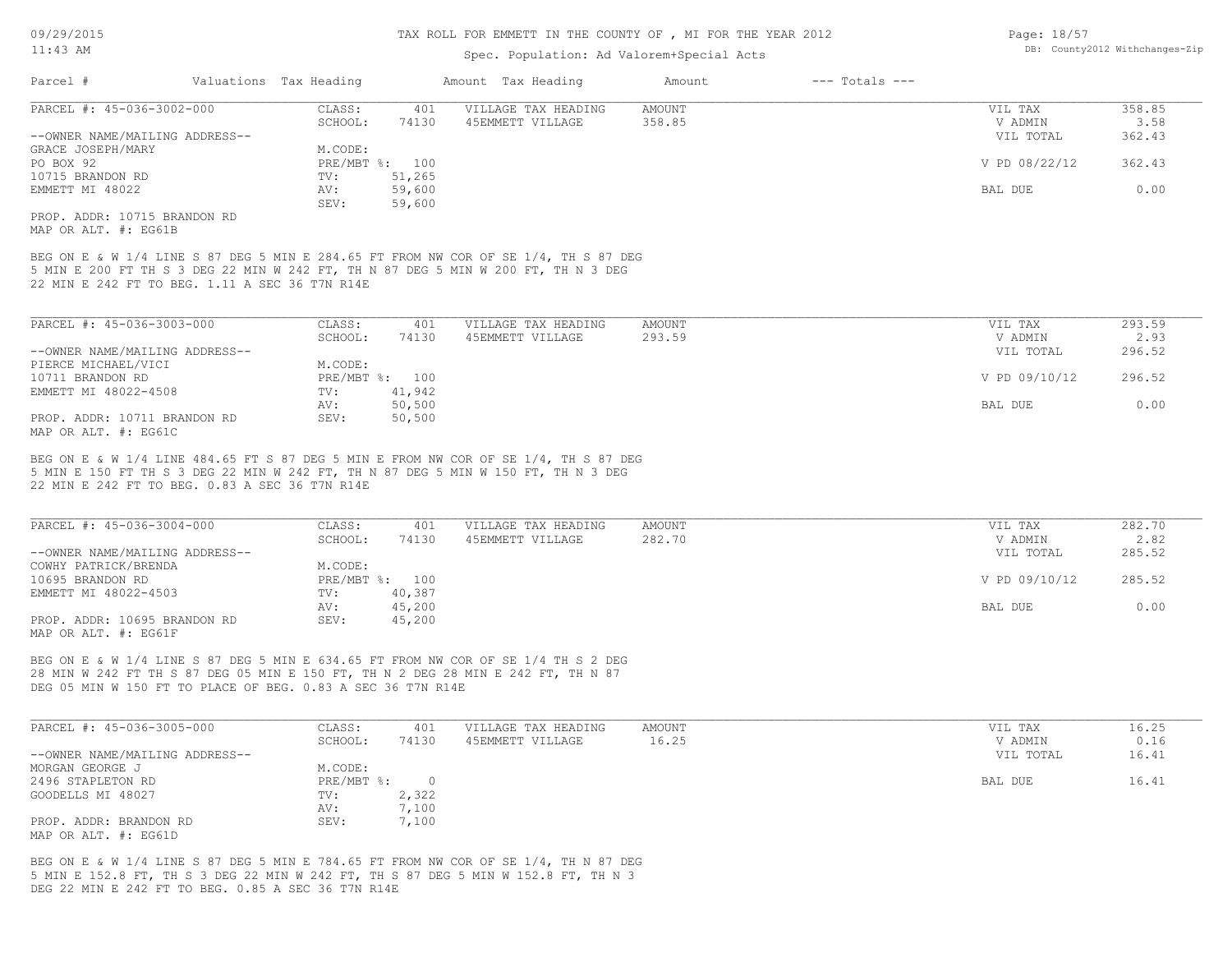TAX ROLL FOR EMMETT IN THE COUNTY OF , MI FOR THE YEAR 2012

Spec. Population: Ad Valorem+Special Acts

| Parcel # | Valuations | Tax Heading | Amount | Tax Heading | Amount | --- Totals --- | |
|---|---|---|---|---|---|---|---|

**PARCEL #: 45-036-3002-000**

| | | | | | |
|---|---|---|---|---|---|
| CLASS: | 401 | VILLAGE TAX HEADING | AMOUNT | VIL TAX | 358.85 |
| SCHOOL: | 74130 | 45EMMETT VILLAGE | 358.85 | V ADMIN | 3.58 |
| M.CODE: | | | | VIL TOTAL | 362.43 |
| PRE/MBT %: | 100 | | | V PD 08/22/12 | 362.43 |
| TV: | 51,265 | | | | |
| AV: | 59,600 | | | BAL DUE | 0.00 |
| SEV: | 59,600 | | | | |

--OWNER NAME/MAILING ADDRESS--
GRACE JOSEPH/MARY
PO BOX 92
10715 BRANDON RD
EMMETT MI 48022

PROP. ADDR: 10715 BRANDON RD
MAP OR ALT. #: EG61B

BEG ON E & W 1/4 LINE S 87 DEG 5 MIN E 284.65 FT FROM NW COR OF SE 1/4, TH S 87 DEG 5 MIN E 200 FT TH S 3 DEG 22 MIN W 242 FT, TH N 87 DEG 5 MIN W 200 FT, TH N 3 DEG 22 MIN E 242 FT TO BEG. 1.11 A SEC 36 T7N R14E

**PARCEL #: 45-036-3003-000**

| | | | | | |
|---|---|---|---|---|---|
| CLASS: | 401 | VILLAGE TAX HEADING | AMOUNT | VIL TAX | 293.59 |
| SCHOOL: | 74130 | 45EMMETT VILLAGE | 293.59 | V ADMIN | 2.93 |
| M.CODE: | | | | VIL TOTAL | 296.52 |
| PRE/MBT %: | 100 | | | V PD 09/10/12 | 296.52 |
| TV: | 41,942 | | | | |
| AV: | 50,500 | | | BAL DUE | 0.00 |
| SEV: | 50,500 | | | | |

--OWNER NAME/MAILING ADDRESS--
PIERCE MICHAEL/VICI
10711 BRANDON RD
EMMETT MI 48022-4508

PROP. ADDR: 10711 BRANDON RD
MAP OR ALT. #: EG61C

BEG ON E & W 1/4 LINE 484.65 FT S 87 DEG 5 MIN E FROM NW COR OF SE 1/4, TH S 87 DEG 5 MIN E 150 FT TH S 3 DEG 22 MIN W 242 FT, TH N 87 DEG 5 MIN W 150 FT, TH N 3 DEG 22 MIN E 242 FT TO BEG. 0.83 A SEC 36 T7N R14E

**PARCEL #: 45-036-3004-000**

| | | | | | |
|---|---|---|---|---|---|
| CLASS: | 401 | VILLAGE TAX HEADING | AMOUNT | VIL TAX | 282.70 |
| SCHOOL: | 74130 | 45EMMETT VILLAGE | 282.70 | V ADMIN | 2.82 |
| M.CODE: | | | | VIL TOTAL | 285.52 |
| PRE/MBT %: | 100 | | | V PD 09/10/12 | 285.52 |
| TV: | 40,387 | | | | |
| AV: | 45,200 | | | BAL DUE | 0.00 |
| SEV: | 45,200 | | | | |

--OWNER NAME/MAILING ADDRESS--
COWHY PATRICK/BRENDA
10695 BRANDON RD
EMMETT MI 48022-4503

PROP. ADDR: 10695 BRANDON RD
MAP OR ALT. #: EG61F

BEG ON E & W 1/4 LINE S 87 DEG 5 MIN E 634.65 FT FROM NW COR OF SE 1/4 TH S 2 DEG 28 MIN W 242 FT TH S 87 DEG 05 MIN E 150 FT, TH N 2 DEG 28 MIN E 242 FT, TH N 87 DEG 05 MIN W 150 FT TO PLACE OF BEG. 0.83 A SEC 36 T7N R14E

**PARCEL #: 45-036-3005-000**

| | | | | | |
|---|---|---|---|---|---|
| CLASS: | 401 | VILLAGE TAX HEADING | AMOUNT | VIL TAX | 16.25 |
| SCHOOL: | 74130 | 45EMMETT VILLAGE | 16.25 | V ADMIN | 0.16 |
| M.CODE: | | | | VIL TOTAL | 16.41 |
| PRE/MBT %: | 0 | | | BAL DUE | 16.41 |
| TV: | 2,322 | | | | |
| AV: | 7,100 | | | | |
| SEV: | 7,100 | | | | |

--OWNER NAME/MAILING ADDRESS--
MORGAN GEORGE J
2496 STAPLETON RD
GOODELLS MI 48027

PROP. ADDR: BRANDON RD
MAP OR ALT. #: EG61D

BEG ON E & W 1/4 LINE S 87 DEG 5 MIN E 784.65 FT FROM NW COR OF SE 1/4, TH N 87 DEG 5 MIN E 152.8 FT, TH S 3 DEG 22 MIN W 242 FT, TH S 87 DEG 5 MIN W 152.8 FT, TH N 3 DEG 22 MIN E 242 FT TO BEG. 0.85 A SEC 36 T7N R14E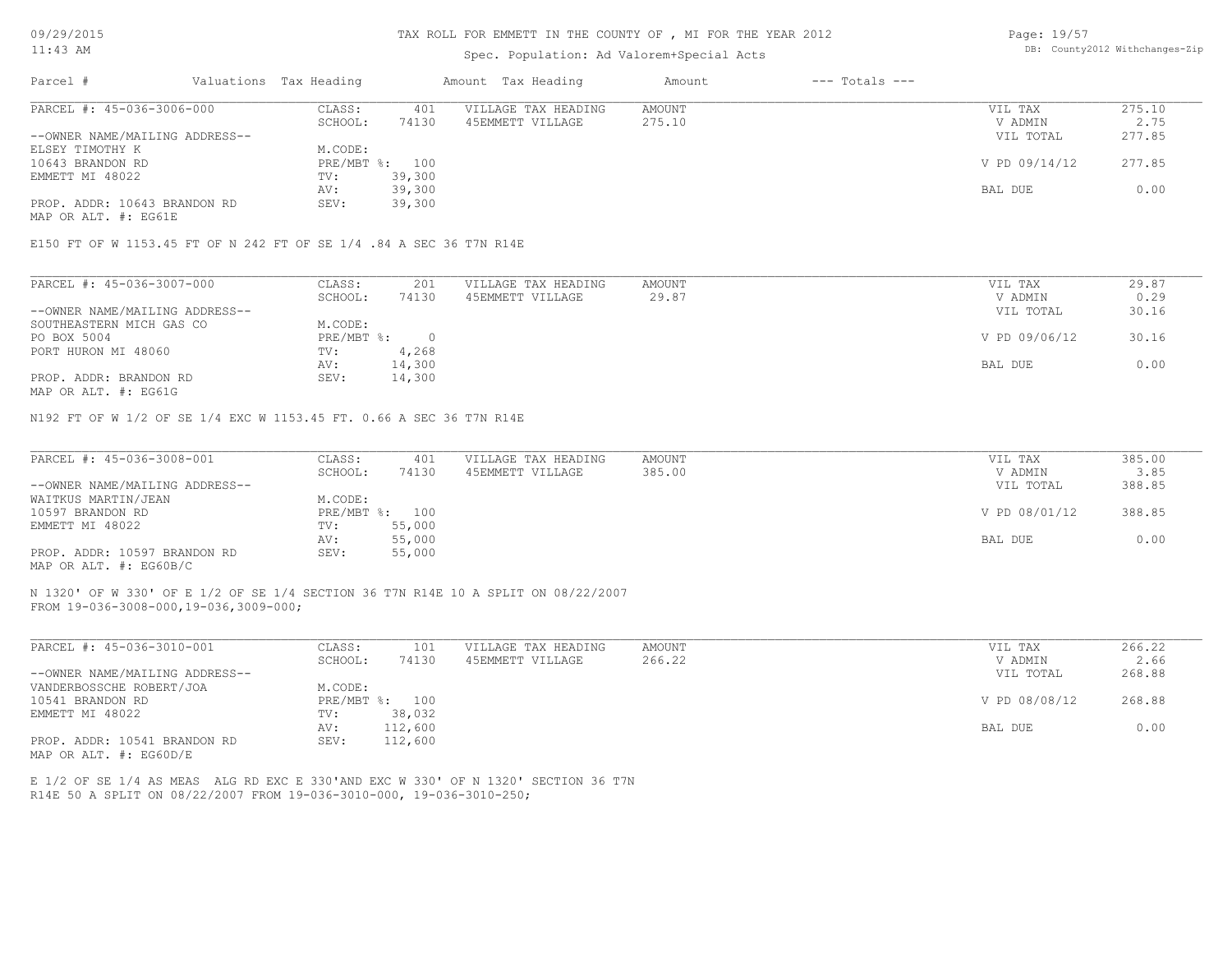# TAX ROLL FOR EMMETT IN THE COUNTY OF , MI FOR THE YEAR 2012

Spec. Population: Ad Valorem+Special Acts

| Parcel # | Valuations | Tax Heading | Amount | Tax Heading | Amount | --- Totals --- | |
|---|---|---|---|---|---|---|---|

## PARCEL #: 45-036-3006-000

| | | | | | | |
|---|---|---|---|---|---|---|
| | CLASS: | 401 | VILLAGE TAX HEADING | AMOUNT | VIL TAX | 275.10 |
| | SCHOOL: | 74130 | 45EMMETT VILLAGE | 275.10 | V ADMIN | 2.75 |
| --OWNER NAME/MAILING ADDRESS-- | | | | | VIL TOTAL | 277.85 |
| ELSEY TIMOTHY K | M.CODE: | | | | | |
| 10643 BRANDON RD | PRE/MBT %: | 100 | | | V PD 09/14/12 | 277.85 |
| EMMETT MI 48022 | TV: | 39,300 | | | | |
| | AV: | 39,300 | | | BAL DUE | 0.00 |
| PROP. ADDR: 10643 BRANDON RD | SEV: | 39,300 | | | | |
| MAP OR ALT. #: EG61E | | | | | | |

E150 FT OF W 1153.45 FT OF N 242 FT OF SE 1/4 .84 A SEC 36 T7N R14E

## PARCEL #: 45-036-3007-000

| | | | | | | |
|---|---|---|---|---|---|---|
| | CLASS: | 201 | VILLAGE TAX HEADING | AMOUNT | VIL TAX | 29.87 |
| | SCHOOL: | 74130 | 45EMMETT VILLAGE | 29.87 | V ADMIN | 0.29 |
| --OWNER NAME/MAILING ADDRESS-- | | | | | VIL TOTAL | 30.16 |
| SOUTHEASTERN MICH GAS CO | M.CODE: | | | | | |
| PO BOX 5004 | PRE/MBT %: | 0 | | | V PD 09/06/12 | 30.16 |
| PORT HURON MI 48060 | TV: | 4,268 | | | | |
| | AV: | 14,300 | | | BAL DUE | 0.00 |
| PROP. ADDR: BRANDON RD | SEV: | 14,300 | | | | |
| MAP OR ALT. #: EG61G | | | | | | |

N192 FT OF W 1/2 OF SE 1/4 EXC W 1153.45 FT. 0.66 A SEC 36 T7N R14E

## PARCEL #: 45-036-3008-001

| | | | | | | |
|---|---|---|---|---|---|---|
| | CLASS: | 401 | VILLAGE TAX HEADING | AMOUNT | VIL TAX | 385.00 |
| | SCHOOL: | 74130 | 45EMMETT VILLAGE | 385.00 | V ADMIN | 3.85 |
| --OWNER NAME/MAILING ADDRESS-- | | | | | VIL TOTAL | 388.85 |
| WAITKUS MARTIN/JEAN | M.CODE: | | | | | |
| 10597 BRANDON RD | PRE/MBT %: | 100 | | | V PD 08/01/12 | 388.85 |
| EMMETT MI 48022 | TV: | 55,000 | | | | |
| | AV: | 55,000 | | | BAL DUE | 0.00 |
| PROP. ADDR: 10597 BRANDON RD | SEV: | 55,000 | | | | |
| MAP OR ALT. #: EG60B/C | | | | | | |

N 1320' OF W 330' OF E 1/2 OF SE 1/4 SECTION 36 T7N R14E 10 A SPLIT ON 08/22/2007
FROM 19-036-3008-000,19-036,3009-000;

## PARCEL #: 45-036-3010-001

| | | | | | | |
|---|---|---|---|---|---|---|
| | CLASS: | 101 | VILLAGE TAX HEADING | AMOUNT | VIL TAX | 266.22 |
| | SCHOOL: | 74130 | 45EMMETT VILLAGE | 266.22 | V ADMIN | 2.66 |
| --OWNER NAME/MAILING ADDRESS-- | | | | | VIL TOTAL | 268.88 |
| VANDERBOSSCHE ROBERT/JOA | M.CODE: | | | | | |
| 10541 BRANDON RD | PRE/MBT %: | 100 | | | V PD 08/08/12 | 268.88 |
| EMMETT MI 48022 | TV: | 38,032 | | | | |
| | AV: | 112,600 | | | BAL DUE | 0.00 |
| PROP. ADDR: 10541 BRANDON RD | SEV: | 112,600 | | | | |
| MAP OR ALT. #: EG60D/E | | | | | | |

E 1/2 OF SE 1/4 AS MEAS ALG RD EXC E 330'AND EXC W 330' OF N 1320' SECTION 36 T7N
R14E 50 A SPLIT ON 08/22/2007 FROM 19-036-3010-000, 19-036-3010-250;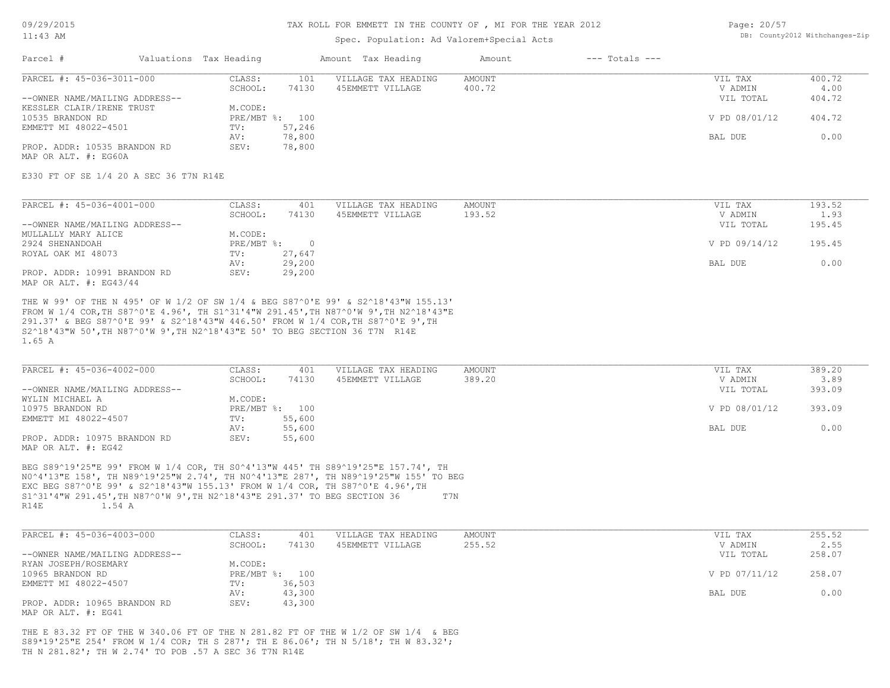TAX ROLL FOR EMMETT IN THE COUNTY OF , MI FOR THE YEAR 2012

Spec. Population: Ad Valorem+Special Acts

| Parcel # | Valuations | Tax Heading | Amount | Tax Heading | Amount | --- Totals --- | |
|---|---|---|---|---|---|---|---|

PARCEL #: 45-036-3011-000

| | | | | | |
|---|---|---|---|---|---|
| CLASS: | 101 | VILLAGE TAX HEADING | AMOUNT | VIL TAX | 400.72 |
| SCHOOL: | 74130 | 45EMMETT VILLAGE | 400.72 | V ADMIN | 4.00 |
| | | | | VIL TOTAL | 404.72 |
| M.CODE: | | | | | |
| PRE/MBT %: | 100 | | | V PD 08/01/12 | 404.72 |
| TV: | 57,246 | | | | |
| AV: | 78,800 | | | BAL DUE | 0.00 |
| SEV: | 78,800 | | | | |

--OWNER NAME/MAILING ADDRESS--
KESSLER CLAIR/IRENE TRUST
10535 BRANDON RD
EMMETT MI 48022-4501

PROP. ADDR: 10535 BRANDON RD
MAP OR ALT. #: EG60A

E330 FT OF SE 1/4 20 A SEC 36 T7N R14E

PARCEL #: 45-036-4001-000

| | | | | | |
|---|---|---|---|---|---|
| CLASS: | 401 | VILLAGE TAX HEADING | AMOUNT | VIL TAX | 193.52 |
| SCHOOL: | 74130 | 45EMMETT VILLAGE | 193.52 | V ADMIN | 1.93 |
| | | | | VIL TOTAL | 195.45 |
| M.CODE: | | | | | |
| PRE/MBT %: | 0 | | | V PD 09/14/12 | 195.45 |
| TV: | 27,647 | | | | |
| AV: | 29,200 | | | BAL DUE | 0.00 |
| SEV: | 29,200 | | | | |

--OWNER NAME/MAILING ADDRESS--
MULLALLY MARY ALICE
2924 SHENANDOAH
ROYAL OAK MI 48073

PROP. ADDR: 10991 BRANDON RD
MAP OR ALT. #: EG43/44

THE W 99' OF THE N 495' OF W 1/2 OF SW 1/4 & BEG S87^0'E 99' & S2^18'43"W 155.13' FROM W 1/4 COR,TH S87^0'E 4.96', TH S1^31'4"W 291.45',TH N87^0'W 9',TH N2^18'43"E 291.37' & BEG S87^0'E 99' & S2^18'43"W 446.50' FROM W 1/4 COR,TH S87^0'E 9',TH S2^18'43"W 50',TH N87^0'W 9',TH N2^18'43"E 50' TO BEG SECTION 36 T7N R14E
1.65 A

PARCEL #: 45-036-4002-000

| | | | | | |
|---|---|---|---|---|---|
| CLASS: | 401 | VILLAGE TAX HEADING | AMOUNT | VIL TAX | 389.20 |
| SCHOOL: | 74130 | 45EMMETT VILLAGE | 389.20 | V ADMIN | 3.89 |
| | | | | VIL TOTAL | 393.09 |
| M.CODE: | | | | | |
| PRE/MBT %: | 100 | | | V PD 08/01/12 | 393.09 |
| TV: | 55,600 | | | | |
| AV: | 55,600 | | | BAL DUE | 0.00 |
| SEV: | 55,600 | | | | |

--OWNER NAME/MAILING ADDRESS--
WYLIN MICHAEL A
10975 BRANDON RD
EMMETT MI 48022-4507

PROP. ADDR: 10975 BRANDON RD
MAP OR ALT. #: EG42

BEG S89^19'25"E 99' FROM W 1/4 COR, TH S0^4'13"W 445' TH S89^19'25"E 157.74', TH N0^4'13"E 158', TH N89^19'25"W 2.74', TH N0^4'13"E 287', TH N89^19'25"W 155' TO BEG EXC BEG S87^0'E 99' & S2^18'43"W 155.13' FROM W 1/4 COR, TH S87^0'E 4.96',TH S1^31'4"W 291.45',TH N87^0'W 9',TH N2^18'43"E 291.37' TO BEG SECTION 36 T7N R14E 1.54 A

PARCEL #: 45-036-4003-000

| | | | | | |
|---|---|---|---|---|---|
| CLASS: | 401 | VILLAGE TAX HEADING | AMOUNT | VIL TAX | 255.52 |
| SCHOOL: | 74130 | 45EMMETT VILLAGE | 255.52 | V ADMIN | 2.55 |
| | | | | VIL TOTAL | 258.07 |
| M.CODE: | | | | | |
| PRE/MBT %: | 100 | | | V PD 07/11/12 | 258.07 |
| TV: | 36,503 | | | | |
| AV: | 43,300 | | | BAL DUE | 0.00 |
| SEV: | 43,300 | | | | |

--OWNER NAME/MAILING ADDRESS--
RYAN JOSEPH/ROSEMARY
10965 BRANDON RD
EMMETT MI 48022-4507

PROP. ADDR: 10965 BRANDON RD
MAP OR ALT. #: EG41

THE E 83.32 FT OF THE W 340.06 FT OF THE N 281.82 FT OF THE W 1/2 OF SW 1/4 & BEG S89*19'25"E 254' FROM W 1/4 COR; TH S 287'; TH E 86.06'; TH N 5/18'; TH W 83.32'; TH N 281.82'; TH W 2.74' TO POB .57 A SEC 36 T7N R14E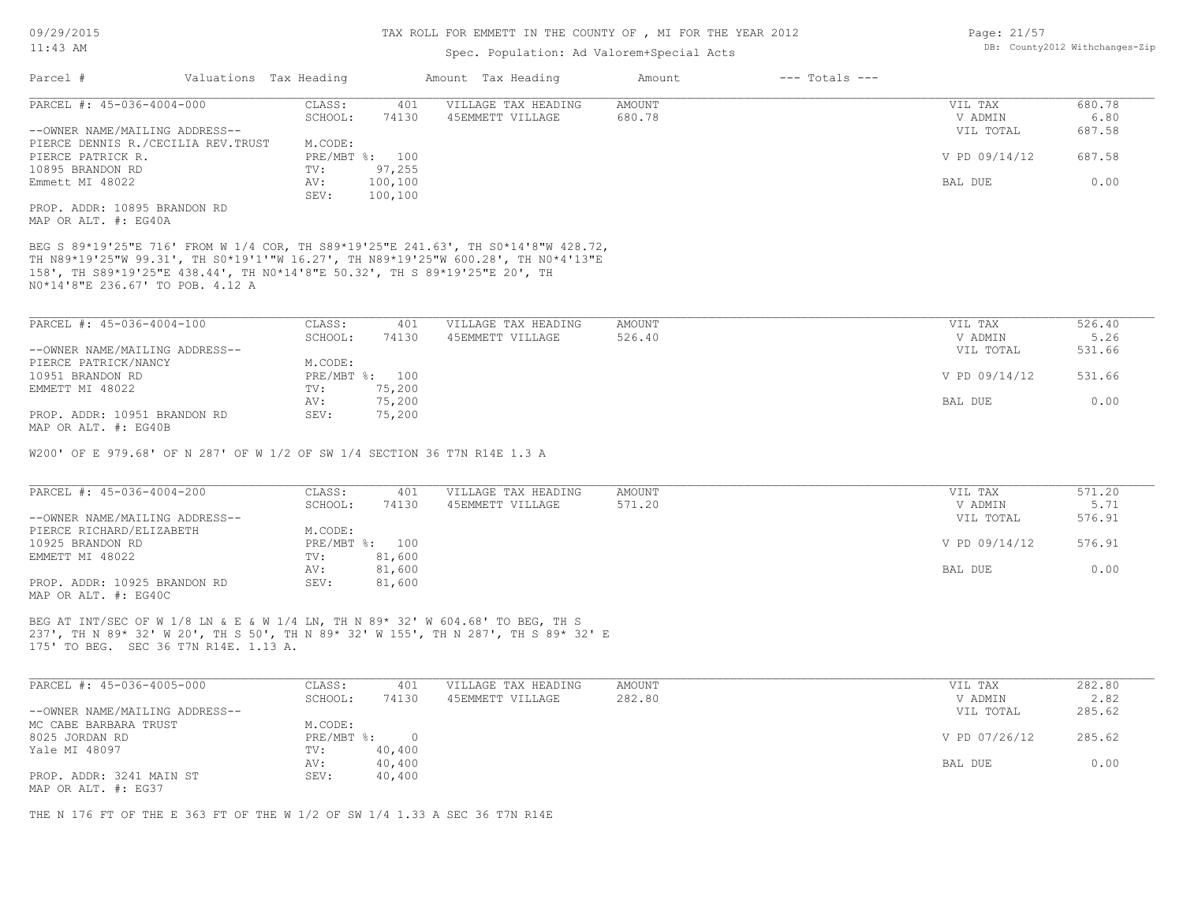# TAX ROLL FOR EMMETT IN THE COUNTY OF , MI FOR THE YEAR 2012

Spec. Population: Ad Valorem+Special Acts

| Parcel # | Valuations | Tax Heading | Amount | Tax Heading | Amount | --- Totals --- | |
|---|---|---|---|---|---|---|---|

---

PARCEL #: 45-036-4004-000

| | | | | | | |
|---|---|---|---|---|---|---|
| CLASS: | 401 | VILLAGE TAX HEADING | AMOUNT | | VIL TAX | 680.78 |
| SCHOOL: | 74130 | 45EMMETT VILLAGE | 680.78 | | V ADMIN | 6.80 |
| | | | | | VIL TOTAL | 687.58 |
| M.CODE: | | | | | | |
| PRE/MBT %: | 100 | | | | V PD 09/14/12 | 687.58 |
| TV: | 97,255 | | | | | |
| AV: | 100,100 | | | | BAL DUE | 0.00 |
| SEV: | 100,100 | | | | | |

--OWNER NAME/MAILING ADDRESS--
PIERCE DENNIS R./CECILIA REV.TRUST
PIERCE PATRICK R.
10895 BRANDON RD
Emmett MI 48022

PROP. ADDR: 10895 BRANDON RD
MAP OR ALT. #: EG40A

BEG S 89*19'25"E 716' FROM W 1/4 COR, TH S89*19'25"E 241.63', TH S0*14'8"W 428.72, TH N89*19'25"W 99.31', TH S0*19'1'"W 16.27', TH N89*19'25"W 600.28', TH N0*4'13"E 158', TH S89*19'25"E 438.44', TH N0*14'8"E 50.32', TH S 89*19'25"E 20', TH N0*14'8"E 236.67' TO POB. 4.12 A

---

PARCEL #: 45-036-4004-100

| | | | | | | |
|---|---|---|---|---|---|---|
| CLASS: | 401 | VILLAGE TAX HEADING | AMOUNT | | VIL TAX | 526.40 |
| SCHOOL: | 74130 | 45EMMETT VILLAGE | 526.40 | | V ADMIN | 5.26 |
| | | | | | VIL TOTAL | 531.66 |
| M.CODE: | | | | | | |
| PRE/MBT %: | 100 | | | | V PD 09/14/12 | 531.66 |
| TV: | 75,200 | | | | | |
| AV: | 75,200 | | | | BAL DUE | 0.00 |
| SEV: | 75,200 | | | | | |

--OWNER NAME/MAILING ADDRESS--
PIERCE PATRICK/NANCY
10951 BRANDON RD
EMMETT MI 48022

PROP. ADDR: 10951 BRANDON RD
MAP OR ALT. #: EG40B

W200' OF E 979.68' OF N 287' OF W 1/2 OF SW 1/4 SECTION 36 T7N R14E 1.3 A

---

PARCEL #: 45-036-4004-200

| | | | | | | |
|---|---|---|---|---|---|---|
| CLASS: | 401 | VILLAGE TAX HEADING | AMOUNT | | VIL TAX | 571.20 |
| SCHOOL: | 74130 | 45EMMETT VILLAGE | 571.20 | | V ADMIN | 5.71 |
| | | | | | VIL TOTAL | 576.91 |
| M.CODE: | | | | | | |
| PRE/MBT %: | 100 | | | | V PD 09/14/12 | 576.91 |
| TV: | 81,600 | | | | | |
| AV: | 81,600 | | | | BAL DUE | 0.00 |
| SEV: | 81,600 | | | | | |

--OWNER NAME/MAILING ADDRESS--
PIERCE RICHARD/ELIZABETH
10925 BRANDON RD
EMMETT MI 48022

PROP. ADDR: 10925 BRANDON RD
MAP OR ALT. #: EG40C

BEG AT INT/SEC OF W 1/8 LN & E & W 1/4 LN, TH N 89* 32' W 604.68' TO BEG, TH S 237', TH N 89* 32' W 20', TH S 50', TH N 89* 32' W 155', TH N 287', TH S 89* 32' E 175' TO BEG. SEC 36 T7N R14E. 1.13 A.

---

PARCEL #: 45-036-4005-000

| | | | | | | |
|---|---|---|---|---|---|---|
| CLASS: | 401 | VILLAGE TAX HEADING | AMOUNT | | VIL TAX | 282.80 |
| SCHOOL: | 74130 | 45EMMETT VILLAGE | 282.80 | | V ADMIN | 2.82 |
| | | | | | VIL TOTAL | 285.62 |
| M.CODE: | | | | | | |
| PRE/MBT %: | 0 | | | | V PD 07/26/12 | 285.62 |
| TV: | 40,400 | | | | | |
| AV: | 40,400 | | | | BAL DUE | 0.00 |
| SEV: | 40,400 | | | | | |

--OWNER NAME/MAILING ADDRESS--
MC CABE BARBARA TRUST
8025 JORDAN RD
Yale MI 48097

PROP. ADDR: 3241 MAIN ST
MAP OR ALT. #: EG37

THE N 176 FT OF THE E 363 FT OF THE W 1/2 OF SW 1/4 1.33 A SEC 36 T7N R14E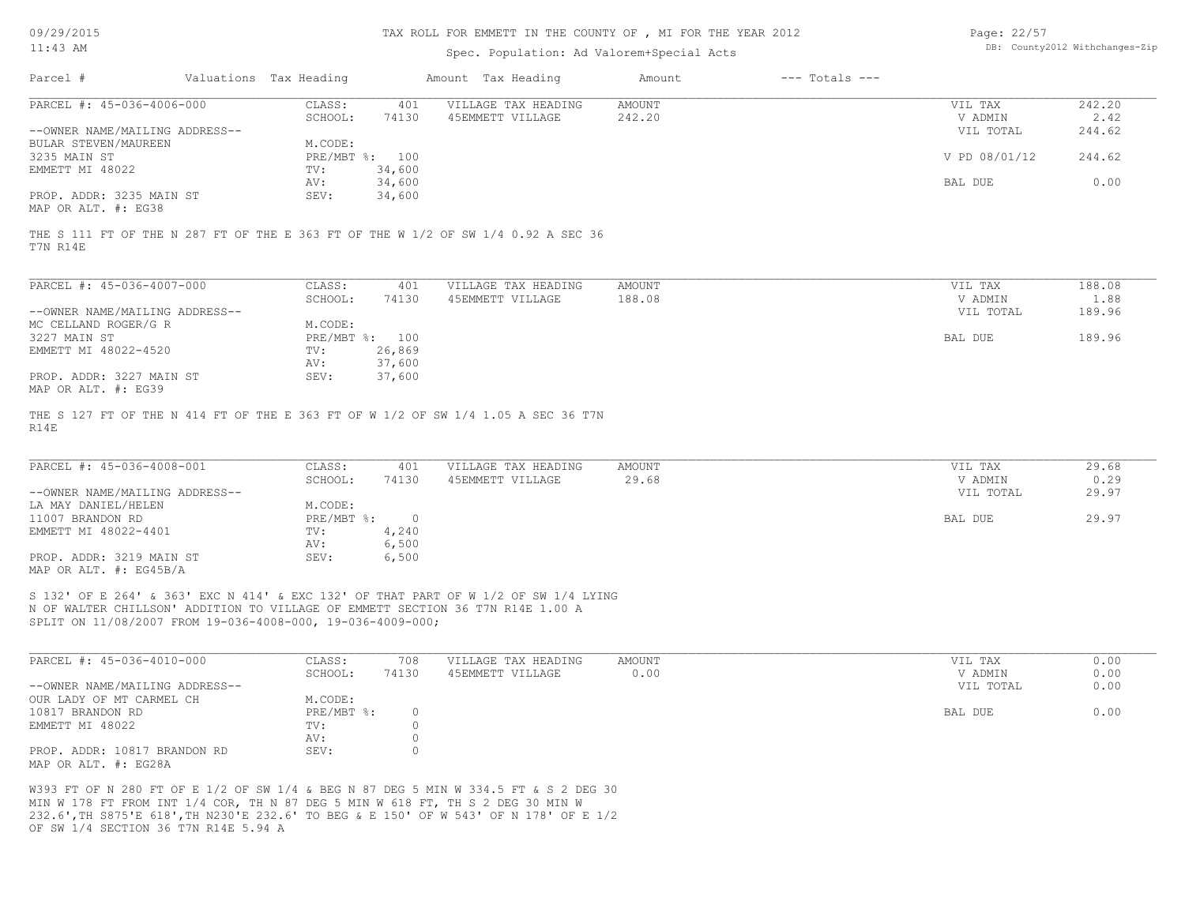# TAX ROLL FOR EMMETT IN THE COUNTY OF , MI FOR THE YEAR 2012

Spec. Population: Ad Valorem+Special Acts

09/29/2015
11:43 AM

DB: County2012 Withchanges-Zip

| Parcel # | Valuations | Tax Heading | Amount | Tax Heading | Amount | --- Totals --- |
|---|---|---|---|---|---|---|

---

**PARCEL #: 45-036-4006-000**

| | | | | | | |
|---|---|---|---|---|---|---|
| CLASS: | 401 | VILLAGE TAX HEADING | AMOUNT | | VIL TAX | 242.20 |
| SCHOOL: | 74130 | 45EMMETT VILLAGE | 242.20 | | V ADMIN | 2.42 |
| | | | | | VIL TOTAL | 244.62 |
| M.CODE: | | | | | | |
| PRE/MBT %: | 100 | | | | V PD 08/01/12 | 244.62 |
| TV: | 34,600 | | | | | |
| AV: | 34,600 | | | | BAL DUE | 0.00 |
| SEV: | 34,600 | | | | | |

--OWNER NAME/MAILING ADDRESS--
BULAR STEVEN/MAUREEN
3235 MAIN ST
EMMETT MI 48022

PROP. ADDR: 3235 MAIN ST
MAP OR ALT. #: EG38

THE S 111 FT OF THE N 287 FT OF THE E 363 FT OF THE W 1/2 OF SW 1/4 0.92 A SEC 36 T7N R14E

---

**PARCEL #: 45-036-4007-000**

| | | | | | | |
|---|---|---|---|---|---|---|
| CLASS: | 401 | VILLAGE TAX HEADING | AMOUNT | | VIL TAX | 188.08 |
| SCHOOL: | 74130 | 45EMMETT VILLAGE | 188.08 | | V ADMIN | 1.88 |
| | | | | | VIL TOTAL | 189.96 |
| M.CODE: | | | | | | |
| PRE/MBT %: | 100 | | | | BAL DUE | 189.96 |
| TV: | 26,869 | | | | | |
| AV: | 37,600 | | | | | |
| SEV: | 37,600 | | | | | |

--OWNER NAME/MAILING ADDRESS--
MC CELLAND ROGER/G R
3227 MAIN ST
EMMETT MI 48022-4520

PROP. ADDR: 3227 MAIN ST
MAP OR ALT. #: EG39

THE S 127 FT OF THE N 414 FT OF THE E 363 FT OF W 1/2 OF SW 1/4 1.05 A SEC 36 T7N R14E

---

**PARCEL #: 45-036-4008-001**

| | | | | | | |
|---|---|---|---|---|---|---|
| CLASS: | 401 | VILLAGE TAX HEADING | AMOUNT | | VIL TAX | 29.68 |
| SCHOOL: | 74130 | 45EMMETT VILLAGE | 29.68 | | V ADMIN | 0.29 |
| | | | | | VIL TOTAL | 29.97 |
| M.CODE: | | | | | | |
| PRE/MBT %: | 0 | | | | BAL DUE | 29.97 |
| TV: | 4,240 | | | | | |
| AV: | 6,500 | | | | | |
| SEV: | 6,500 | | | | | |

--OWNER NAME/MAILING ADDRESS--
LA MAY DANIEL/HELEN
11007 BRANDON RD
EMMETT MI 48022-4401

PROP. ADDR: 3219 MAIN ST
MAP OR ALT. #: EG45B/A

S 132' OF E 264' & 363' EXC N 414' & EXC 132' OF THAT PART OF W 1/2 OF SW 1/4 LYING N OF WALTER CHILLSON' ADDITION TO VILLAGE OF EMMETT SECTION 36 T7N R14E 1.00 A SPLIT ON 11/08/2007 FROM 19-036-4008-000, 19-036-4009-000;

---

**PARCEL #: 45-036-4010-000**

| | | | | | | |
|---|---|---|---|---|---|---|
| CLASS: | 708 | VILLAGE TAX HEADING | AMOUNT | | VIL TAX | 0.00 |
| SCHOOL: | 74130 | 45EMMETT VILLAGE | 0.00 | | V ADMIN | 0.00 |
| | | | | | VIL TOTAL | 0.00 |
| M.CODE: | | | | | | |
| PRE/MBT %: | 0 | | | | BAL DUE | 0.00 |
| TV: | 0 | | | | | |
| AV: | 0 | | | | | |
| SEV: | 0 | | | | | |

--OWNER NAME/MAILING ADDRESS--
OUR LADY OF MT CARMEL CH
10817 BRANDON RD
EMMETT MI 48022

PROP. ADDR: 10817 BRANDON RD
MAP OR ALT. #: EG28A

W393 FT OF N 280 FT OF E 1/2 OF SW 1/4 & BEG N 87 DEG 5 MIN W 334.5 FT & S 2 DEG 30 MIN W 178 FT FROM INT 1/4 COR, TH N 87 DEG 5 MIN W 618 FT, TH S 2 DEG 30 MIN W 232.6',TH S875'E 618',TH N230'E 232.6' TO BEG & E 150' OF W 543' OF N 178' OF E 1/2 OF SW 1/4 SECTION 36 T7N R14E 5.94 A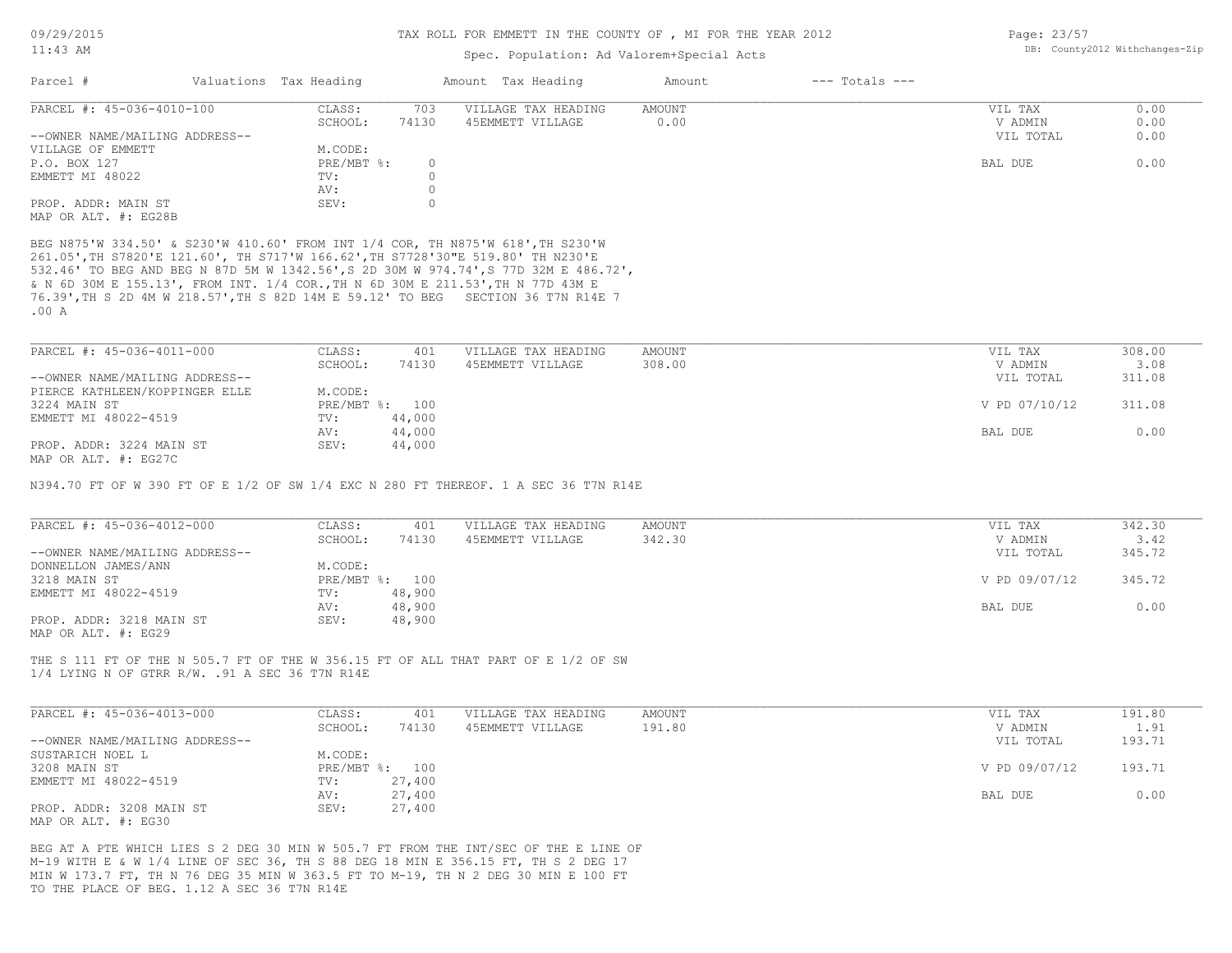# TAX ROLL FOR EMMETT IN THE COUNTY OF , MI FOR THE YEAR 2012

Spec. Population: Ad Valorem+Special Acts

| Parcel # | Valuations | Tax Heading | Amount | Tax Heading | Amount | --- Totals --- | |
|---|---|---|---|---|---|---|---|

---

**PARCEL #: 45-036-4010-100**

| | | | | | |
|---|---|---|---|---|---|
| CLASS: | 703 | VILLAGE TAX HEADING | AMOUNT | VIL TAX | 0.00 |
| SCHOOL: | 74130 | 45EMMETT VILLAGE | 0.00 | V ADMIN | 0.00 |
| | | | | VIL TOTAL | 0.00 |
| M.CODE: | | | | | |
| PRE/MBT %: | 0 | | | BAL DUE | 0.00 |
| TV: | 0 | | | | |
| AV: | 0 | | | | |
| SEV: | 0 | | | | |

--OWNER NAME/MAILING ADDRESS--
VILLAGE OF EMMETT
P.O. BOX 127
EMMETT MI 48022

PROP. ADDR: MAIN ST
MAP OR ALT. #: EG28B

BEG N875'W 334.50' & S230'W 410.60' FROM INT 1/4 COR, TH N875'W 618', TH S230'W 261.05', TH S7820'E 121.60', TH S717'W 166.62', TH S7728'30"E 519.80' TH N230'E 532.46' TO BEG AND BEG N 87D 5M W 1342.56', S 2D 30M W 974.74', S 77D 32M E 486.72', & N 6D 30M E 155.13', FROM INT. 1/4 COR., TH N 6D 30M E 211.53', TH N 77D 43M E 76.39', TH S 2D 4M W 218.57', TH S 82D 14M E 59.12' TO BEG SECTION 36 T7N R14E 7 .00 A

---

**PARCEL #: 45-036-4011-000**

| | | | | | |
|---|---|---|---|---|---|
| CLASS: | 401 | VILLAGE TAX HEADING | AMOUNT | VIL TAX | 308.00 |
| SCHOOL: | 74130 | 45EMMETT VILLAGE | 308.00 | V ADMIN | 3.08 |
| | | | | VIL TOTAL | 311.08 |
| M.CODE: | | | | | |
| PRE/MBT %: | 100 | | | V PD 07/10/12 | 311.08 |
| TV: | 44,000 | | | | |
| AV: | 44,000 | | | BAL DUE | 0.00 |
| SEV: | 44,000 | | | | |

--OWNER NAME/MAILING ADDRESS--
PIERCE KATHLEEN/KOPPINGER ELLE
3224 MAIN ST
EMMETT MI 48022-4519

PROP. ADDR: 3224 MAIN ST
MAP OR ALT. #: EG27C

N394.70 FT OF W 390 FT OF E 1/2 OF SW 1/4 EXC N 280 FT THEREOF. 1 A SEC 36 T7N R14E

---

**PARCEL #: 45-036-4012-000**

| | | | | | |
|---|---|---|---|---|---|
| CLASS: | 401 | VILLAGE TAX HEADING | AMOUNT | VIL TAX | 342.30 |
| SCHOOL: | 74130 | 45EMMETT VILLAGE | 342.30 | V ADMIN | 3.42 |
| | | | | VIL TOTAL | 345.72 |
| M.CODE: | | | | | |
| PRE/MBT %: | 100 | | | V PD 09/07/12 | 345.72 |
| TV: | 48,900 | | | | |
| AV: | 48,900 | | | BAL DUE | 0.00 |
| SEV: | 48,900 | | | | |

--OWNER NAME/MAILING ADDRESS--
DONNELLON JAMES/ANN
3218 MAIN ST
EMMETT MI 48022-4519

PROP. ADDR: 3218 MAIN ST
MAP OR ALT. #: EG29

THE S 111 FT OF THE N 505.7 FT OF THE W 356.15 FT OF ALL THAT PART OF E 1/2 OF SW 1/4 LYING N OF GTRR R/W. .91 A SEC 36 T7N R14E

---

**PARCEL #: 45-036-4013-000**

| | | | | | |
|---|---|---|---|---|---|
| CLASS: | 401 | VILLAGE TAX HEADING | AMOUNT | VIL TAX | 191.80 |
| SCHOOL: | 74130 | 45EMMETT VILLAGE | 191.80 | V ADMIN | 1.91 |
| | | | | VIL TOTAL | 193.71 |
| M.CODE: | | | | | |
| PRE/MBT %: | 100 | | | V PD 09/07/12 | 193.71 |
| TV: | 27,400 | | | | |
| AV: | 27,400 | | | BAL DUE | 0.00 |
| SEV: | 27,400 | | | | |

--OWNER NAME/MAILING ADDRESS--
SUSTARICH NOEL L
3208 MAIN ST
EMMETT MI 48022-4519

PROP. ADDR: 3208 MAIN ST
MAP OR ALT. #: EG30

BEG AT A PTE WHICH LIES S 2 DEG 30 MIN W 505.7 FT FROM THE INT/SEC OF THE E LINE OF M-19 WITH E & W 1/4 LINE OF SEC 36, TH S 88 DEG 18 MIN E 356.15 FT, TH S 2 DEG 17 MIN W 173.7 FT, TH N 76 DEG 35 MIN W 363.5 FT TO M-19, TH N 2 DEG 30 MIN E 100 FT TO THE PLACE OF BEG. 1.12 A SEC 36 T7N R14E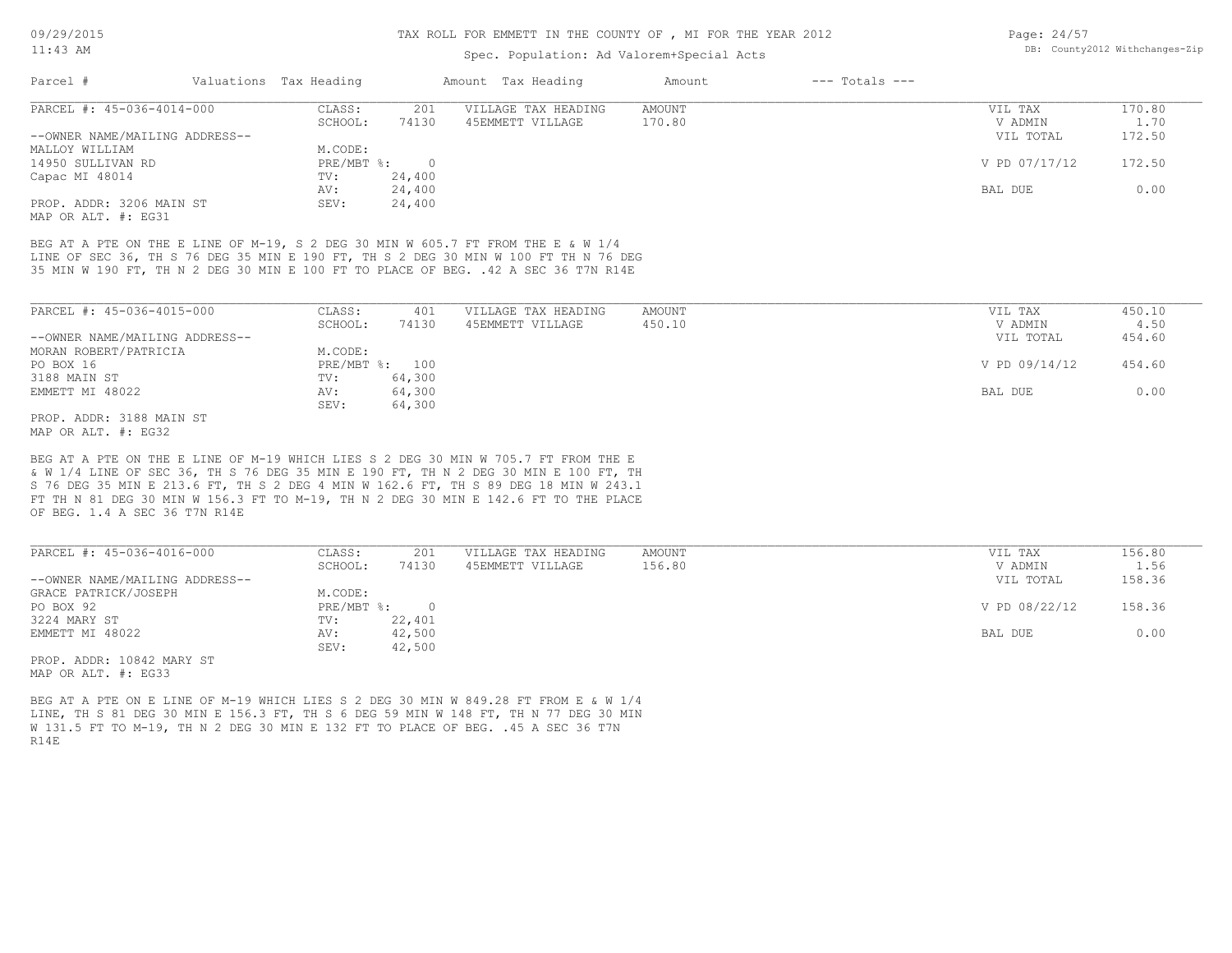# TAX ROLL FOR EMMETT IN THE COUNTY OF , MI FOR THE YEAR 2012

Spec. Population: Ad Valorem+Special Acts

| Parcel # | Valuations | Tax Heading | Amount | Tax Heading | Amount | --- Totals --- | |
|---|---|---|---|---|---|---|---|

## PARCEL #: 45-036-4014-000

| | | | | | | | |
|---|---|---|---|---|---|---|---|
| | CLASS: | 201 | VILLAGE TAX HEADING | AMOUNT | | VIL TAX | 170.80 |
| | SCHOOL: | 74130 | 45EMMETT VILLAGE | 170.80 | | V ADMIN | 1.70 |
| --OWNER NAME/MAILING ADDRESS-- | | | | | | VIL TOTAL | 172.50 |
| MALLOY WILLIAM | M.CODE: | | | | | | |
| 14950 SULLIVAN RD | PRE/MBT %: | 0 | | | | V PD 07/17/12 | 172.50 |
| Capac MI 48014 | TV: | 24,400 | | | | | |
| | AV: | 24,400 | | | | BAL DUE | 0.00 |
| PROP. ADDR: 3206 MAIN ST | SEV: | 24,400 | | | | | |
| MAP OR ALT. #: EG31 | | | | | | | |

BEG AT A PTE ON THE E LINE OF M-19, S 2 DEG 30 MIN W 605.7 FT FROM THE E & W 1/4 LINE OF SEC 36, TH S 76 DEG 35 MIN E 190 FT, TH S 2 DEG 30 MIN W 100 FT TH N 76 DEG 35 MIN W 190 FT, TH N 2 DEG 30 MIN E 100 FT TO PLACE OF BEG. .42 A SEC 36 T7N R14E

## PARCEL #: 45-036-4015-000

| | | | | | | | |
|---|---|---|---|---|---|---|---|
| | CLASS: | 401 | VILLAGE TAX HEADING | AMOUNT | | VIL TAX | 450.10 |
| | SCHOOL: | 74130 | 45EMMETT VILLAGE | 450.10 | | V ADMIN | 4.50 |
| --OWNER NAME/MAILING ADDRESS-- | | | | | | VIL TOTAL | 454.60 |
| MORAN ROBERT/PATRICIA | M.CODE: | | | | | | |
| PO BOX 16 | PRE/MBT %: | 100 | | | | V PD 09/14/12 | 454.60 |
| 3188 MAIN ST | TV: | 64,300 | | | | | |
| EMMETT MI 48022 | AV: | 64,300 | | | | BAL DUE | 0.00 |
| | SEV: | 64,300 | | | | | |
| PROP. ADDR: 3188 MAIN ST | | | | | | | |
| MAP OR ALT. #: EG32 | | | | | | | |

BEG AT A PTE ON THE E LINE OF M-19 WHICH LIES S 2 DEG 30 MIN W 705.7 FT FROM THE E & W 1/4 LINE OF SEC 36, TH S 76 DEG 35 MIN E 190 FT, TH N 2 DEG 30 MIN E 100 FT, TH S 76 DEG 35 MIN E 213.6 FT, TH S 2 DEG 4 MIN W 162.6 FT, TH S 89 DEG 18 MIN W 243.1 FT TH N 81 DEG 30 MIN W 156.3 FT TO M-19, TH N 2 DEG 30 MIN E 142.6 FT TO THE PLACE OF BEG. 1.4 A SEC 36 T7N R14E

## PARCEL #: 45-036-4016-000

| | | | | | | | |
|---|---|---|---|---|---|---|---|
| | CLASS: | 201 | VILLAGE TAX HEADING | AMOUNT | | VIL TAX | 156.80 |
| | SCHOOL: | 74130 | 45EMMETT VILLAGE | 156.80 | | V ADMIN | 1.56 |
| --OWNER NAME/MAILING ADDRESS-- | | | | | | VIL TOTAL | 158.36 |
| GRACE PATRICK/JOSEPH | M.CODE: | | | | | | |
| PO BOX 92 | PRE/MBT %: | 0 | | | | V PD 08/22/12 | 158.36 |
| 3224 MARY ST | TV: | 22,401 | | | | | |
| EMMETT MI 48022 | AV: | 42,500 | | | | BAL DUE | 0.00 |
| | SEV: | 42,500 | | | | | |
| PROP. ADDR: 10842 MARY ST | | | | | | | |
| MAP OR ALT. #: EG33 | | | | | | | |

BEG AT A PTE ON E LINE OF M-19 WHICH LIES S 2 DEG 30 MIN W 849.28 FT FROM E & W 1/4 LINE, TH S 81 DEG 30 MIN E 156.3 FT, TH S 6 DEG 59 MIN W 148 FT, TH N 77 DEG 30 MIN W 131.5 FT TO M-19, TH N 2 DEG 30 MIN E 132 FT TO PLACE OF BEG. .45 A SEC 36 T7N R14E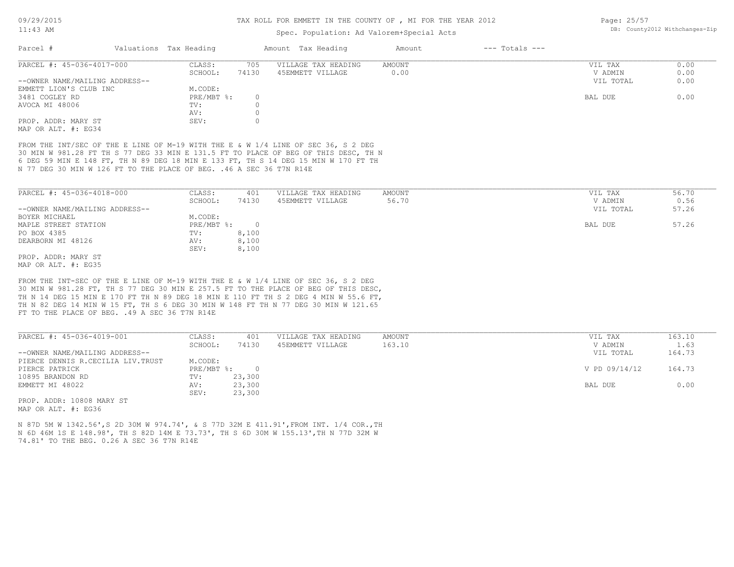TAX ROLL FOR EMMETT IN THE COUNTY OF , MI FOR THE YEAR 2012

Spec. Population: Ad Valorem+Special Acts

| Parcel # | Valuations | Tax Heading | Amount | Tax Heading | Amount | --- Totals --- | |
|---|---|---|---|---|---|---|---|

**PARCEL #: 45-036-4017-000**

| | | | | | |
|---|---|---|---|---|---|
| CLASS: | 705 | VILLAGE TAX HEADING | AMOUNT | VIL TAX | 0.00 |
| SCHOOL: | 74130 | 45EMMETT VILLAGE | 0.00 | V ADMIN | 0.00 |
| | | | | VIL TOTAL | 0.00 |
| M.CODE: | | | | | |
| PRE/MBT %: | 0 | | | BAL DUE | 0.00 |
| TV: | 0 | | | | |
| AV: | 0 | | | | |
| SEV: | 0 | | | | |

--OWNER NAME/MAILING ADDRESS--
EMMETT LION'S CLUB INC
3481 COGLEY RD
AVOCA MI 48006

PROP. ADDR: MARY ST
MAP OR ALT. #: EG34

FROM THE INT/SEC OF THE E LINE OF M-19 WITH THE E & W 1/4 LINE OF SEC 36, S 2 DEG 30 MIN W 981.28 FT TH S 77 DEG 33 MIN E 131.5 FT TO PLACE OF BEG OF THIS DESC, TH N 6 DEG 59 MIN E 148 FT, TH N 89 DEG 18 MIN E 133 FT, TH S 14 DEG 15 MIN W 170 FT TH N 77 DEG 30 MIN W 126 FT TO THE PLACE OF BEG. .46 A SEC 36 T7N R14E

**PARCEL #: 45-036-4018-000**

| | | | | | |
|---|---|---|---|---|---|
| CLASS: | 401 | VILLAGE TAX HEADING | AMOUNT | VIL TAX | 56.70 |
| SCHOOL: | 74130 | 45EMMETT VILLAGE | 56.70 | V ADMIN | 0.56 |
| | | | | VIL TOTAL | 57.26 |
| M.CODE: | | | | | |
| PRE/MBT %: | 0 | | | BAL DUE | 57.26 |
| TV: | 8,100 | | | | |
| AV: | 8,100 | | | | |
| SEV: | 8,100 | | | | |

--OWNER NAME/MAILING ADDRESS--
BOYER MICHAEL
MAPLE STREET STATION
PO BOX 4385
DEARBORN MI 48126

PROP. ADDR: MARY ST
MAP OR ALT. #: EG35

FROM THE INT-SEC OF THE E LINE OF M-19 WITH THE E & W 1/4 LINE OF SEC 36, S 2 DEG 30 MIN W 981.28 FT, TH S 77 DEG 30 MIN E 257.5 FT TO THE PLACE OF BEG OF THIS DESC, TH N 14 DEG 15 MIN E 170 FT TH N 89 DEG 18 MIN E 110 FT TH S 2 DEG 4 MIN W 55.6 FT, TH N 82 DEG 14 MIN W 15 FT, TH S 6 DEG 30 MIN W 148 FT TH N 77 DEG 30 MIN W 121.65 FT TO THE PLACE OF BEG. .49 A SEC 36 T7N R14E

**PARCEL #: 45-036-4019-001**

| | | | | | |
|---|---|---|---|---|---|
| CLASS: | 401 | VILLAGE TAX HEADING | AMOUNT | VIL TAX | 163.10 |
| SCHOOL: | 74130 | 45EMMETT VILLAGE | 163.10 | V ADMIN | 1.63 |
| | | | | VIL TOTAL | 164.73 |
| M.CODE: | | | | | |
| PRE/MBT %: | 0 | | | V PD 09/14/12 | 164.73 |
| TV: | 23,300 | | | | |
| AV: | 23,300 | | | BAL DUE | 0.00 |
| SEV: | 23,300 | | | | |

--OWNER NAME/MAILING ADDRESS--
PIERCE DENNIS R.CECILIA LIV.TRUST
PIERCE PATRICK
10895 BRANDON RD
EMMETT MI 48022

PROP. ADDR: 10808 MARY ST
MAP OR ALT. #: EG36

N 87D 5M W 1342.56',S 2D 30M W 974.74', & S 77D 32M E 411.91',FROM INT. 1/4 COR.,TH N 6D 46M 1S E 148.98', TH S 82D 14M E 73.73', TH S 6D 30M W 155.13',TH N 77D 32M W 74.81' TO THE BEG. 0.26 A SEC 36 T7N R14E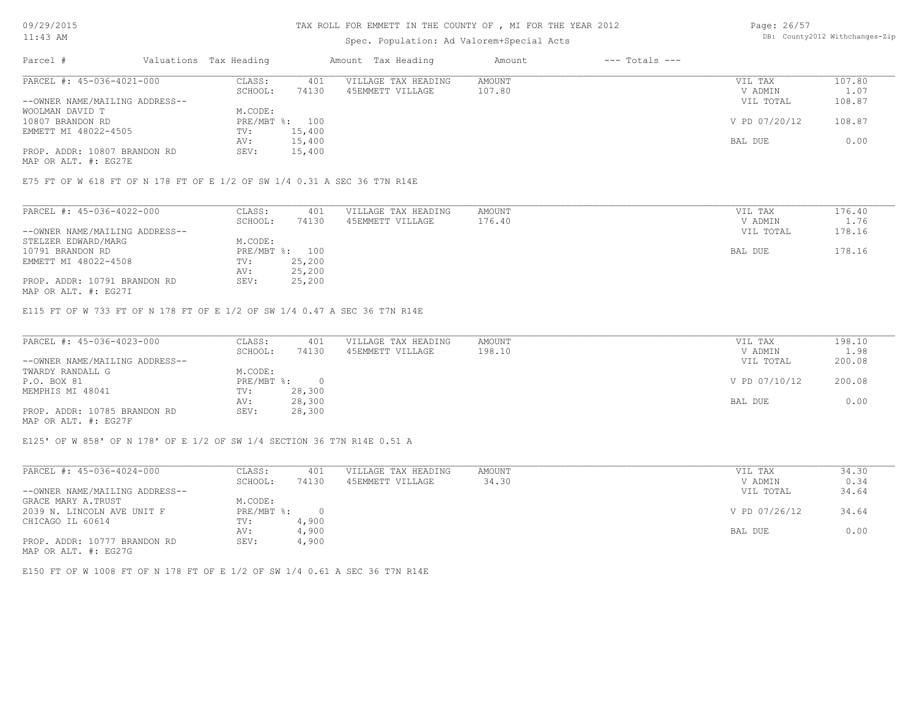TAX ROLL FOR EMMETT IN THE COUNTY OF , MI FOR THE YEAR 2012

Spec. Population: Ad Valorem+Special Acts

| Parcel # | Valuations | Tax Heading | Amount | Tax Heading | Amount | --- Totals --- | |
|---|---|---|---|---|---|---|---|
| PARCEL #: 45-036-4021-000 | CLASS: | 401 | VILLAGE TAX HEADING | AMOUNT | | VIL TAX | 107.80 |
| | SCHOOL: | 74130 | 45EMMETT VILLAGE | 107.80 | | V ADMIN | 1.07 |
| --OWNER NAME/MAILING ADDRESS-- | | | | | | VIL TOTAL | 108.87 |
| WOOLMAN DAVID T | M.CODE: | | | | | | |
| 10807 BRANDON RD | PRE/MBT %: | 100 | | | | V PD 07/20/12 | 108.87 |
| EMMETT MI 48022-4505 | TV: | 15,400 | | | | | |
| | AV: | 15,400 | | | | BAL DUE | 0.00 |
| PROP. ADDR: 10807 BRANDON RD | SEV: | 15,400 | | | | | |
| MAP OR ALT. #: EG27E | | | | | | | |

E75 FT OF W 618 FT OF N 178 FT OF E 1/2 OF SW 1/4 0.31 A SEC 36 T7N R14E

| Parcel # | Valuations | Tax Heading | Amount | Tax Heading | Amount | --- Totals --- | |
|---|---|---|---|---|---|---|---|
| PARCEL #: 45-036-4022-000 | CLASS: | 401 | VILLAGE TAX HEADING | AMOUNT | | VIL TAX | 176.40 |
| | SCHOOL: | 74130 | 45EMMETT VILLAGE | 176.40 | | V ADMIN | 1.76 |
| --OWNER NAME/MAILING ADDRESS-- | | | | | | VIL TOTAL | 178.16 |
| STELZER EDWARD/MARG | M.CODE: | | | | | | |
| 10791 BRANDON RD | PRE/MBT %: | 100 | | | | BAL DUE | 178.16 |
| EMMETT MI 48022-4508 | TV: | 25,200 | | | | | |
| | AV: | 25,200 | | | | | |
| PROP. ADDR: 10791 BRANDON RD | SEV: | 25,200 | | | | | |
| MAP OR ALT. #: EG27I | | | | | | | |

E115 FT OF W 733 FT OF N 178 FT OF E 1/2 OF SW 1/4 0.47 A SEC 36 T7N R14E

| Parcel # | Valuations | Tax Heading | Amount | Tax Heading | Amount | --- Totals --- | |
|---|---|---|---|---|---|---|---|
| PARCEL #: 45-036-4023-000 | CLASS: | 401 | VILLAGE TAX HEADING | AMOUNT | | VIL TAX | 198.10 |
| | SCHOOL: | 74130 | 45EMMETT VILLAGE | 198.10 | | V ADMIN | 1.98 |
| --OWNER NAME/MAILING ADDRESS-- | | | | | | VIL TOTAL | 200.08 |
| TWARDY RANDALL G | M.CODE: | | | | | | |
| P.O. BOX 81 | PRE/MBT %: | 0 | | | | V PD 07/10/12 | 200.08 |
| MEMPHIS MI 48041 | TV: | 28,300 | | | | | |
| | AV: | 28,300 | | | | BAL DUE | 0.00 |
| PROP. ADDR: 10785 BRANDON RD | SEV: | 28,300 | | | | | |
| MAP OR ALT. #: EG27F | | | | | | | |

E125' OF W 858' OF N 178' OF E 1/2 OF SW 1/4 SECTION 36 T7N R14E 0.51 A

| Parcel # | Valuations | Tax Heading | Amount | Tax Heading | Amount | --- Totals --- | |
|---|---|---|---|---|---|---|---|
| PARCEL #: 45-036-4024-000 | CLASS: | 401 | VILLAGE TAX HEADING | AMOUNT | | VIL TAX | 34.30 |
| | SCHOOL: | 74130 | 45EMMETT VILLAGE | 34.30 | | V ADMIN | 0.34 |
| --OWNER NAME/MAILING ADDRESS-- | | | | | | VIL TOTAL | 34.64 |
| GRACE MARY A.TRUST | M.CODE: | | | | | | |
| 2039 N. LINCOLN AVE UNIT F | PRE/MBT %: | 0 | | | | V PD 07/26/12 | 34.64 |
| CHICAGO IL 60614 | TV: | 4,900 | | | | | |
| | AV: | 4,900 | | | | BAL DUE | 0.00 |
| PROP. ADDR: 10777 BRANDON RD | SEV: | 4,900 | | | | | |
| MAP OR ALT. #: EG27G | | | | | | | |

E150 FT OF W 1008 FT OF N 178 FT OF E 1/2 OF SW 1/4 0.61 A SEC 36 T7N R14E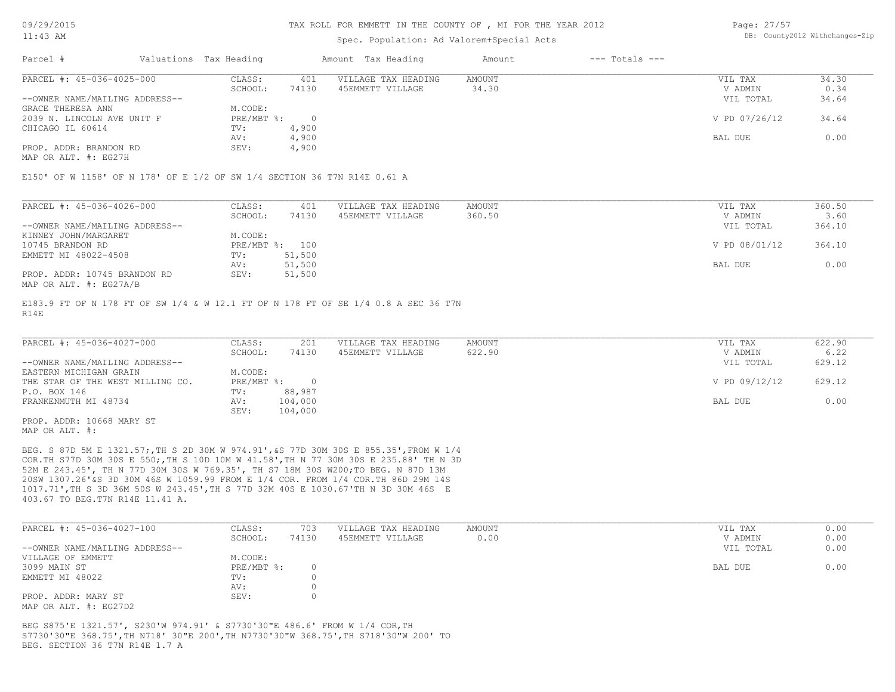TAX ROLL FOR EMMETT IN THE COUNTY OF , MI FOR THE YEAR 2012

Spec. Population: Ad Valorem+Special Acts

| Parcel # | Valuations | Tax Heading | Amount | Tax Heading | Amount | --- Totals --- | |
|---|---|---|---|---|---|---|---|
| PARCEL #: 45-036-4025-000 | CLASS: | 401 | VILLAGE TAX HEADING | AMOUNT | | VIL TAX | 34.30 |
| | SCHOOL: | 74130 | 45EMMETT VILLAGE | 34.30 | | V ADMIN | 0.34 |
| --OWNER NAME/MAILING ADDRESS-- | | | | | | VIL TOTAL | 34.64 |
| GRACE THERESA ANN | M.CODE: | | | | | | |
| 2039 N. LINCOLN AVE UNIT F | PRE/MBT %: | 0 | | | | V PD 07/26/12 | 34.64 |
| CHICAGO IL 60614 | TV: | 4,900 | | | | | |
| | AV: | 4,900 | | | | BAL DUE | 0.00 |
| PROP. ADDR: BRANDON RD | SEV: | 4,900 | | | | | |
| MAP OR ALT. #: EG27H | | | | | | | |

E150' OF W 1158' OF N 178' OF E 1/2 OF SW 1/4 SECTION 36 T7N R14E 0.61 A

| Parcel # | Valuations | Tax Heading | Amount | Tax Heading | Amount | --- Totals --- | |
|---|---|---|---|---|---|---|---|
| PARCEL #: 45-036-4026-000 | CLASS: | 401 | VILLAGE TAX HEADING | AMOUNT | | VIL TAX | 360.50 |
| | SCHOOL: | 74130 | 45EMMETT VILLAGE | 360.50 | | V ADMIN | 3.60 |
| --OWNER NAME/MAILING ADDRESS-- | | | | | | VIL TOTAL | 364.10 |
| KINNEY JOHN/MARGARET | M.CODE: | | | | | | |
| 10745 BRANDON RD | PRE/MBT %: | 100 | | | | V PD 08/01/12 | 364.10 |
| EMMETT MI 48022-4508 | TV: | 51,500 | | | | | |
| | AV: | 51,500 | | | | BAL DUE | 0.00 |
| PROP. ADDR: 10745 BRANDON RD | SEV: | 51,500 | | | | | |
| MAP OR ALT. #: EG27A/B | | | | | | | |

E183.9 FT OF N 178 FT OF SW 1/4 & W 12.1 FT OF N 178 FT OF SE 1/4 0.8 A SEC 36 T7N R14E

| Parcel # | Valuations | Tax Heading | Amount | Tax Heading | Amount | --- Totals --- | |
|---|---|---|---|---|---|---|---|
| PARCEL #: 45-036-4027-000 | CLASS: | 201 | VILLAGE TAX HEADING | AMOUNT | | VIL TAX | 622.90 |
| | SCHOOL: | 74130 | 45EMMETT VILLAGE | 622.90 | | V ADMIN | 6.22 |
| --OWNER NAME/MAILING ADDRESS-- | | | | | | VIL TOTAL | 629.12 |
| EASTERN MICHIGAN GRAIN | M.CODE: | | | | | | |
| THE STAR OF THE WEST MILLING CO. | PRE/MBT %: | 0 | | | | V PD 09/12/12 | 629.12 |
| P.O. BOX 146 | TV: | 88,987 | | | | | |
| FRANKENMUTH MI 48734 | AV: | 104,000 | | | | BAL DUE | 0.00 |
| | SEV: | 104,000 | | | | | |
| PROP. ADDR: 10668 MARY ST | | | | | | | |
| MAP OR ALT. #: | | | | | | | |

BEG. S 87D 5M E 1321.57;,TH S 2D 30M W 974.91',&S 77D 30M 30S E 855.35',FROM W 1/4 COR.TH S77D 30M 30S E 550;,TH S 10D 10M W 41.58',TH N 77 30M 30S E 235.88' TH N 3D 52M E 243.45', TH N 77D 30M 30S W 769.35', TH S7 18M 30S W200;TO BEG. N 87D 13M 20SW 1307.26'&S 3D 30M 46S W 1059.99 FROM E 1/4 COR. FROM 1/4 COR.TH 86D 29M 14S 1017.71',TH S 3D 36M 50S W 243.45',TH S 77D 32M 40S E 1030.67'TH N 3D 30M 46S E 403.67 TO BEG.T7N R14E 11.41 A.

| Parcel # | Valuations | Tax Heading | Amount | Tax Heading | Amount | --- Totals --- | |
|---|---|---|---|---|---|---|---|
| PARCEL #: 45-036-4027-100 | CLASS: | 703 | VILLAGE TAX HEADING | AMOUNT | | VIL TAX | 0.00 |
| | SCHOOL: | 74130 | 45EMMETT VILLAGE | 0.00 | | V ADMIN | 0.00 |
| --OWNER NAME/MAILING ADDRESS-- | | | | | | VIL TOTAL | 0.00 |
| VILLAGE OF EMMETT | M.CODE: | | | | | | |
| 3099 MAIN ST | PRE/MBT %: | 0 | | | | BAL DUE | 0.00 |
| EMMETT MI 48022 | TV: | 0 | | | | | |
| | AV: | 0 | | | | | |
| PROP. ADDR: MARY ST | SEV: | 0 | | | | | |
| MAP OR ALT. #: EG27D2 | | | | | | | |

BEG S875'E 1321.57', S230'W 974.91' & S7730'30"E 486.6' FROM W 1/4 COR,TH S7730'30"E 368.75',TH N718' 30"E 200',TH N7730'30"W 368.75',TH S718'30"W 200' TO BEG. SECTION 36 T7N R14E 1.7 A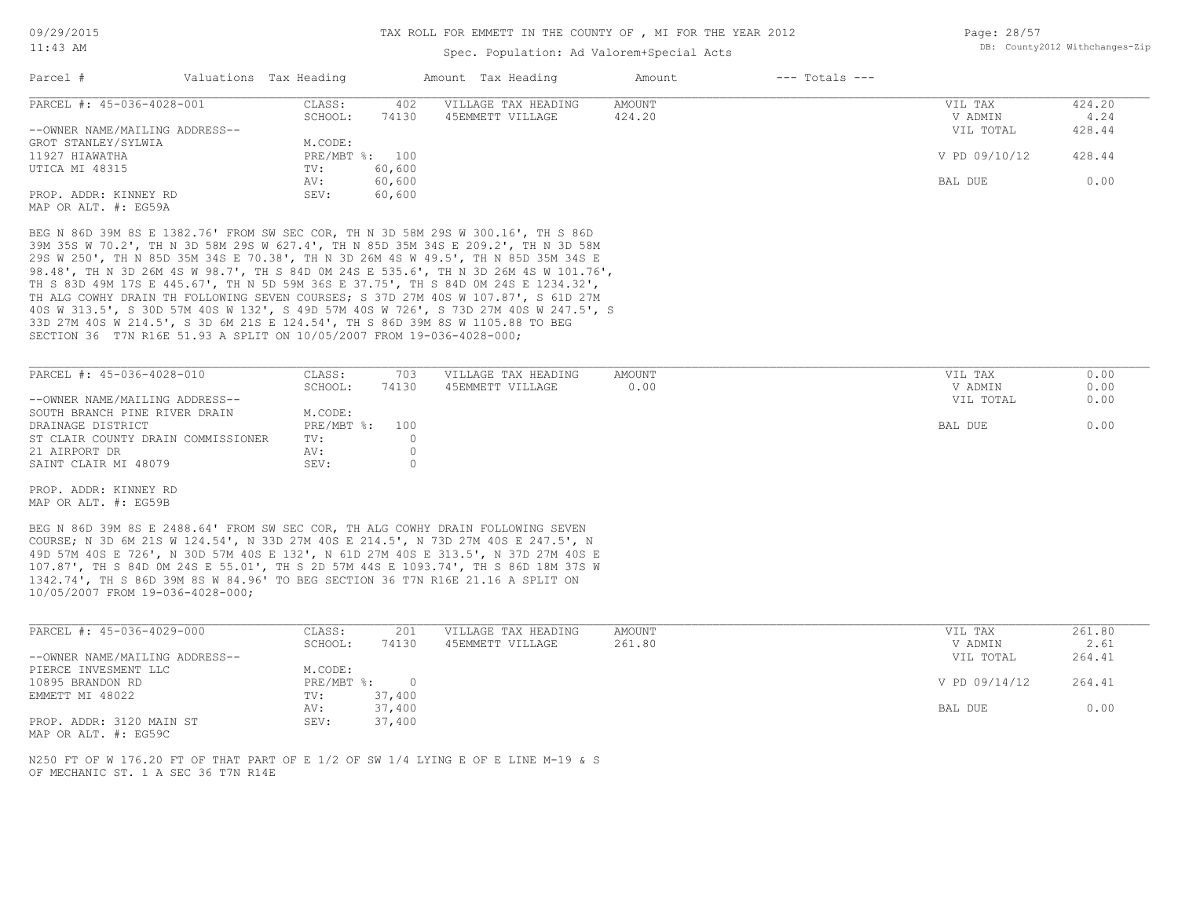TAX ROLL FOR EMMETT IN THE COUNTY OF , MI FOR THE YEAR 2012

Spec. Population: Ad Valorem+Special Acts

| Parcel # | Valuations Tax Heading | | Amount Tax Heading | Amount | --- Totals --- | |
|---|---|---|---|---|---|---|
| PARCEL #: 45-036-4028-001 | CLASS: | 402 | VILLAGE TAX HEADING | AMOUNT | VIL TAX | 424.20 |
| | SCHOOL: | 74130 | 45EMMETT VILLAGE | 424.20 | V ADMIN | 4.24 |
| --OWNER NAME/MAILING ADDRESS-- | | | | | VIL TOTAL | 428.44 |
| GROT STANLEY/SYLWIA | M.CODE: | | | | | |
| 11927 HIAWATHA | PRE/MBT %: | 100 | | | V PD 09/10/12 | 428.44 |
| UTICA MI 48315 | TV: | 60,600 | | | | |
| | AV: | 60,600 | | | BAL DUE | 0.00 |
| PROP. ADDR: KINNEY RD | SEV: | 60,600 | | | | |
| MAP OR ALT. #: EG59A | | | | | | |

BEG N 86D 39M 8S E 1382.76' FROM SW SEC COR, TH N 3D 58M 29S W 300.16', TH S 86D 39M 35S W 70.2', TH N 3D 58M 29S W 627.4', TH N 85D 35M 34S E 209.2', TH N 3D 58M 29S W 250', TH N 85D 35M 34S E 70.38', TH N 3D 26M 4S W 49.5', TH N 85D 35M 34S E 98.48', TH N 3D 26M 4S W 98.7', TH S 84D 0M 24S E 535.6', TH N 3D 26M 4S W 101.76', TH S 83D 49M 17S E 445.67', TH N 5D 59M 36S E 37.75', TH S 84D 0M 24S E 1234.32', TH ALG COWHY DRAIN TH FOLLOWING SEVEN COURSES; S 37D 27M 40S W 107.87', S 61D 27M 40S W 313.5', S 30D 57M 40S W 132', S 49D 57M 40S W 726', S 73D 27M 40S W 247.5', S 33D 27M 40S W 214.5', S 3D 6M 21S E 124.54', TH S 86D 39M 8S W 1105.88 TO BEG SECTION 36 T7N R16E 51.93 A SPLIT ON 10/05/2007 FROM 19-036-4028-000;

| Parcel # | Valuations Tax Heading | | Amount Tax Heading | Amount | --- Totals --- | |
|---|---|---|---|---|---|---|
| PARCEL #: 45-036-4028-010 | CLASS: | 703 | VILLAGE TAX HEADING | AMOUNT | VIL TAX | 0.00 |
| | SCHOOL: | 74130 | 45EMMETT VILLAGE | 0.00 | V ADMIN | 0.00 |
| --OWNER NAME/MAILING ADDRESS-- | | | | | VIL TOTAL | 0.00 |
| SOUTH BRANCH PINE RIVER DRAIN | M.CODE: | | | | | |
| DRAINAGE DISTRICT | PRE/MBT %: | 100 | | | BAL DUE | 0.00 |
| ST CLAIR COUNTY DRAIN COMMISSIONER | TV: | 0 | | | | |
| 21 AIRPORT DR | AV: | 0 | | | | |
| SAINT CLAIR MI 48079 | SEV: | 0 | | | | |
| PROP. ADDR: KINNEY RD | | | | | | |
| MAP OR ALT. #: EG59B | | | | | | |

BEG N 86D 39M 8S E 2488.64' FROM SW SEC COR, TH ALG COWHY DRAIN FOLLOWING SEVEN COURSE; N 3D 6M 21S W 124.54', N 33D 27M 40S E 214.5', N 73D 27M 40S E 247.5', N 49D 57M 40S E 726', N 30D 57M 40S E 132', N 61D 27M 40S E 313.5', N 37D 27M 40S E 107.87', TH S 84D 0M 24S E 55.01', TH S 2D 57M 44S E 1093.74', TH S 86D 18M 37S W 1342.74', TH S 86D 39M 8S W 84.96' TO BEG SECTION 36 T7N R16E 21.16 A SPLIT ON 10/05/2007 FROM 19-036-4028-000;

| Parcel # | Valuations Tax Heading | | Amount Tax Heading | Amount | --- Totals --- | |
|---|---|---|---|---|---|---|
| PARCEL #: 45-036-4029-000 | CLASS: | 201 | VILLAGE TAX HEADING | AMOUNT | VIL TAX | 261.80 |
| | SCHOOL: | 74130 | 45EMMETT VILLAGE | 261.80 | V ADMIN | 2.61 |
| --OWNER NAME/MAILING ADDRESS-- | | | | | VIL TOTAL | 264.41 |
| PIERCE INVESMENT LLC | M.CODE: | | | | | |
| 10895 BRANDON RD | PRE/MBT %: | 0 | | | V PD 09/14/12 | 264.41 |
| EMMETT MI 48022 | TV: | 37,400 | | | | |
| | AV: | 37,400 | | | BAL DUE | 0.00 |
| PROP. ADDR: 3120 MAIN ST | SEV: | 37,400 | | | | |
| MAP OR ALT. #: EG59C | | | | | | |

N250 FT OF W 176.20 FT OF THAT PART OF E 1/2 OF SW 1/4 LYING E OF E LINE M-19 & S OF MECHANIC ST. 1 A SEC 36 T7N R14E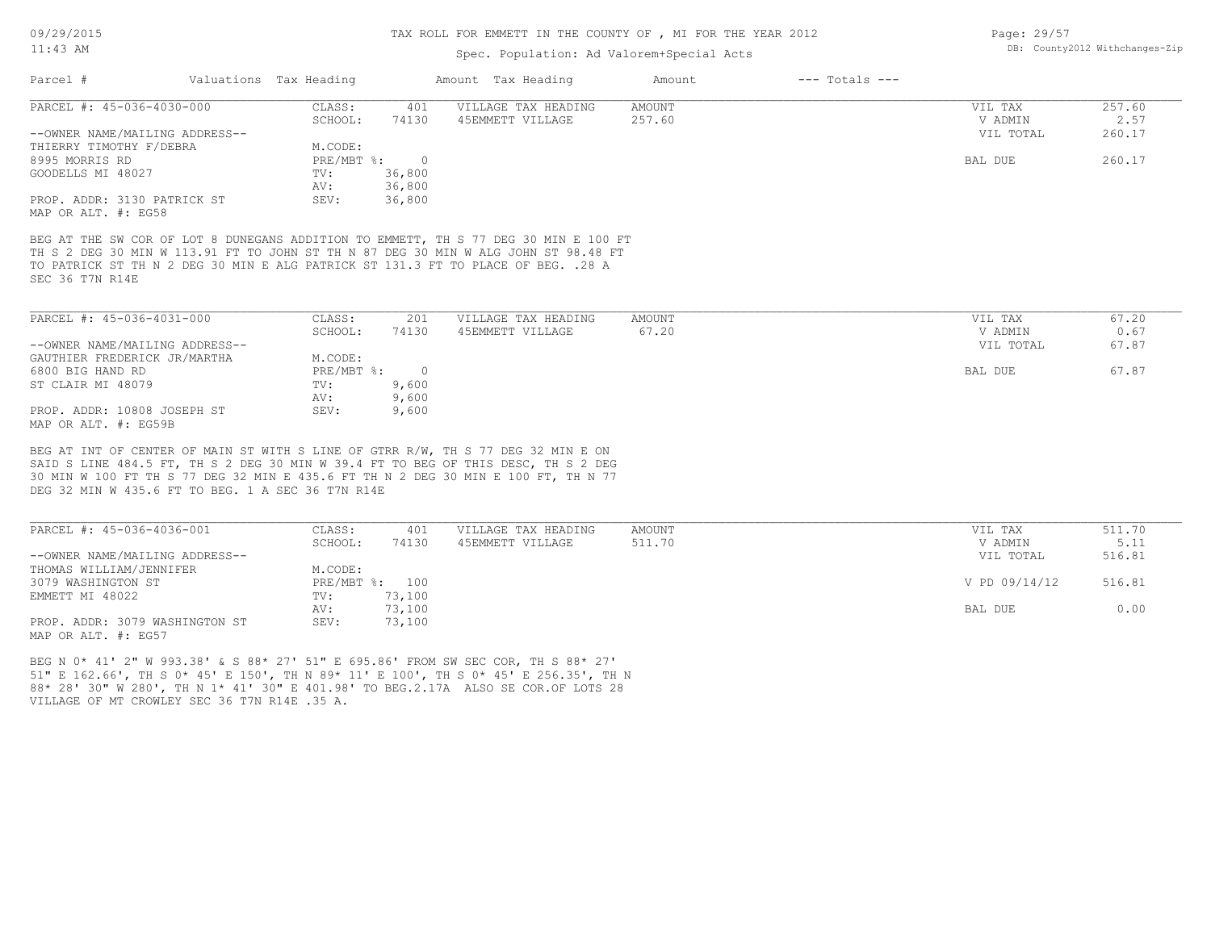TAX ROLL FOR EMMETT IN THE COUNTY OF , MI FOR THE YEAR 2012

Spec. Population: Ad Valorem+Special Acts

| Parcel # | Valuations | Tax Heading | Amount | Tax Heading | Amount | --- Totals --- | |
|---|---|---|---|---|---|---|---|
| PARCEL #: 45-036-4030-000 | CLASS: | 401 | VILLAGE TAX HEADING | AMOUNT | | VIL TAX | 257.60 |
| | SCHOOL: | 74130 | 45EMMETT VILLAGE | 257.60 | | V ADMIN | 2.57 |
| --OWNER NAME/MAILING ADDRESS-- | | | | | | VIL TOTAL | 260.17 |
| THIERRY TIMOTHY F/DEBRA | M.CODE: | | | | | | |
| 8995 MORRIS RD | PRE/MBT %: | 0 | | | | BAL DUE | 260.17 |
| GOODELLS MI 48027 | TV: | 36,800 | | | | | |
| | AV: | 36,800 | | | | | |
| PROP. ADDR: 3130 PATRICK ST | SEV: | 36,800 | | | | | |
| MAP OR ALT. #: EG58 | | | | | | | |

BEG AT THE SW COR OF LOT 8 DUNEGANS ADDITION TO EMMETT, TH S 77 DEG 30 MIN E 100 FT TH S 2 DEG 30 MIN W 113.91 FT TO JOHN ST TH N 87 DEG 30 MIN W ALG JOHN ST 98.48 FT TO PATRICK ST TH N 2 DEG 30 MIN E ALG PATRICK ST 131.3 FT TO PLACE OF BEG. .28 A SEC 36 T7N R14E

| Parcel # | Valuations | Tax Heading | Amount | Tax Heading | Amount | --- Totals --- | |
|---|---|---|---|---|---|---|---|
| PARCEL #: 45-036-4031-000 | CLASS: | 201 | VILLAGE TAX HEADING | AMOUNT | | VIL TAX | 67.20 |
| | SCHOOL: | 74130 | 45EMMETT VILLAGE | 67.20 | | V ADMIN | 0.67 |
| --OWNER NAME/MAILING ADDRESS-- | | | | | | VIL TOTAL | 67.87 |
| GAUTHIER FREDERICK JR/MARTHA | M.CODE: | | | | | | |
| 6800 BIG HAND RD | PRE/MBT %: | 0 | | | | BAL DUE | 67.87 |
| ST CLAIR MI 48079 | TV: | 9,600 | | | | | |
| | AV: | 9,600 | | | | | |
| PROP. ADDR: 10808 JOSEPH ST | SEV: | 9,600 | | | | | |
| MAP OR ALT. #: EG59B | | | | | | | |

BEG AT INT OF CENTER OF MAIN ST WITH S LINE OF GTRR R/W, TH S 77 DEG 32 MIN E ON SAID S LINE 484.5 FT, TH S 2 DEG 30 MIN W 39.4 FT TO BEG OF THIS DESC, TH S 2 DEG 30 MIN W 100 FT TH S 77 DEG 32 MIN E 435.6 FT TH N 2 DEG 30 MIN E 100 FT, TH N 77 DEG 32 MIN W 435.6 FT TO BEG. 1 A SEC 36 T7N R14E

| Parcel # | Valuations | Tax Heading | Amount | Tax Heading | Amount | --- Totals --- | |
|---|---|---|---|---|---|---|---|
| PARCEL #: 45-036-4036-001 | CLASS: | 401 | VILLAGE TAX HEADING | AMOUNT | | VIL TAX | 511.70 |
| | SCHOOL: | 74130 | 45EMMETT VILLAGE | 511.70 | | V ADMIN | 5.11 |
| --OWNER NAME/MAILING ADDRESS-- | | | | | | VIL TOTAL | 516.81 |
| THOMAS WILLIAM/JENNIFER | M.CODE: | | | | | | |
| 3079 WASHINGTON ST | PRE/MBT %: | 100 | | | | V PD 09/14/12 | 516.81 |
| EMMETT MI 48022 | TV: | 73,100 | | | | | |
| | AV: | 73,100 | | | | BAL DUE | 0.00 |
| PROP. ADDR: 3079 WASHINGTON ST | SEV: | 73,100 | | | | | |
| MAP OR ALT. #: EG57 | | | | | | | |

BEG N 0* 41' 2" W 993.38' & S 88* 27' 51" E 695.86' FROM SW SEC COR, TH S 88* 27' 51" E 162.66', TH S 0* 45' E 150', TH N 89* 11' E 100', TH S 0* 45' E 256.35', TH N 88* 28' 30" W 280', TH N 1* 41' 30" E 401.98' TO BEG.2.17A ALSO SE COR.OF LOTS 28 VILLAGE OF MT CROWLEY SEC 36 T7N R14E .35 A.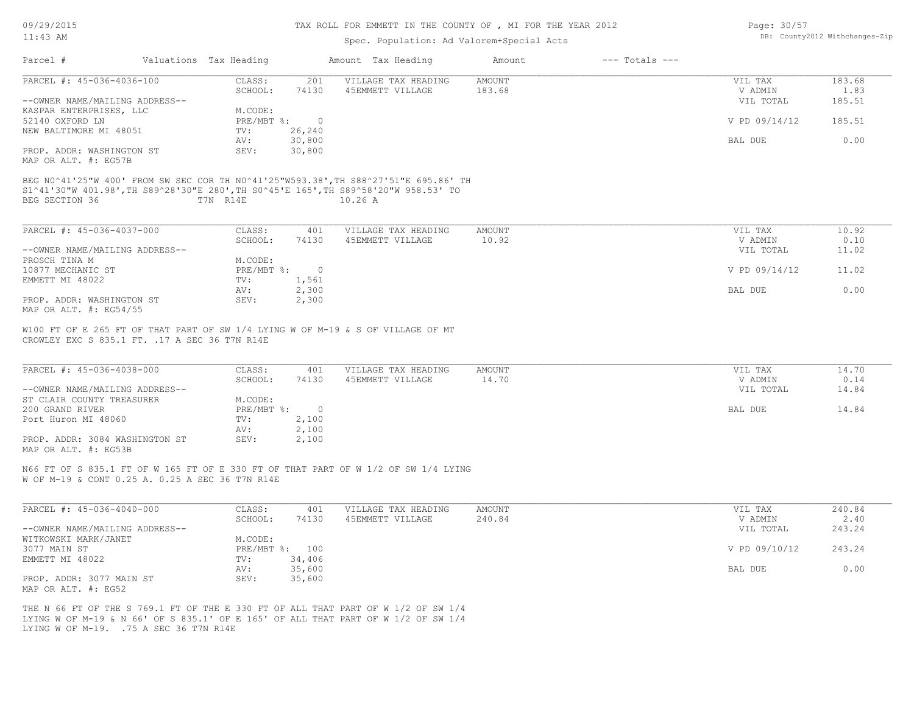# TAX ROLL FOR EMMETT IN THE COUNTY OF , MI FOR THE YEAR 2012

Spec. Population: Ad Valorem+Special Acts

| Parcel # | Valuations | Tax Heading | Amount | Tax Heading | Amount | --- Totals --- | |
|---|---|---|---|---|---|---|---|

---

**PARCEL #: 45-036-4036-100**

| | | | | | | |
|---|---|---|---|---|---|---|
| CLASS: | 201 | VILLAGE TAX HEADING | AMOUNT | | VIL TAX | 183.68 |
| SCHOOL: | 74130 | 45EMMETT VILLAGE | 183.68 | | V ADMIN | 1.83 |
| | | | | | VIL TOTAL | 185.51 |
| M.CODE: | | | | | | |
| PRE/MBT %: | 0 | | | | V PD 09/14/12 | 185.51 |
| TV: | 26,240 | | | | | |
| AV: | 30,800 | | | | BAL DUE | 0.00 |
| SEV: | 30,800 | | | | | |

--OWNER NAME/MAILING ADDRESS--
KASPAR ENTERPRISES, LLC
52140 OXFORD LN
NEW BALTIMORE MI 48051

PROP. ADDR: WASHINGTON ST
MAP OR ALT. #: EG57B

BEG N0^41'25"W 400' FROM SW SEC COR TH N0^41'25"W593.38',TH S88^27'51"E 695.86' TH S1^41'30"W 401.98',TH S89^28'30"E 280',TH S0^45'E 165',TH S89^58'20"W 958.53' TO BEG SECTION 36 T7N R14E 10.26 A

---

**PARCEL #: 45-036-4037-000**

| | | | | | | |
|---|---|---|---|---|---|---|
| CLASS: | 401 | VILLAGE TAX HEADING | AMOUNT | | VIL TAX | 10.92 |
| SCHOOL: | 74130 | 45EMMETT VILLAGE | 10.92 | | V ADMIN | 0.10 |
| | | | | | VIL TOTAL | 11.02 |
| M.CODE: | | | | | | |
| PRE/MBT %: | 0 | | | | V PD 09/14/12 | 11.02 |
| TV: | 1,561 | | | | | |
| AV: | 2,300 | | | | BAL DUE | 0.00 |
| SEV: | 2,300 | | | | | |

--OWNER NAME/MAILING ADDRESS--
PROSCH TINA M
10877 MECHANIC ST
EMMETT MI 48022

PROP. ADDR: WASHINGTON ST
MAP OR ALT. #: EG54/55

W100 FT OF E 265 FT OF THAT PART OF SW 1/4 LYING W OF M-19 & S OF VILLAGE OF MT CROWLEY EXC S 835.1 FT. .17 A SEC 36 T7N R14E

---

**PARCEL #: 45-036-4038-000**

| | | | | | | |
|---|---|---|---|---|---|---|
| CLASS: | 401 | VILLAGE TAX HEADING | AMOUNT | | VIL TAX | 14.70 |
| SCHOOL: | 74130 | 45EMMETT VILLAGE | 14.70 | | V ADMIN | 0.14 |
| | | | | | VIL TOTAL | 14.84 |
| M.CODE: | | | | | | |
| PRE/MBT %: | 0 | | | | BAL DUE | 14.84 |
| TV: | 2,100 | | | | | |
| AV: | 2,100 | | | | | |
| SEV: | 2,100 | | | | | |

--OWNER NAME/MAILING ADDRESS--
ST CLAIR COUNTY TREASURER
200 GRAND RIVER
Port Huron MI 48060

PROP. ADDR: 3084 WASHINGTON ST
MAP OR ALT. #: EG53B

N66 FT OF S 835.1 FT OF W 165 FT OF E 330 FT OF THAT PART OF W 1/2 OF SW 1/4 LYING W OF M-19 & CONT 0.25 A. 0.25 A SEC 36 T7N R14E

---

**PARCEL #: 45-036-4040-000**

| | | | | | | |
|---|---|---|---|---|---|---|
| CLASS: | 401 | VILLAGE TAX HEADING | AMOUNT | | VIL TAX | 240.84 |
| SCHOOL: | 74130 | 45EMMETT VILLAGE | 240.84 | | V ADMIN | 2.40 |
| | | | | | VIL TOTAL | 243.24 |
| M.CODE: | | | | | | |
| PRE/MBT %: | 100 | | | | V PD 09/10/12 | 243.24 |
| TV: | 34,406 | | | | | |
| AV: | 35,600 | | | | BAL DUE | 0.00 |
| SEV: | 35,600 | | | | | |

--OWNER NAME/MAILING ADDRESS--
WITKOWSKI MARK/JANET
3077 MAIN ST
EMMETT MI 48022

PROP. ADDR: 3077 MAIN ST
MAP OR ALT. #: EG52

THE N 66 FT OF THE S 769.1 FT OF THE E 330 FT OF ALL THAT PART OF W 1/2 OF SW 1/4 LYING W OF M-19 & N 66' OF S 835.1' OF E 165' OF ALL THAT PART OF W 1/2 OF SW 1/4 LYING W OF M-19. .75 A SEC 36 T7N R14E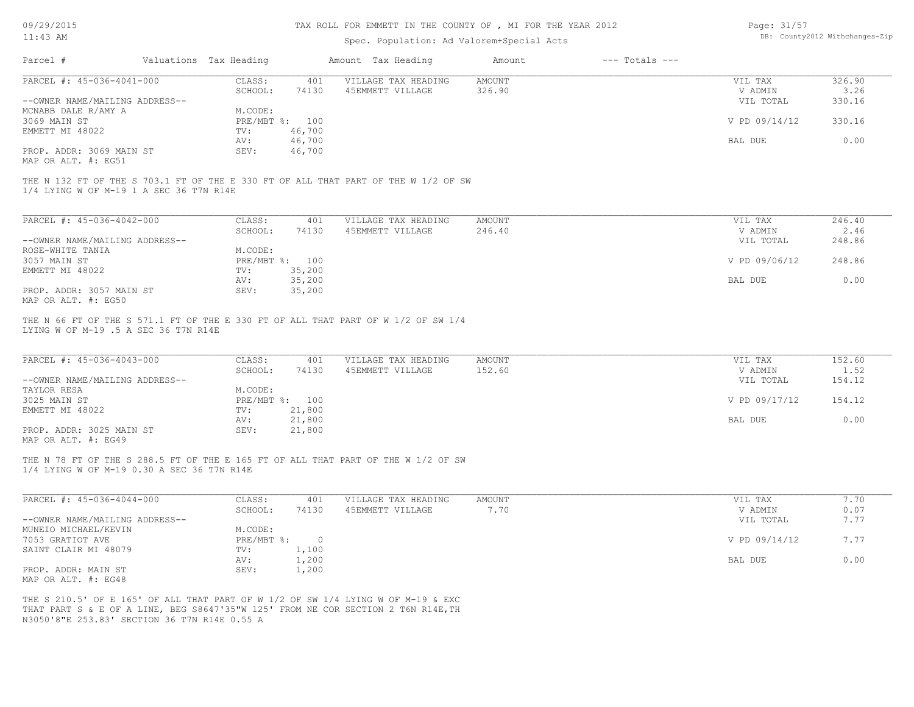TAX ROLL FOR EMMETT IN THE COUNTY OF , MI FOR THE YEAR 2012

Spec. Population: Ad Valorem+Special Acts

| Parcel # | Valuations | Tax Heading | Amount | Tax Heading | Amount | --- Totals --- | |
|---|---|---|---|---|---|---|---|
| PARCEL #: 45-036-4041-000 | CLASS: | 401 | VILLAGE TAX HEADING | AMOUNT | | VIL TAX | 326.90 |
| | SCHOOL: | 74130 | 45EMMETT VILLAGE | 326.90 | | V ADMIN | 3.26 |
| --OWNER NAME/MAILING ADDRESS-- | | | | | | VIL TOTAL | 330.16 |
| MCNABB DALE R/AMY A | M.CODE: | | | | | | |
| 3069 MAIN ST | PRE/MBT %: | 100 | | | | V PD 09/14/12 | 330.16 |
| EMMETT MI 48022 | TV: | 46,700 | | | | | |
| | AV: | 46,700 | | | | BAL DUE | 0.00 |
| PROP. ADDR: 3069 MAIN ST | SEV: | 46,700 | | | | | |
| MAP OR ALT. #: EG51 | | | | | | | |

THE N 132 FT OF THE S 703.1 FT OF THE E 330 FT OF ALL THAT PART OF THE W 1/2 OF SW 1/4 LYING W OF M-19 1 A SEC 36 T7N R14E

| Parcel # | Valuations | Tax Heading | Amount | Tax Heading | Amount | --- Totals --- | |
|---|---|---|---|---|---|---|---|
| PARCEL #: 45-036-4042-000 | CLASS: | 401 | VILLAGE TAX HEADING | AMOUNT | | VIL TAX | 246.40 |
| | SCHOOL: | 74130 | 45EMMETT VILLAGE | 246.40 | | V ADMIN | 2.46 |
| --OWNER NAME/MAILING ADDRESS-- | | | | | | VIL TOTAL | 248.86 |
| ROSE-WHITE TANIA | M.CODE: | | | | | | |
| 3057 MAIN ST | PRE/MBT %: | 100 | | | | V PD 09/06/12 | 248.86 |
| EMMETT MI 48022 | TV: | 35,200 | | | | | |
| | AV: | 35,200 | | | | BAL DUE | 0.00 |
| PROP. ADDR: 3057 MAIN ST | SEV: | 35,200 | | | | | |
| MAP OR ALT. #: EG50 | | | | | | | |

THE N 66 FT OF THE S 571.1 FT OF THE E 330 FT OF ALL THAT PART OF W 1/2 OF SW 1/4 LYING W OF M-19 .5 A SEC 36 T7N R14E

| Parcel # | Valuations | Tax Heading | Amount | Tax Heading | Amount | --- Totals --- | |
|---|---|---|---|---|---|---|---|
| PARCEL #: 45-036-4043-000 | CLASS: | 401 | VILLAGE TAX HEADING | AMOUNT | | VIL TAX | 152.60 |
| | SCHOOL: | 74130 | 45EMMETT VILLAGE | 152.60 | | V ADMIN | 1.52 |
| --OWNER NAME/MAILING ADDRESS-- | | | | | | VIL TOTAL | 154.12 |
| TAYLOR RESA | M.CODE: | | | | | | |
| 3025 MAIN ST | PRE/MBT %: | 100 | | | | V PD 09/17/12 | 154.12 |
| EMMETT MI 48022 | TV: | 21,800 | | | | | |
| | AV: | 21,800 | | | | BAL DUE | 0.00 |
| PROP. ADDR: 3025 MAIN ST | SEV: | 21,800 | | | | | |
| MAP OR ALT. #: EG49 | | | | | | | |

THE N 78 FT OF THE S 288.5 FT OF THE E 165 FT OF ALL THAT PART OF THE W 1/2 OF SW 1/4 LYING W OF M-19 0.30 A SEC 36 T7N R14E

| Parcel # | Valuations | Tax Heading | Amount | Tax Heading | Amount | --- Totals --- | |
|---|---|---|---|---|---|---|---|
| PARCEL #: 45-036-4044-000 | CLASS: | 401 | VILLAGE TAX HEADING | AMOUNT | | VIL TAX | 7.70 |
| | SCHOOL: | 74130 | 45EMMETT VILLAGE | 7.70 | | V ADMIN | 0.07 |
| --OWNER NAME/MAILING ADDRESS-- | | | | | | VIL TOTAL | 7.77 |
| MUNEIO MICHAEL/KEVIN | M.CODE: | | | | | | |
| 7053 GRATIOT AVE | PRE/MBT %: | 0 | | | | V PD 09/14/12 | 7.77 |
| SAINT CLAIR MI 48079 | TV: | 1,100 | | | | | |
| | AV: | 1,200 | | | | BAL DUE | 0.00 |
| PROP. ADDR: MAIN ST | SEV: | 1,200 | | | | | |
| MAP OR ALT. #: EG48 | | | | | | | |

THE S 210.5' OF E 165' OF ALL THAT PART OF W 1/2 OF SW 1/4 LYING W OF M-19 & EXC THAT PART S & E OF A LINE, BEG S8647'35"W 125' FROM NE COR SECTION 2 T6N R14E,TH N3050'8"E 253.83' SECTION 36 T7N R14E 0.55 A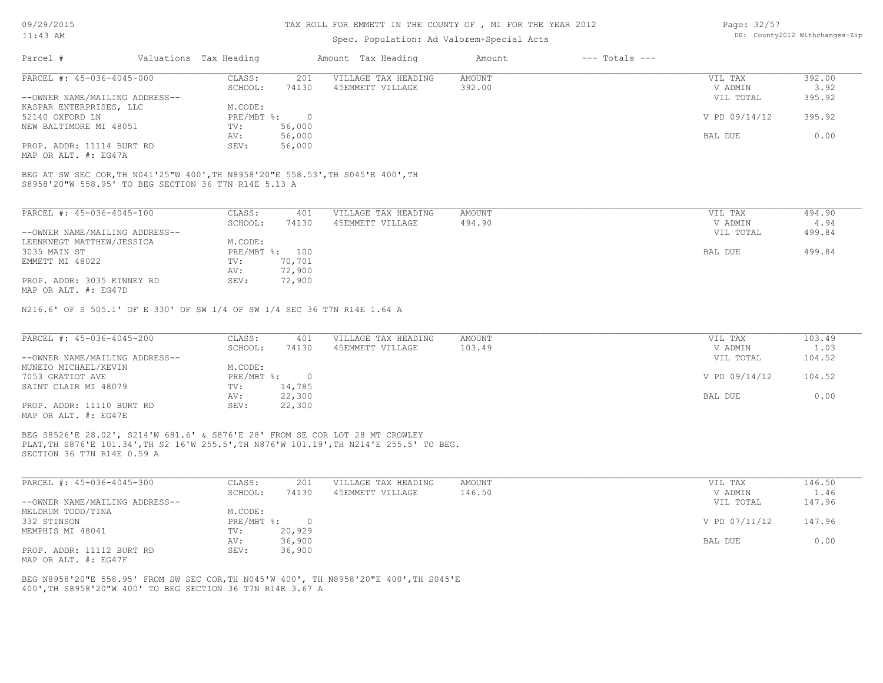# TAX ROLL FOR EMMETT IN THE COUNTY OF , MI FOR THE YEAR 2012

Spec. Population: Ad Valorem+Special Acts

DB: County2012 Withchanges-Zip

| Parcel # | Valuations | Tax Heading | Amount | Tax Heading | Amount | --- Totals --- | |
|---|---|---|---|---|---|---|---|
| PARCEL #: 45-036-4045-000 | CLASS: | 201 | VILLAGE TAX HEADING | AMOUNT | | VIL TAX | 392.00 |
| | SCHOOL: | 74130 | 45EMMETT VILLAGE | 392.00 | | V ADMIN | 3.92 |
| --OWNER NAME/MAILING ADDRESS-- | | | | | | VIL TOTAL | 395.92 |
| KASPAR ENTERPRISES, LLC | M.CODE: | | | | | | |
| 52140 OXFORD LN | PRE/MBT %: | 0 | | | | V PD 09/14/12 | 395.92 |
| NEW BALTIMORE MI 48051 | TV: | 56,000 | | | | | |
| | AV: | 56,000 | | | | BAL DUE | 0.00 |
| PROP. ADDR: 11114 BURT RD | SEV: | 56,000 | | | | | |
| MAP OR ALT. #: EG47A | | | | | | | |

BEG AT SW SEC COR,TH N041'25"W 400',TH N8958'20"E 558.53',TH S045'E 400',TH S8958'20"W 558.95' TO BEG SECTION 36 T7N R14E 5.13 A

| Parcel # | Valuations | Tax Heading | Amount | Tax Heading | Amount | --- Totals --- | |
|---|---|---|---|---|---|---|---|
| PARCEL #: 45-036-4045-100 | CLASS: | 401 | VILLAGE TAX HEADING | AMOUNT | | VIL TAX | 494.90 |
| | SCHOOL: | 74130 | 45EMMETT VILLAGE | 494.90 | | V ADMIN | 4.94 |
| --OWNER NAME/MAILING ADDRESS-- | | | | | | VIL TOTAL | 499.84 |
| LEENKNEGT MATTHEW/JESSICA | M.CODE: | | | | | | |
| 3035 MAIN ST | PRE/MBT %: | 100 | | | | BAL DUE | 499.84 |
| EMMETT MI 48022 | TV: | 70,701 | | | | | |
| | AV: | 72,900 | | | | | |
| PROP. ADDR: 3035 KINNEY RD | SEV: | 72,900 | | | | | |
| MAP OR ALT. #: EG47D | | | | | | | |

N216.6' OF S 505.1' OF E 330' OF SW 1/4 OF SW 1/4 SEC 36 T7N R14E 1.64 A

| Parcel # | Valuations | Tax Heading | Amount | Tax Heading | Amount | --- Totals --- | |
|---|---|---|---|---|---|---|---|
| PARCEL #: 45-036-4045-200 | CLASS: | 401 | VILLAGE TAX HEADING | AMOUNT | | VIL TAX | 103.49 |
| | SCHOOL: | 74130 | 45EMMETT VILLAGE | 103.49 | | V ADMIN | 1.03 |
| --OWNER NAME/MAILING ADDRESS-- | | | | | | VIL TOTAL | 104.52 |
| MUNEIO MICHAEL/KEVIN | M.CODE: | | | | | | |
| 7053 GRATIOT AVE | PRE/MBT %: | 0 | | | | V PD 09/14/12 | 104.52 |
| SAINT CLAIR MI 48079 | TV: | 14,785 | | | | | |
| | AV: | 22,300 | | | | BAL DUE | 0.00 |
| PROP. ADDR: 11110 BURT RD | SEV: | 22,300 | | | | | |
| MAP OR ALT. #: EG47E | | | | | | | |

BEG S8526'E 28.02', S214'W 681.6' & S876'E 28' FROM SE COR LOT 28 MT CROWLEY PLAT,TH S876'E 101.34',TH S2 16'W 255.5',TH N876'W 101.19',TH N214'E 255.5' TO BEG. SECTION 36 T7N R14E 0.59 A

| Parcel # | Valuations | Tax Heading | Amount | Tax Heading | Amount | --- Totals --- | |
|---|---|---|---|---|---|---|---|
| PARCEL #: 45-036-4045-300 | CLASS: | 201 | VILLAGE TAX HEADING | AMOUNT | | VIL TAX | 146.50 |
| | SCHOOL: | 74130 | 45EMMETT VILLAGE | 146.50 | | V ADMIN | 1.46 |
| --OWNER NAME/MAILING ADDRESS-- | | | | | | VIL TOTAL | 147.96 |
| MELDRUM TODD/TINA | M.CODE: | | | | | | |
| 332 STINSON | PRE/MBT %: | 0 | | | | V PD 07/11/12 | 147.96 |
| MEMPHIS MI 48041 | TV: | 20,929 | | | | | |
| | AV: | 36,900 | | | | BAL DUE | 0.00 |
| PROP. ADDR: 11112 BURT RD | SEV: | 36,900 | | | | | |
| MAP OR ALT. #: EG47F | | | | | | | |

BEG N8958'20"E 558.95' FROM SW SEC COR,TH N045'W 400', TH N8958'20"E 400',TH S045'E 400',TH S8958'20"W 400' TO BEG SECTION 36 T7N R14E 3.67 A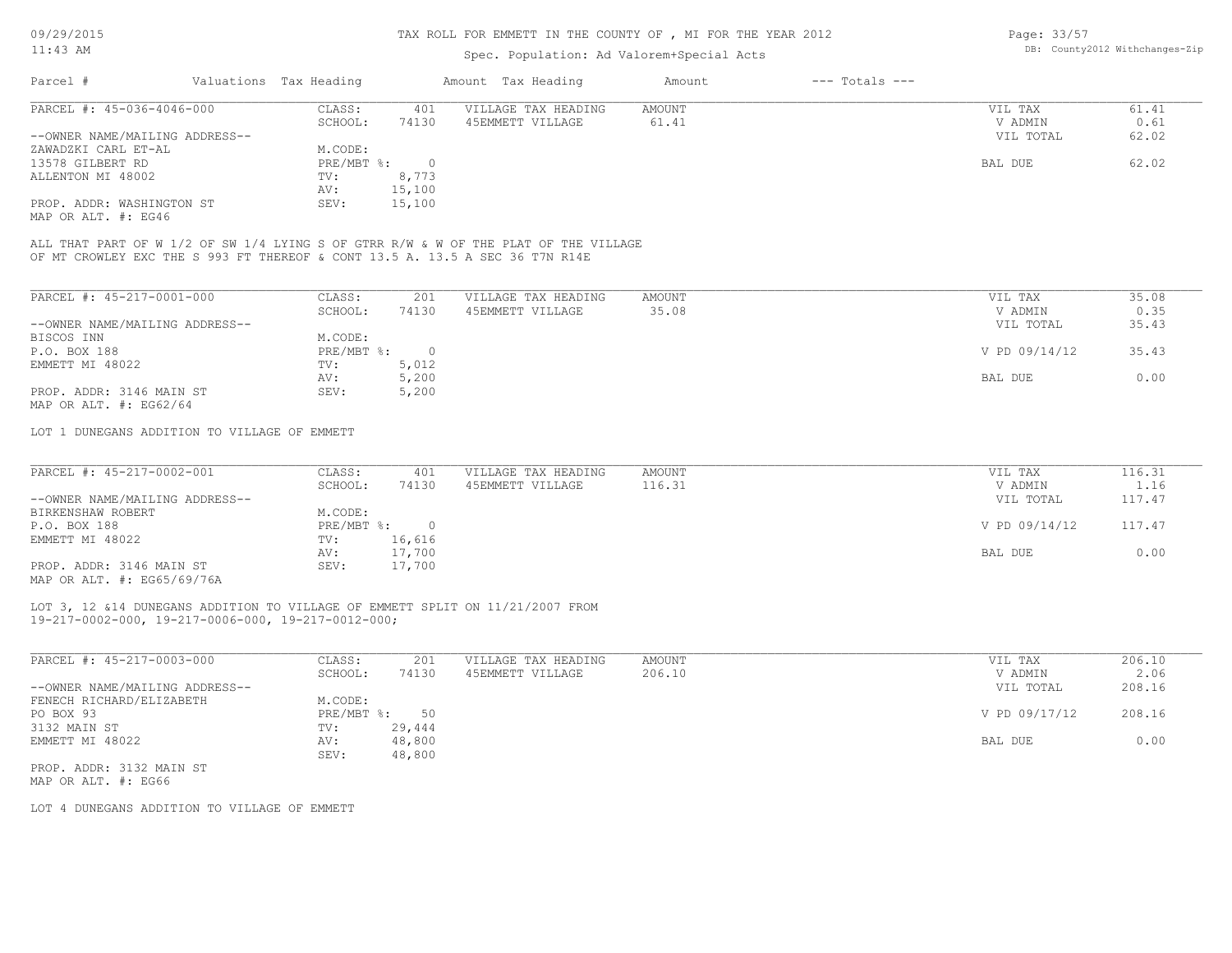TAX ROLL FOR EMMETT IN THE COUNTY OF , MI FOR THE YEAR 2012

Spec. Population: Ad Valorem+Special Acts

| Parcel # | Valuations | Tax Heading | Amount | Tax Heading | Amount | --- Totals --- | |
|---|---|---|---|---|---|---|---|

PARCEL #: 45-036-4046-000

| | | | | | |
|---|---|---|---|---|---|
| CLASS: | 401 | VILLAGE TAX HEADING | AMOUNT | VIL TAX | 61.41 |
| SCHOOL: | 74130 | 45EMMETT VILLAGE | 61.41 | V ADMIN | 0.61 |
| M.CODE: | | | | VIL TOTAL | 62.02 |
| PRE/MBT %: | 0 | | | BAL DUE | 62.02 |
| TV: | 8,773 | | | | |
| AV: | 15,100 | | | | |
| SEV: | 15,100 | | | | |

--OWNER NAME/MAILING ADDRESS--
ZAWADZKI CARL ET-AL
13578 GILBERT RD
ALLENTON MI 48002

PROP. ADDR: WASHINGTON ST
MAP OR ALT. #: EG46

ALL THAT PART OF W 1/2 OF SW 1/4 LYING S OF GTRR R/W & W OF THE PLAT OF THE VILLAGE OF MT CROWLEY EXC THE S 993 FT THEREOF & CONT 13.5 A. 13.5 A SEC 36 T7N R14E

PARCEL #: 45-217-0001-000

| | | | | | |
|---|---|---|---|---|---|
| CLASS: | 201 | VILLAGE TAX HEADING | AMOUNT | VIL TAX | 35.08 |
| SCHOOL: | 74130 | 45EMMETT VILLAGE | 35.08 | V ADMIN | 0.35 |
| M.CODE: | | | | VIL TOTAL | 35.43 |
| PRE/MBT %: | 0 | | | V PD 09/14/12 | 35.43 |
| TV: | 5,012 | | | | |
| AV: | 5,200 | | | BAL DUE | 0.00 |
| SEV: | 5,200 | | | | |

--OWNER NAME/MAILING ADDRESS--
BISCOS INN
P.O. BOX 188
EMMETT MI 48022

PROP. ADDR: 3146 MAIN ST
MAP OR ALT. #: EG62/64

LOT 1 DUNEGANS ADDITION TO VILLAGE OF EMMETT

PARCEL #: 45-217-0002-001

| | | | | | |
|---|---|---|---|---|---|
| CLASS: | 401 | VILLAGE TAX HEADING | AMOUNT | VIL TAX | 116.31 |
| SCHOOL: | 74130 | 45EMMETT VILLAGE | 116.31 | V ADMIN | 1.16 |
| M.CODE: | | | | VIL TOTAL | 117.47 |
| PRE/MBT %: | 0 | | | V PD 09/14/12 | 117.47 |
| TV: | 16,616 | | | | |
| AV: | 17,700 | | | BAL DUE | 0.00 |
| SEV: | 17,700 | | | | |

--OWNER NAME/MAILING ADDRESS--
BIRKENSHAW ROBERT
P.O. BOX 188
EMMETT MI 48022

PROP. ADDR: 3146 MAIN ST
MAP OR ALT. #: EG65/69/76A

LOT 3, 12 &14 DUNEGANS ADDITION TO VILLAGE OF EMMETT SPLIT ON 11/21/2007 FROM 19-217-0002-000, 19-217-0006-000, 19-217-0012-000;

PARCEL #: 45-217-0003-000

| | | | | | |
|---|---|---|---|---|---|
| CLASS: | 201 | VILLAGE TAX HEADING | AMOUNT | VIL TAX | 206.10 |
| SCHOOL: | 74130 | 45EMMETT VILLAGE | 206.10 | V ADMIN | 2.06 |
| M.CODE: | | | | VIL TOTAL | 208.16 |
| PRE/MBT %: | 50 | | | V PD 09/17/12 | 208.16 |
| TV: | 29,444 | | | | |
| AV: | 48,800 | | | BAL DUE | 0.00 |
| SEV: | 48,800 | | | | |

--OWNER NAME/MAILING ADDRESS--
FENECH RICHARD/ELIZABETH
PO BOX 93
3132 MAIN ST
EMMETT MI 48022

PROP. ADDR: 3132 MAIN ST
MAP OR ALT. #: EG66

LOT 4 DUNEGANS ADDITION TO VILLAGE OF EMMETT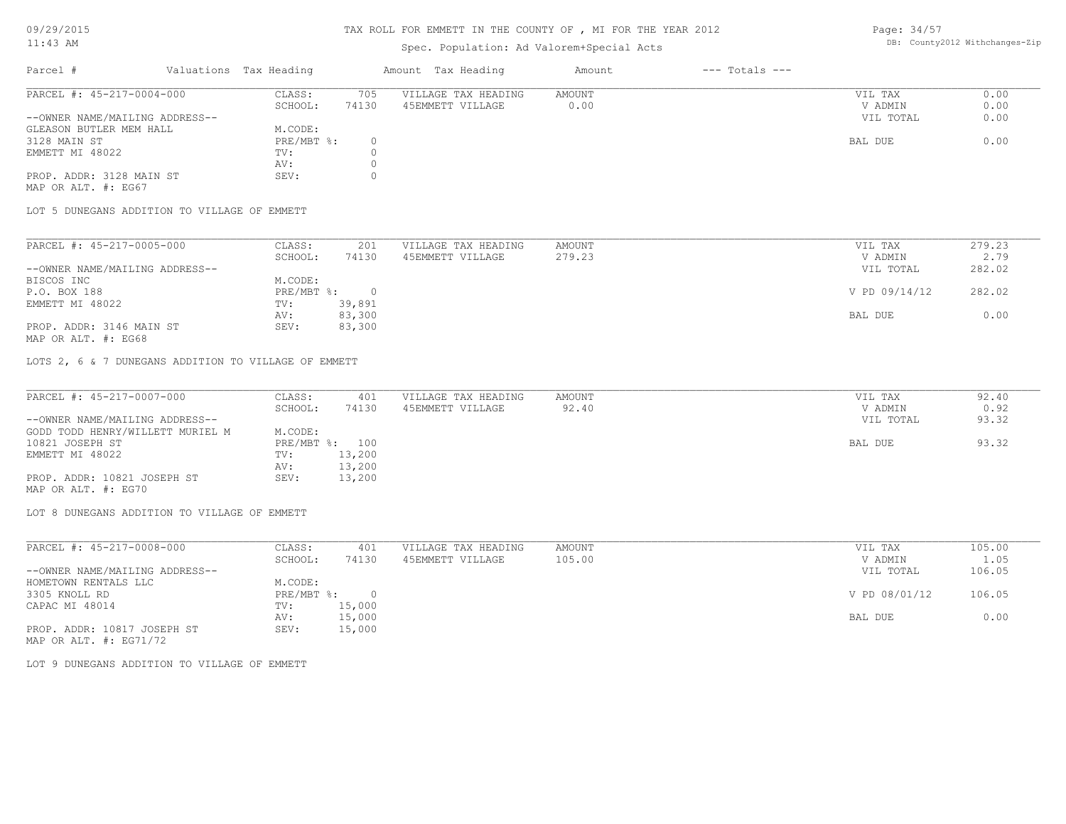TAX ROLL FOR EMMETT IN THE COUNTY OF , MI FOR THE YEAR 2012

Spec. Population: Ad Valorem+Special Acts

| Parcel # | Valuations Tax Heading | | Amount Tax Heading | Amount | --- Totals --- | |
|---|---|---|---|---|---|---|
| PARCEL #: 45-217-0004-000 | CLASS: | 705 | VILLAGE TAX HEADING | AMOUNT | VIL TAX | 0.00 |
| | SCHOOL: | 74130 | 45EMMETT VILLAGE | 0.00 | V ADMIN | 0.00 |
| --OWNER NAME/MAILING ADDRESS-- | | | | | VIL TOTAL | 0.00 |
| GLEASON BUTLER MEM HALL | M.CODE: | | | | | |
| 3128 MAIN ST | PRE/MBT %: | 0 | | | BAL DUE | 0.00 |
| EMMETT MI 48022 | TV: | 0 | | | | |
| | AV: | 0 | | | | |
| PROP. ADDR: 3128 MAIN ST | SEV: | 0 | | | | |
| MAP OR ALT. #: EG67 | | | | | | |

LOT 5 DUNEGANS ADDITION TO VILLAGE OF EMMETT

| Parcel # | Valuations Tax Heading | | Amount Tax Heading | Amount | --- Totals --- | |
|---|---|---|---|---|---|---|
| PARCEL #: 45-217-0005-000 | CLASS: | 201 | VILLAGE TAX HEADING | AMOUNT | VIL TAX | 279.23 |
| | SCHOOL: | 74130 | 45EMMETT VILLAGE | 279.23 | V ADMIN | 2.79 |
| --OWNER NAME/MAILING ADDRESS-- | | | | | VIL TOTAL | 282.02 |
| BISCOS INC | M.CODE: | | | | | |
| P.O. BOX 188 | PRE/MBT %: | 0 | | | V PD 09/14/12 | 282.02 |
| EMMETT MI 48022 | TV: | 39,891 | | | | |
| | AV: | 83,300 | | | BAL DUE | 0.00 |
| PROP. ADDR: 3146 MAIN ST | SEV: | 83,300 | | | | |
| MAP OR ALT. #: EG68 | | | | | | |

LOTS 2, 6 & 7 DUNEGANS ADDITION TO VILLAGE OF EMMETT

| Parcel # | Valuations Tax Heading | | Amount Tax Heading | Amount | --- Totals --- | |
|---|---|---|---|---|---|---|
| PARCEL #: 45-217-0007-000 | CLASS: | 401 | VILLAGE TAX HEADING | AMOUNT | VIL TAX | 92.40 |
| | SCHOOL: | 74130 | 45EMMETT VILLAGE | 92.40 | V ADMIN | 0.92 |
| --OWNER NAME/MAILING ADDRESS-- | | | | | VIL TOTAL | 93.32 |
| GODD TODD HENRY/WILLETT MURIEL M | M.CODE: | | | | | |
| 10821 JOSEPH ST | PRE/MBT %: | 100 | | | BAL DUE | 93.32 |
| EMMETT MI 48022 | TV: | 13,200 | | | | |
| | AV: | 13,200 | | | | |
| PROP. ADDR: 10821 JOSEPH ST | SEV: | 13,200 | | | | |
| MAP OR ALT. #: EG70 | | | | | | |

LOT 8 DUNEGANS ADDITION TO VILLAGE OF EMMETT

| Parcel # | Valuations Tax Heading | | Amount Tax Heading | Amount | --- Totals --- | |
|---|---|---|---|---|---|---|
| PARCEL #: 45-217-0008-000 | CLASS: | 401 | VILLAGE TAX HEADING | AMOUNT | VIL TAX | 105.00 |
| | SCHOOL: | 74130 | 45EMMETT VILLAGE | 105.00 | V ADMIN | 1.05 |
| --OWNER NAME/MAILING ADDRESS-- | | | | | VIL TOTAL | 106.05 |
| HOMETOWN RENTALS LLC | M.CODE: | | | | | |
| 3305 KNOLL RD | PRE/MBT %: | 0 | | | V PD 08/01/12 | 106.05 |
| CAPAC MI 48014 | TV: | 15,000 | | | | |
| | AV: | 15,000 | | | BAL DUE | 0.00 |
| PROP. ADDR: 10817 JOSEPH ST | SEV: | 15,000 | | | | |
| MAP OR ALT. #: EG71/72 | | | | | | |

LOT 9 DUNEGANS ADDITION TO VILLAGE OF EMMETT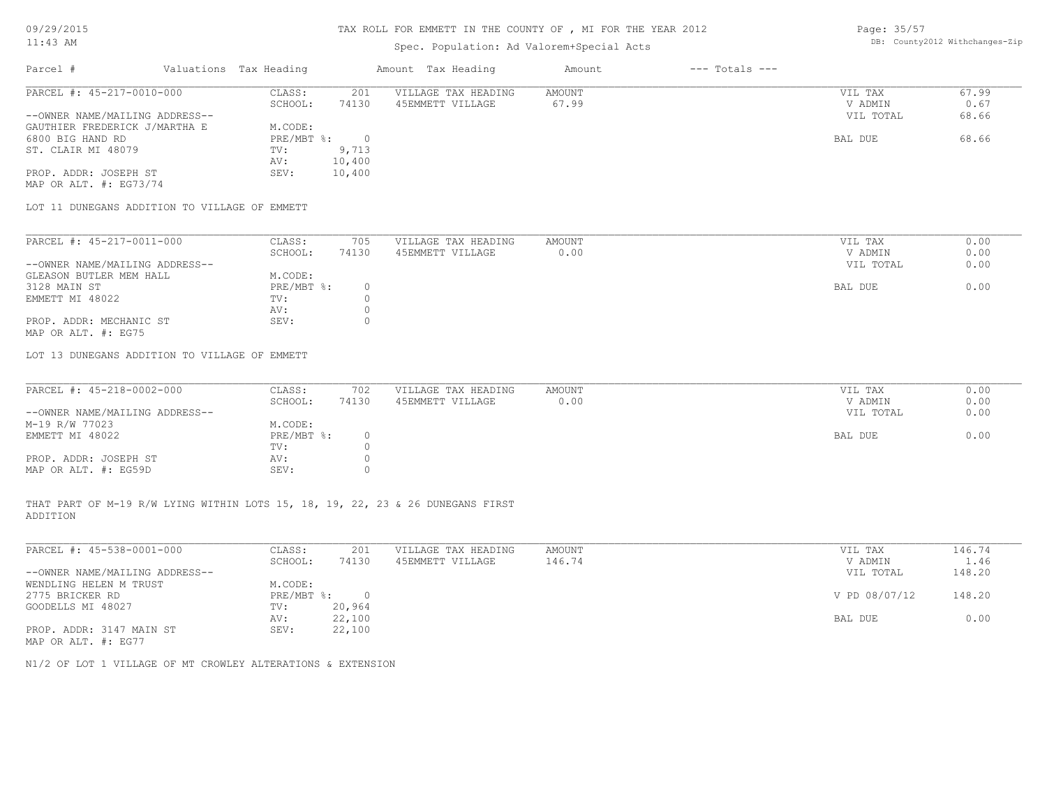# TAX ROLL FOR EMMETT IN THE COUNTY OF , MI FOR THE YEAR 2012

Spec. Population: Ad Valorem+Special Acts

| Parcel # | Valuations | Tax Heading | Amount | Tax Heading | Amount | --- Totals --- |
|---|---|---|---|---|---|---|

---

PARCEL #: 45-217-0010-000

CLASS: 201
SCHOOL: 74130
M.CODE:
PRE/MBT %: 0
TV: 9,713
AV: 10,400
SEV: 10,400

--OWNER NAME/MAILING ADDRESS--
GAUTHIER FREDERICK J/MARTHA E
6800 BIG HAND RD
ST. CLAIR MI 48079

PROP. ADDR: JOSEPH ST
MAP OR ALT. #: EG73/74

| VILLAGE TAX HEADING | AMOUNT |
|---|---|
| 45EMMETT VILLAGE | 67.99 |

| | |
|---|---|
| VIL TAX | 67.99 |
| V ADMIN | 0.67 |
| VIL TOTAL | 68.66 |
| BAL DUE | 68.66 |

LOT 11 DUNEGANS ADDITION TO VILLAGE OF EMMETT

---

PARCEL #: 45-217-0011-000

CLASS: 705
SCHOOL: 74130
M.CODE:
PRE/MBT %: 0
TV: 0
AV: 0
SEV: 0

--OWNER NAME/MAILING ADDRESS--
GLEASON BUTLER MEM HALL
3128 MAIN ST
EMMETT MI 48022

PROP. ADDR: MECHANIC ST
MAP OR ALT. #: EG75

| VILLAGE TAX HEADING | AMOUNT |
|---|---|
| 45EMMETT VILLAGE | 0.00 |

| | |
|---|---|
| VIL TAX | 0.00 |
| V ADMIN | 0.00 |
| VIL TOTAL | 0.00 |
| BAL DUE | 0.00 |

LOT 13 DUNEGANS ADDITION TO VILLAGE OF EMMETT

---

PARCEL #: 45-218-0002-000

CLASS: 702
SCHOOL: 74130
M.CODE:
PRE/MBT %: 0
TV: 0
AV: 0
SEV: 0

--OWNER NAME/MAILING ADDRESS--
M-19 R/W 77023
EMMETT MI 48022

PROP. ADDR: JOSEPH ST
MAP OR ALT. #: EG59D

| VILLAGE TAX HEADING | AMOUNT |
|---|---|
| 45EMMETT VILLAGE | 0.00 |

| | |
|---|---|
| VIL TAX | 0.00 |
| V ADMIN | 0.00 |
| VIL TOTAL | 0.00 |
| BAL DUE | 0.00 |

THAT PART OF M-19 R/W LYING WITHIN LOTS 15, 18, 19, 22, 23 & 26 DUNEGANS FIRST ADDITION

---

PARCEL #: 45-538-0001-000

CLASS: 201
SCHOOL: 74130
M.CODE:
PRE/MBT %: 0
TV: 20,964
AV: 22,100
SEV: 22,100

--OWNER NAME/MAILING ADDRESS--
WENDLING HELEN M TRUST
2775 BRICKER RD
GOODELLS MI 48027

PROP. ADDR: 3147 MAIN ST
MAP OR ALT. #: EG77

| VILLAGE TAX HEADING | AMOUNT |
|---|---|
| 45EMMETT VILLAGE | 146.74 |

| | |
|---|---|
| VIL TAX | 146.74 |
| V ADMIN | 1.46 |
| VIL TOTAL | 148.20 |
| V PD 08/07/12 | 148.20 |
| BAL DUE | 0.00 |

N1/2 OF LOT 1 VILLAGE OF MT CROWLEY ALTERATIONS & EXTENSION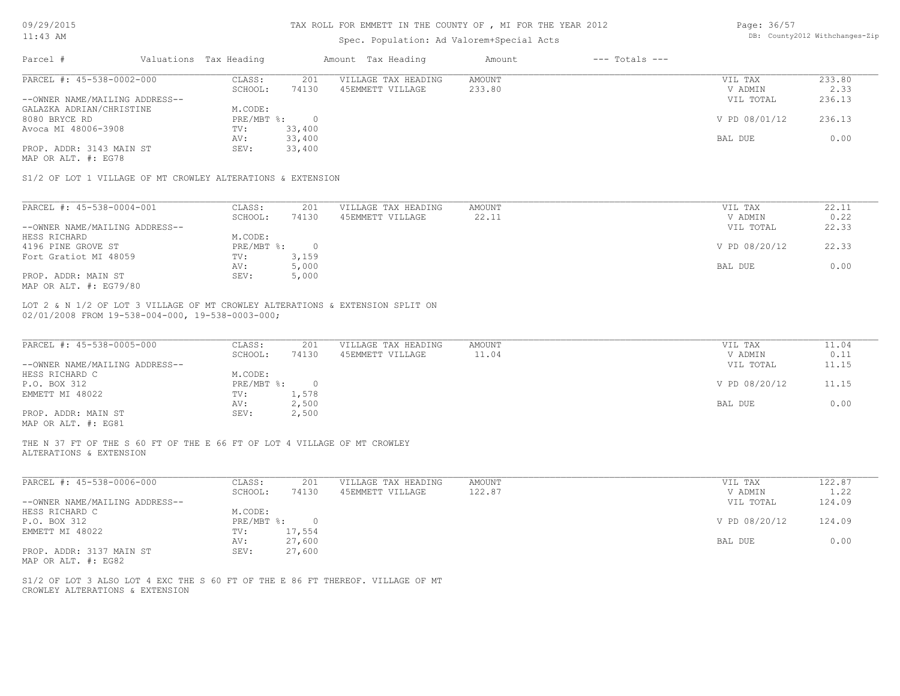TAX ROLL FOR EMMETT IN THE COUNTY OF , MI FOR THE YEAR 2012

Spec. Population: Ad Valorem+Special Acts

| Parcel # | Valuations | Tax Heading | Amount | Tax Heading | Amount | --- Totals --- | |
|---|---|---|---|---|---|---|---|

**PARCEL #: 45-538-0002-000**

| | | | | | | |
|---|---|---|---|---|---|---|
| | CLASS: | 201 | VILLAGE TAX HEADING | AMOUNT | VIL TAX | 233.80 |
| | SCHOOL: | 74130 | 45EMMETT VILLAGE | 233.80 | V ADMIN | 2.33 |
| --OWNER NAME/MAILING ADDRESS-- | | | | | VIL TOTAL | 236.13 |
| GALAZKA ADRIAN/CHRISTINE | M.CODE: | | | | | |
| 8080 BRYCE RD | PRE/MBT %: | 0 | | | V PD 08/01/12 | 236.13 |
| Avoca MI 48006-3908 | TV: | 33,400 | | | | |
| | AV: | 33,400 | | | BAL DUE | 0.00 |
| PROP. ADDR: 3143 MAIN ST | SEV: | 33,400 | | | | |
| MAP OR ALT. #: EG78 | | | | | | |

S1/2 OF LOT 1 VILLAGE OF MT CROWLEY ALTERATIONS & EXTENSION

**PARCEL #: 45-538-0004-001**

| | | | | | | |
|---|---|---|---|---|---|---|
| | CLASS: | 201 | VILLAGE TAX HEADING | AMOUNT | VIL TAX | 22.11 |
| | SCHOOL: | 74130 | 45EMMETT VILLAGE | 22.11 | V ADMIN | 0.22 |
| --OWNER NAME/MAILING ADDRESS-- | | | | | VIL TOTAL | 22.33 |
| HESS RICHARD | M.CODE: | | | | | |
| 4196 PINE GROVE ST | PRE/MBT %: | 0 | | | V PD 08/20/12 | 22.33 |
| Fort Gratiot MI 48059 | TV: | 3,159 | | | | |
| | AV: | 5,000 | | | BAL DUE | 0.00 |
| PROP. ADDR: MAIN ST | SEV: | 5,000 | | | | |
| MAP OR ALT. #: EG79/80 | | | | | | |

LOT 2 & N 1/2 OF LOT 3 VILLAGE OF MT CROWLEY ALTERATIONS & EXTENSION SPLIT ON 02/01/2008 FROM 19-538-004-000, 19-538-0003-000;

**PARCEL #: 45-538-0005-000**

| | | | | | | |
|---|---|---|---|---|---|---|
| | CLASS: | 201 | VILLAGE TAX HEADING | AMOUNT | VIL TAX | 11.04 |
| | SCHOOL: | 74130 | 45EMMETT VILLAGE | 11.04 | V ADMIN | 0.11 |
| --OWNER NAME/MAILING ADDRESS-- | | | | | VIL TOTAL | 11.15 |
| HESS RICHARD C | M.CODE: | | | | | |
| P.O. BOX 312 | PRE/MBT %: | 0 | | | V PD 08/20/12 | 11.15 |
| EMMETT MI 48022 | TV: | 1,578 | | | | |
| | AV: | 2,500 | | | BAL DUE | 0.00 |
| PROP. ADDR: MAIN ST | SEV: | 2,500 | | | | |
| MAP OR ALT. #: EG81 | | | | | | |

THE N 37 FT OF THE S 60 FT OF THE E 66 FT OF LOT 4 VILLAGE OF MT CROWLEY ALTERATIONS & EXTENSION

**PARCEL #: 45-538-0006-000**

| | | | | | | |
|---|---|---|---|---|---|---|
| | CLASS: | 201 | VILLAGE TAX HEADING | AMOUNT | VIL TAX | 122.87 |
| | SCHOOL: | 74130 | 45EMMETT VILLAGE | 122.87 | V ADMIN | 1.22 |
| --OWNER NAME/MAILING ADDRESS-- | | | | | VIL TOTAL | 124.09 |
| HESS RICHARD C | M.CODE: | | | | | |
| P.O. BOX 312 | PRE/MBT %: | 0 | | | V PD 08/20/12 | 124.09 |
| EMMETT MI 48022 | TV: | 17,554 | | | | |
| | AV: | 27,600 | | | BAL DUE | 0.00 |
| PROP. ADDR: 3137 MAIN ST | SEV: | 27,600 | | | | |
| MAP OR ALT. #: EG82 | | | | | | |

S1/2 OF LOT 3 ALSO LOT 4 EXC THE S 60 FT OF THE E 86 FT THEREOF. VILLAGE OF MT CROWLEY ALTERATIONS & EXTENSION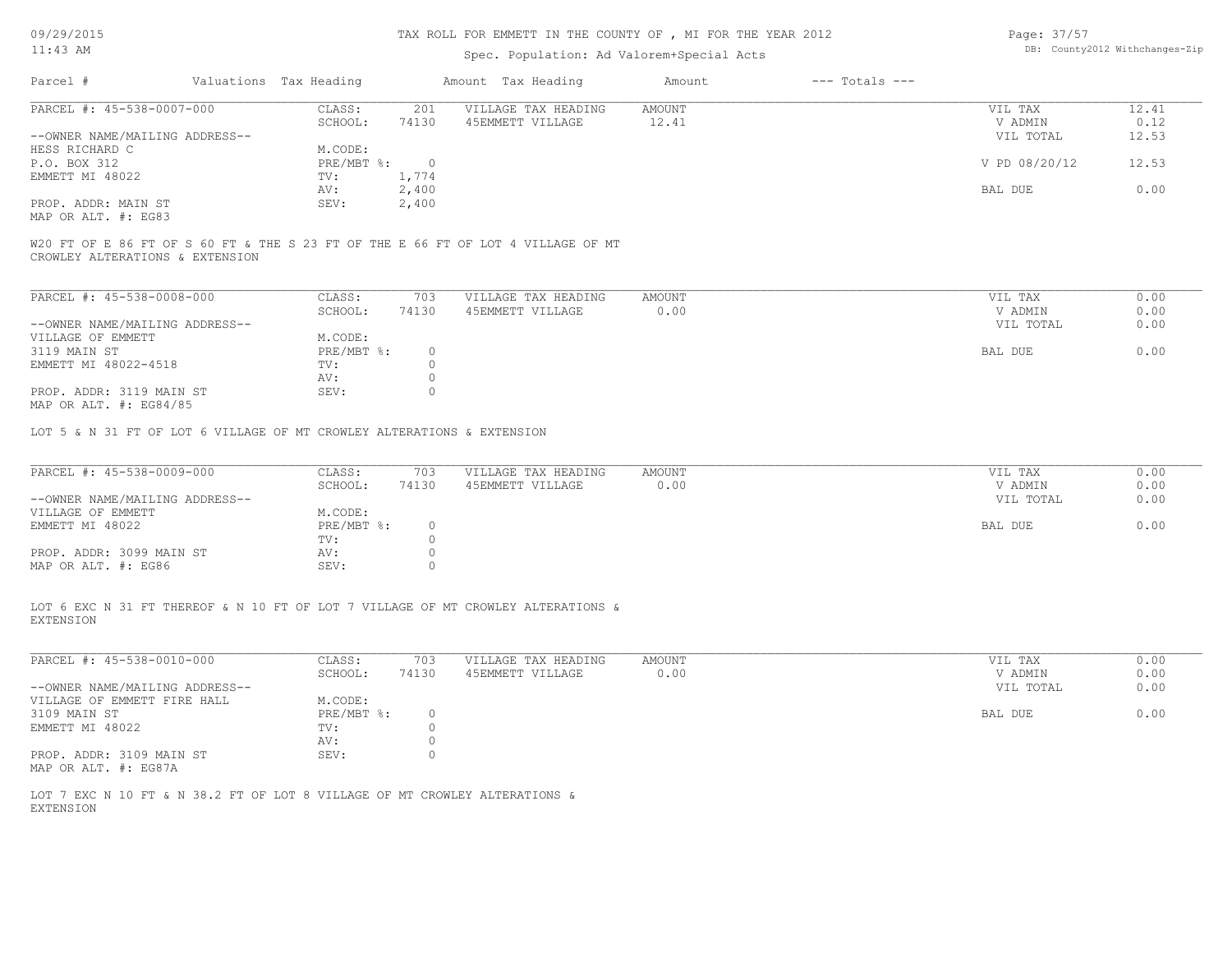# TAX ROLL FOR EMMETT IN THE COUNTY OF , MI FOR THE YEAR 2012

Spec. Population: Ad Valorem+Special Acts

| Parcel # | Valuations | Tax Heading | Amount | Tax Heading | Amount | --- Totals --- | |
|---|---|---|---|---|---|---|---|

## PARCEL #: 45-538-0007-000

| | | | | | |
|---|---|---|---|---|---|
| --OWNER NAME/MAILING ADDRESS-- | CLASS: 201 | VILLAGE TAX HEADING | AMOUNT | VIL TAX | 12.41 |
| HESS RICHARD C | SCHOOL: 74130 | 45EMMETT VILLAGE | 12.41 | V ADMIN | 0.12 |
| P.O. BOX 312 | M.CODE: | | | VIL TOTAL | 12.53 |
| EMMETT MI 48022 | PRE/MBT %: 0 | | | V PD 08/20/12 | 12.53 |
| | TV: 1,774 | | | | |
| | AV: 2,400 | | | BAL DUE | 0.00 |
| PROP. ADDR: MAIN ST | SEV: 2,400 | | | | |
| MAP OR ALT. #: EG83 | | | | | |

W20 FT OF E 86 FT OF S 60 FT & THE S 23 FT OF THE E 66 FT OF LOT 4 VILLAGE OF MT CROWLEY ALTERATIONS & EXTENSION

## PARCEL #: 45-538-0008-000

| | | | | | |
|---|---|---|---|---|---|
| --OWNER NAME/MAILING ADDRESS-- | CLASS: 703 | VILLAGE TAX HEADING | AMOUNT | VIL TAX | 0.00 |
| VILLAGE OF EMMETT | SCHOOL: 74130 | 45EMMETT VILLAGE | 0.00 | V ADMIN | 0.00 |
| 3119 MAIN ST | M.CODE: | | | VIL TOTAL | 0.00 |
| EMMETT MI 48022-4518 | PRE/MBT %: 0 | | | BAL DUE | 0.00 |
| | TV: 0 | | | | |
| | AV: 0 | | | | |
| PROP. ADDR: 3119 MAIN ST | SEV: 0 | | | | |
| MAP OR ALT. #: EG84/85 | | | | | |

LOT 5 & N 31 FT OF LOT 6 VILLAGE OF MT CROWLEY ALTERATIONS & EXTENSION

## PARCEL #: 45-538-0009-000

| | | | | | |
|---|---|---|---|---|---|
| --OWNER NAME/MAILING ADDRESS-- | CLASS: 703 | VILLAGE TAX HEADING | AMOUNT | VIL TAX | 0.00 |
| VILLAGE OF EMMETT | SCHOOL: 74130 | 45EMMETT VILLAGE | 0.00 | V ADMIN | 0.00 |
| EMMETT MI 48022 | M.CODE: | | | VIL TOTAL | 0.00 |
| | PRE/MBT %: 0 | | | BAL DUE | 0.00 |
| | TV: 0 | | | | |
| PROP. ADDR: 3099 MAIN ST | AV: 0 | | | | |
| MAP OR ALT. #: EG86 | SEV: 0 | | | | |

LOT 6 EXC N 31 FT THEREOF & N 10 FT OF LOT 7 VILLAGE OF MT CROWLEY ALTERATIONS & EXTENSION

## PARCEL #: 45-538-0010-000

| | | | | | |
|---|---|---|---|---|---|
| --OWNER NAME/MAILING ADDRESS-- | CLASS: 703 | VILLAGE TAX HEADING | AMOUNT | VIL TAX | 0.00 |
| VILLAGE OF EMMETT FIRE HALL | SCHOOL: 74130 | 45EMMETT VILLAGE | 0.00 | V ADMIN | 0.00 |
| 3109 MAIN ST | M.CODE: | | | VIL TOTAL | 0.00 |
| EMMETT MI 48022 | PRE/MBT %: 0 | | | BAL DUE | 0.00 |
| | TV: 0 | | | | |
| | AV: 0 | | | | |
| PROP. ADDR: 3109 MAIN ST | SEV: 0 | | | | |
| MAP OR ALT. #: EG87A | | | | | |

LOT 7 EXC N 10 FT & N 38.2 FT OF LOT 8 VILLAGE OF MT CROWLEY ALTERATIONS & EXTENSION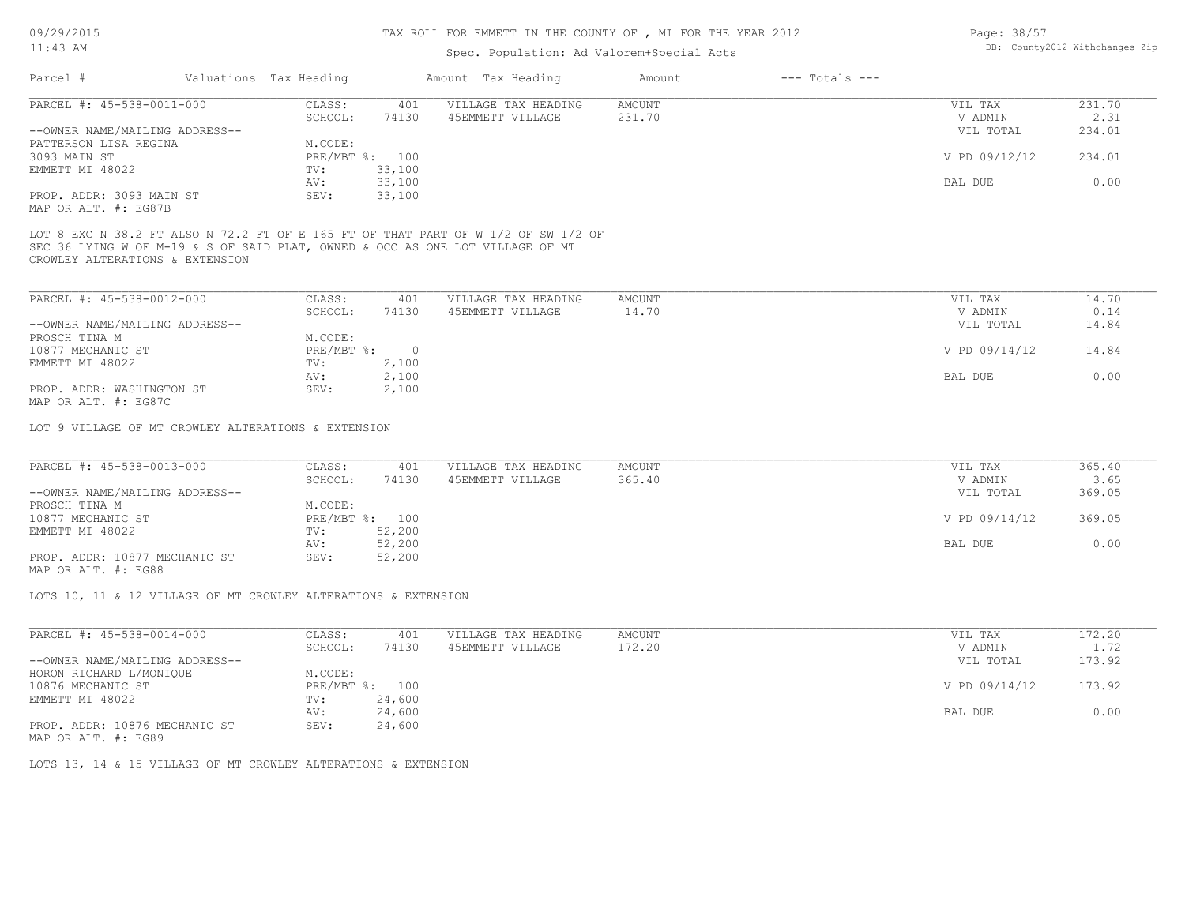TAX ROLL FOR EMMETT IN THE COUNTY OF , MI FOR THE YEAR 2012

Spec. Population: Ad Valorem+Special Acts

| Parcel # | Valuations | Tax Heading | Amount | Tax Heading | Amount | --- Totals --- | |
|---|---|---|---|---|---|---|---|
| PARCEL #: 45-538-0011-000 | CLASS: | 401 | VILLAGE TAX HEADING | AMOUNT | | VIL TAX | 231.70 |
| | SCHOOL: | 74130 | 45EMMETT VILLAGE | 231.70 | | V ADMIN | 2.31 |
| --OWNER NAME/MAILING ADDRESS-- | | | | | | VIL TOTAL | 234.01 |
| PATTERSON LISA REGINA | M.CODE: | | | | | | |
| 3093 MAIN ST | PRE/MBT %: | 100 | | | | V PD 09/12/12 | 234.01 |
| EMMETT MI 48022 | TV: | 33,100 | | | | | |
| | AV: | 33,100 | | | | BAL DUE | 0.00 |
| PROP. ADDR: 3093 MAIN ST | SEV: | 33,100 | | | | | |
| MAP OR ALT. #: EG87B | | | | | | | |

LOT 8 EXC N 38.2 FT ALSO N 72.2 FT OF E 165 FT OF THAT PART OF W 1/2 OF SW 1/2 OF SEC 36 LYING W OF M-19 & S OF SAID PLAT, OWNED & OCC AS ONE LOT VILLAGE OF MT CROWLEY ALTERATIONS & EXTENSION

| Parcel # | Valuations | Tax Heading | Amount | Tax Heading | Amount | --- Totals --- | |
|---|---|---|---|---|---|---|---|
| PARCEL #: 45-538-0012-000 | CLASS: | 401 | VILLAGE TAX HEADING | AMOUNT | | VIL TAX | 14.70 |
| | SCHOOL: | 74130 | 45EMMETT VILLAGE | 14.70 | | V ADMIN | 0.14 |
| --OWNER NAME/MAILING ADDRESS-- | | | | | | VIL TOTAL | 14.84 |
| PROSCH TINA M | M.CODE: | | | | | | |
| 10877 MECHANIC ST | PRE/MBT %: | 0 | | | | V PD 09/14/12 | 14.84 |
| EMMETT MI 48022 | TV: | 2,100 | | | | | |
| | AV: | 2,100 | | | | BAL DUE | 0.00 |
| PROP. ADDR: WASHINGTON ST | SEV: | 2,100 | | | | | |
| MAP OR ALT. #: EG87C | | | | | | | |

LOT 9 VILLAGE OF MT CROWLEY ALTERATIONS & EXTENSION

| Parcel # | Valuations | Tax Heading | Amount | Tax Heading | Amount | --- Totals --- | |
|---|---|---|---|---|---|---|---|
| PARCEL #: 45-538-0013-000 | CLASS: | 401 | VILLAGE TAX HEADING | AMOUNT | | VIL TAX | 365.40 |
| | SCHOOL: | 74130 | 45EMMETT VILLAGE | 365.40 | | V ADMIN | 3.65 |
| --OWNER NAME/MAILING ADDRESS-- | | | | | | VIL TOTAL | 369.05 |
| PROSCH TINA M | M.CODE: | | | | | | |
| 10877 MECHANIC ST | PRE/MBT %: | 100 | | | | V PD 09/14/12 | 369.05 |
| EMMETT MI 48022 | TV: | 52,200 | | | | | |
| | AV: | 52,200 | | | | BAL DUE | 0.00 |
| PROP. ADDR: 10877 MECHANIC ST | SEV: | 52,200 | | | | | |
| MAP OR ALT. #: EG88 | | | | | | | |

LOTS 10, 11 & 12 VILLAGE OF MT CROWLEY ALTERATIONS & EXTENSION

| Parcel # | Valuations | Tax Heading | Amount | Tax Heading | Amount | --- Totals --- | |
|---|---|---|---|---|---|---|---|
| PARCEL #: 45-538-0014-000 | CLASS: | 401 | VILLAGE TAX HEADING | AMOUNT | | VIL TAX | 172.20 |
| | SCHOOL: | 74130 | 45EMMETT VILLAGE | 172.20 | | V ADMIN | 1.72 |
| --OWNER NAME/MAILING ADDRESS-- | | | | | | VIL TOTAL | 173.92 |
| HORON RICHARD L/MONIQUE | M.CODE: | | | | | | |
| 10876 MECHANIC ST | PRE/MBT %: | 100 | | | | V PD 09/14/12 | 173.92 |
| EMMETT MI 48022 | TV: | 24,600 | | | | | |
| | AV: | 24,600 | | | | BAL DUE | 0.00 |
| PROP. ADDR: 10876 MECHANIC ST | SEV: | 24,600 | | | | | |
| MAP OR ALT. #: EG89 | | | | | | | |

LOTS 13, 14 & 15 VILLAGE OF MT CROWLEY ALTERATIONS & EXTENSION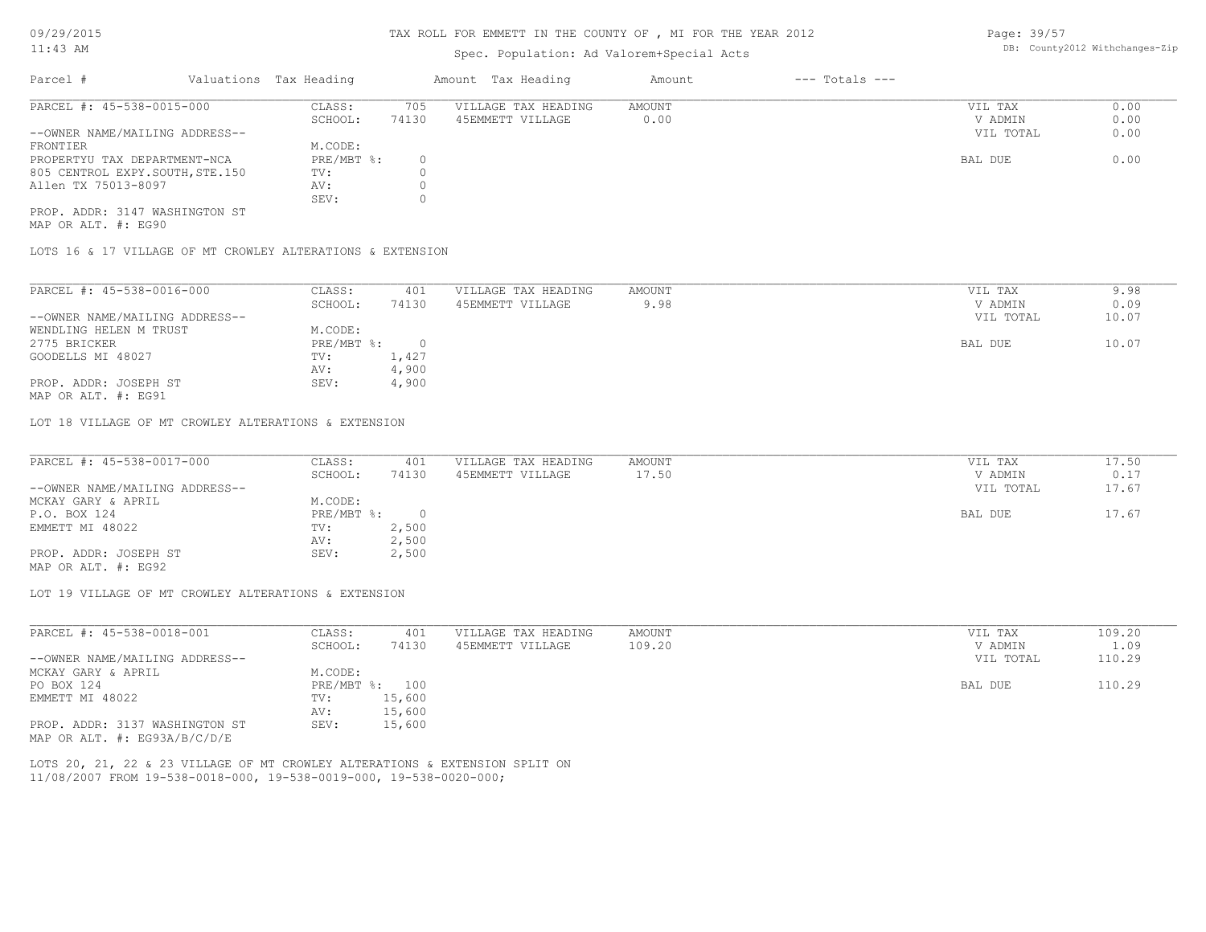TAX ROLL FOR EMMETT IN THE COUNTY OF , MI FOR THE YEAR 2012

Spec. Population: Ad Valorem+Special Acts

| Parcel # | Valuations | Tax Heading | Amount | Tax Heading | Amount | --- Totals --- | |
|---|---|---|---|---|---|---|---|

PARCEL #: 45-538-0015-000

| | | | | | |
|---|---|---|---|---|---|
| CLASS: | 705 | VILLAGE TAX HEADING | AMOUNT | VIL TAX | 0.00 |
| SCHOOL: | 74130 | 45EMMETT VILLAGE | 0.00 | V ADMIN | 0.00 |
| M.CODE: | | | | VIL TOTAL | 0.00 |
| PRE/MBT %: | 0 | | | BAL DUE | 0.00 |
| TV: | 0 | | | | |
| AV: | 0 | | | | |
| SEV: | 0 | | | | |

--OWNER NAME/MAILING ADDRESS--
FRONTIER
PROPERTYU TAX DEPARTMENT-NCA
805 CENTROL EXPY.SOUTH,STE.150
Allen TX 75013-8097

PROP. ADDR: 3147 WASHINGTON ST
MAP OR ALT. #: EG90

LOTS 16 & 17 VILLAGE OF MT CROWLEY ALTERATIONS & EXTENSION

PARCEL #: 45-538-0016-000

| | | | | | |
|---|---|---|---|---|---|
| CLASS: | 401 | VILLAGE TAX HEADING | AMOUNT | VIL TAX | 9.98 |
| SCHOOL: | 74130 | 45EMMETT VILLAGE | 9.98 | V ADMIN | 0.09 |
| M.CODE: | | | | VIL TOTAL | 10.07 |
| PRE/MBT %: | 0 | | | BAL DUE | 10.07 |
| TV: | 1,427 | | | | |
| AV: | 4,900 | | | | |
| SEV: | 4,900 | | | | |

--OWNER NAME/MAILING ADDRESS--
WENDLING HELEN M TRUST
2775 BRICKER
GOODELLS MI 48027

PROP. ADDR: JOSEPH ST
MAP OR ALT. #: EG91

LOT 18 VILLAGE OF MT CROWLEY ALTERATIONS & EXTENSION

PARCEL #: 45-538-0017-000

| | | | | | |
|---|---|---|---|---|---|
| CLASS: | 401 | VILLAGE TAX HEADING | AMOUNT | VIL TAX | 17.50 |
| SCHOOL: | 74130 | 45EMMETT VILLAGE | 17.50 | V ADMIN | 0.17 |
| M.CODE: | | | | VIL TOTAL | 17.67 |
| PRE/MBT %: | 0 | | | BAL DUE | 17.67 |
| TV: | 2,500 | | | | |
| AV: | 2,500 | | | | |
| SEV: | 2,500 | | | | |

--OWNER NAME/MAILING ADDRESS--
MCKAY GARY & APRIL
P.O. BOX 124
EMMETT MI 48022

PROP. ADDR: JOSEPH ST
MAP OR ALT. #: EG92

LOT 19 VILLAGE OF MT CROWLEY ALTERATIONS & EXTENSION

PARCEL #: 45-538-0018-001

| | | | | | |
|---|---|---|---|---|---|
| CLASS: | 401 | VILLAGE TAX HEADING | AMOUNT | VIL TAX | 109.20 |
| SCHOOL: | 74130 | 45EMMETT VILLAGE | 109.20 | V ADMIN | 1.09 |
| M.CODE: | | | | VIL TOTAL | 110.29 |
| PRE/MBT %: | 100 | | | BAL DUE | 110.29 |
| TV: | 15,600 | | | | |
| AV: | 15,600 | | | | |
| SEV: | 15,600 | | | | |

--OWNER NAME/MAILING ADDRESS--
MCKAY GARY & APRIL
PO BOX 124
EMMETT MI 48022

PROP. ADDR: 3137 WASHINGTON ST
MAP OR ALT. #: EG93A/B/C/D/E

LOTS 20, 21, 22 & 23 VILLAGE OF MT CROWLEY ALTERATIONS & EXTENSION SPLIT ON
11/08/2007 FROM 19-538-0018-000, 19-538-0019-000, 19-538-0020-000;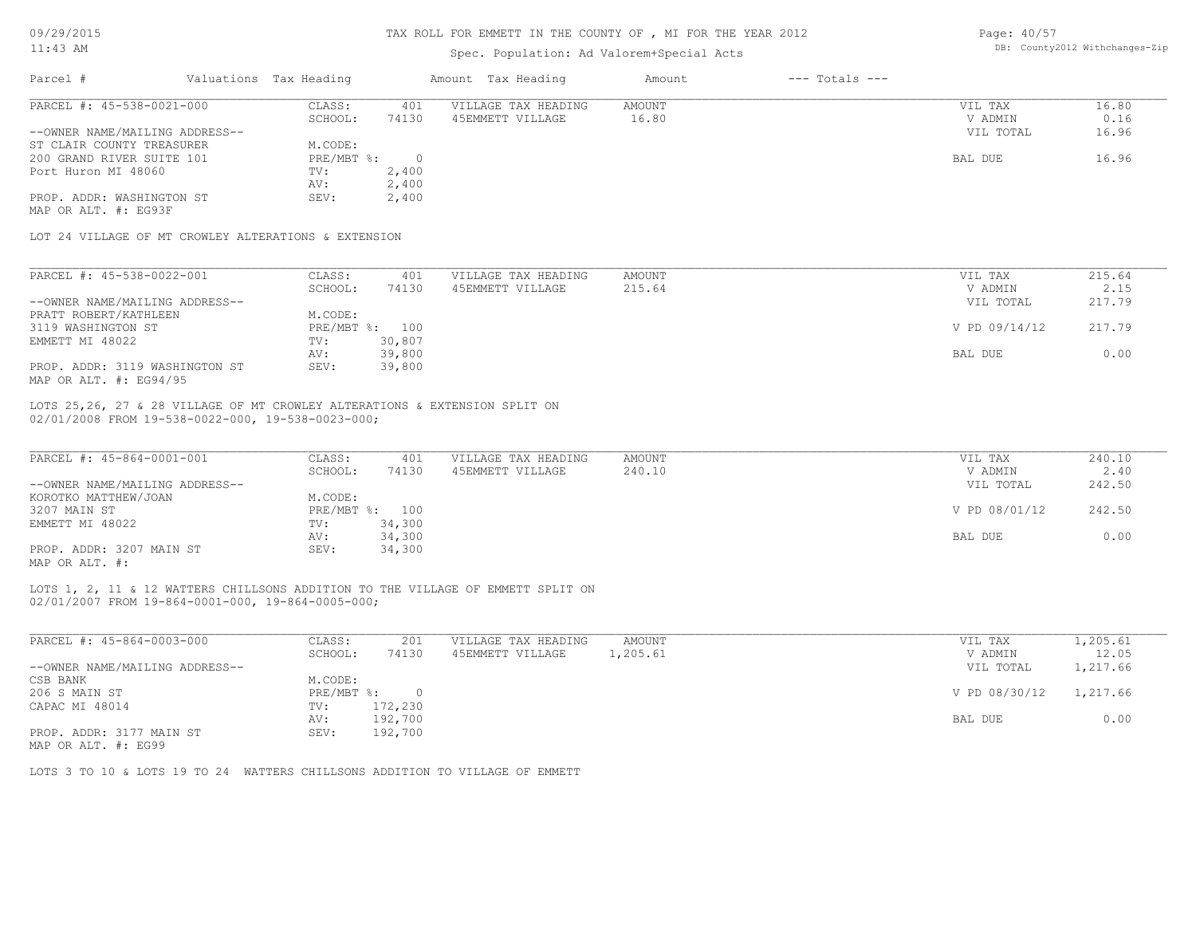# TAX ROLL FOR EMMETT IN THE COUNTY OF , MI FOR THE YEAR 2012

Spec. Population: Ad Valorem+Special Acts

| Parcel # | Valuations | Tax Heading | Amount | Tax Heading | Amount | --- Totals --- | |
|---|---|---|---|---|---|---|---|
| PARCEL #: 45-538-0021-000 | CLASS: | 401 | VILLAGE TAX HEADING | AMOUNT | | VIL TAX | 16.80 |
| | SCHOOL: | 74130 | 45EMMETT VILLAGE | 16.80 | | V ADMIN | 0.16 |
| --OWNER NAME/MAILING ADDRESS-- | | | | | | VIL TOTAL | 16.96 |
| ST CLAIR COUNTY TREASURER | M.CODE: | | | | | | |
| 200 GRAND RIVER SUITE 101 | PRE/MBT %: | 0 | | | | BAL DUE | 16.96 |
| Port Huron MI 48060 | TV: | 2,400 | | | | | |
| | AV: | 2,400 | | | | | |
| PROP. ADDR: WASHINGTON ST | SEV: | 2,400 | | | | | |
| MAP OR ALT. #: EG93F | | | | | | | |

LOT 24 VILLAGE OF MT CROWLEY ALTERATIONS & EXTENSION

| | | | | | | | |
|---|---|---|---|---|---|---|---|
| PARCEL #: 45-538-0022-001 | CLASS: | 401 | VILLAGE TAX HEADING | AMOUNT | | VIL TAX | 215.64 |
| | SCHOOL: | 74130 | 45EMMETT VILLAGE | 215.64 | | V ADMIN | 2.15 |
| --OWNER NAME/MAILING ADDRESS-- | | | | | | VIL TOTAL | 217.79 |
| PRATT ROBERT/KATHLEEN | M.CODE: | | | | | | |
| 3119 WASHINGTON ST | PRE/MBT %: | 100 | | | | V PD 09/14/12 | 217.79 |
| EMMETT MI 48022 | TV: | 30,807 | | | | | |
| | AV: | 39,800 | | | | BAL DUE | 0.00 |
| PROP. ADDR: 3119 WASHINGTON ST | SEV: | 39,800 | | | | | |
| MAP OR ALT. #: EG94/95 | | | | | | | |

LOTS 25,26, 27 & 28 VILLAGE OF MT CROWLEY ALTERATIONS & EXTENSION SPLIT ON 02/01/2008 FROM 19-538-0022-000, 19-538-0023-000;

| | | | | | | | |
|---|---|---|---|---|---|---|---|
| PARCEL #: 45-864-0001-001 | CLASS: | 401 | VILLAGE TAX HEADING | AMOUNT | | VIL TAX | 240.10 |
| | SCHOOL: | 74130 | 45EMMETT VILLAGE | 240.10 | | V ADMIN | 2.40 |
| --OWNER NAME/MAILING ADDRESS-- | | | | | | VIL TOTAL | 242.50 |
| KOROTKO MATTHEW/JOAN | M.CODE: | | | | | | |
| 3207 MAIN ST | PRE/MBT %: | 100 | | | | V PD 08/01/12 | 242.50 |
| EMMETT MI 48022 | TV: | 34,300 | | | | | |
| | AV: | 34,300 | | | | BAL DUE | 0.00 |
| PROP. ADDR: 3207 MAIN ST | SEV: | 34,300 | | | | | |
| MAP OR ALT. #: | | | | | | | |

LOTS 1, 2, 11 & 12 WATTERS CHILLSONS ADDITION TO THE VILLAGE OF EMMETT SPLIT ON 02/01/2007 FROM 19-864-0001-000, 19-864-0005-000;

| | | | | | | | |
|---|---|---|---|---|---|---|---|
| PARCEL #: 45-864-0003-000 | CLASS: | 201 | VILLAGE TAX HEADING | AMOUNT | | VIL TAX | 1,205.61 |
| | SCHOOL: | 74130 | 45EMMETT VILLAGE | 1,205.61 | | V ADMIN | 12.05 |
| --OWNER NAME/MAILING ADDRESS-- | | | | | | VIL TOTAL | 1,217.66 |
| CSB BANK | M.CODE: | | | | | | |
| 206 S MAIN ST | PRE/MBT %: | 0 | | | | V PD 08/30/12 | 1,217.66 |
| CAPAC MI 48014 | TV: | 172,230 | | | | | |
| | AV: | 192,700 | | | | BAL DUE | 0.00 |
| PROP. ADDR: 3177 MAIN ST | SEV: | 192,700 | | | | | |
| MAP OR ALT. #: EG99 | | | | | | | |

LOTS 3 TO 10 & LOTS 19 TO 24 WATTERS CHILLSONS ADDITION TO VILLAGE OF EMMETT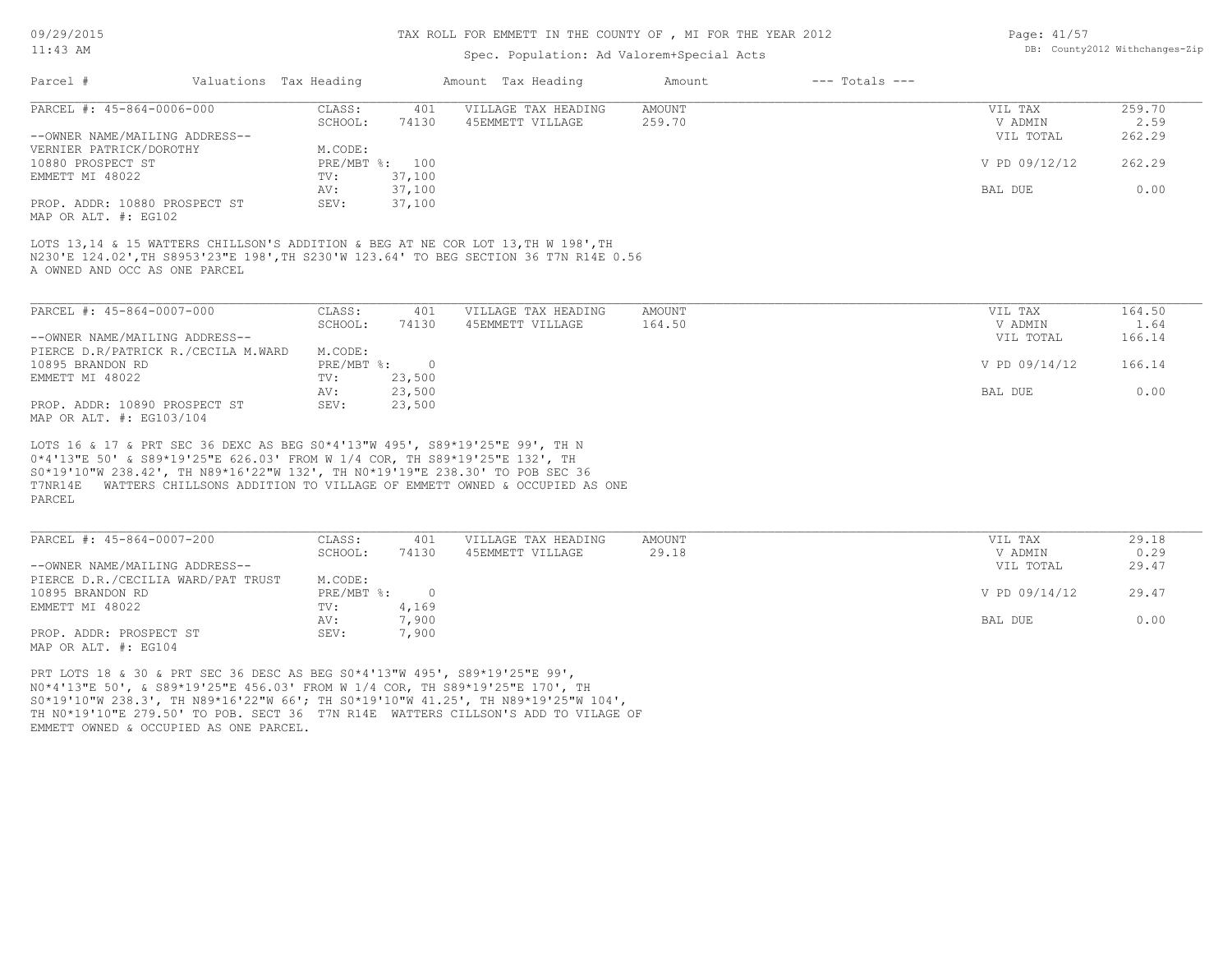TAX ROLL FOR EMMETT IN THE COUNTY OF , MI FOR THE YEAR 2012

Spec. Population: Ad Valorem+Special Acts

| Parcel # | Valuations | Tax Heading | Amount | Tax Heading | Amount | --- Totals --- | |
|---|---|---|---|---|---|---|---|

PARCEL #: 45-864-0006-000

| | | | | | |
|---|---|---|---|---|---|
| CLASS: | 401 | VILLAGE TAX HEADING | AMOUNT | VIL TAX | 259.70 |
| SCHOOL: | 74130 | 45EMMETT VILLAGE | 259.70 | V ADMIN | 2.59 |
| | | | | VIL TOTAL | 262.29 |
| M.CODE: | | | | | |
| PRE/MBT %: | 100 | | | V PD 09/12/12 | 262.29 |
| TV: | 37,100 | | | | |
| AV: | 37,100 | | | BAL DUE | 0.00 |
| SEV: | 37,100 | | | | |

--OWNER NAME/MAILING ADDRESS--
VERNIER PATRICK/DOROTHY
10880 PROSPECT ST
EMMETT MI 48022

PROP. ADDR: 10880 PROSPECT ST
MAP OR ALT. #: EG102

LOTS 13,14 & 15 WATTERS CHILLSON'S ADDITION & BEG AT NE COR LOT 13,TH W 198',TH N230'E 124.02',TH S8953'23"E 198',TH S230'W 123.64' TO BEG SECTION 36 T7N R14E 0.56 A OWNED AND OCC AS ONE PARCEL

PARCEL #: 45-864-0007-000

| | | | | | |
|---|---|---|---|---|---|
| CLASS: | 401 | VILLAGE TAX HEADING | AMOUNT | VIL TAX | 164.50 |
| SCHOOL: | 74130 | 45EMMETT VILLAGE | 164.50 | V ADMIN | 1.64 |
| | | | | VIL TOTAL | 166.14 |
| M.CODE: | | | | | |
| PRE/MBT %: | 0 | | | V PD 09/14/12 | 166.14 |
| TV: | 23,500 | | | | |
| AV: | 23,500 | | | BAL DUE | 0.00 |
| SEV: | 23,500 | | | | |

--OWNER NAME/MAILING ADDRESS--
PIERCE D.R/PATRICK R./CECILA M.WARD
10895 BRANDON RD
EMMETT MI 48022

PROP. ADDR: 10890 PROSPECT ST
MAP OR ALT. #: EG103/104

LOTS 16 & 17 & PRT SEC 36 DEXC AS BEG S0*4'13"W 495', S89*19'25"E 99', TH N 0*4'13"E 50' & S89*19'25"E 626.03' FROM W 1/4 COR, TH S89*19'25"E 132', TH S0*19'10"W 238.42', TH N89*16'22"W 132', TH N0*19'19"E 238.30' TO POB SEC 36 T7NR14E WATTERS CHILLSONS ADDITION TO VILLAGE OF EMMETT OWNED & OCCUPIED AS ONE PARCEL

PARCEL #: 45-864-0007-200

| | | | | | |
|---|---|---|---|---|---|
| CLASS: | 401 | VILLAGE TAX HEADING | AMOUNT | VIL TAX | 29.18 |
| SCHOOL: | 74130 | 45EMMETT VILLAGE | 29.18 | V ADMIN | 0.29 |
| | | | | VIL TOTAL | 29.47 |
| M.CODE: | | | | | |
| PRE/MBT %: | 0 | | | V PD 09/14/12 | 29.47 |
| TV: | 4,169 | | | | |
| AV: | 7,900 | | | BAL DUE | 0.00 |
| SEV: | 7,900 | | | | |

--OWNER NAME/MAILING ADDRESS--
PIERCE D.R./CECILIA WARD/PAT TRUST
10895 BRANDON RD
EMMETT MI 48022

PROP. ADDR: PROSPECT ST
MAP OR ALT. #: EG104

PRT LOTS 18 & 30 & PRT SEC 36 DESC AS BEG S0*4'13"W 495', S89*19'25"E 99', N0*4'13"E 50', & S89*19'25"E 456.03' FROM W 1/4 COR, TH S89*19'25"E 170', TH S0*19'10"W 238.3', TH N89*16'22"W 66'; TH S0*19'10"W 41.25', TH N89*19'25"W 104', TH N0*19'10"E 279.50' TO POB. SECT 36 T7N R14E WATTERS CILLSON'S ADD TO VILAGE OF EMMETT OWNED & OCCUPIED AS ONE PARCEL.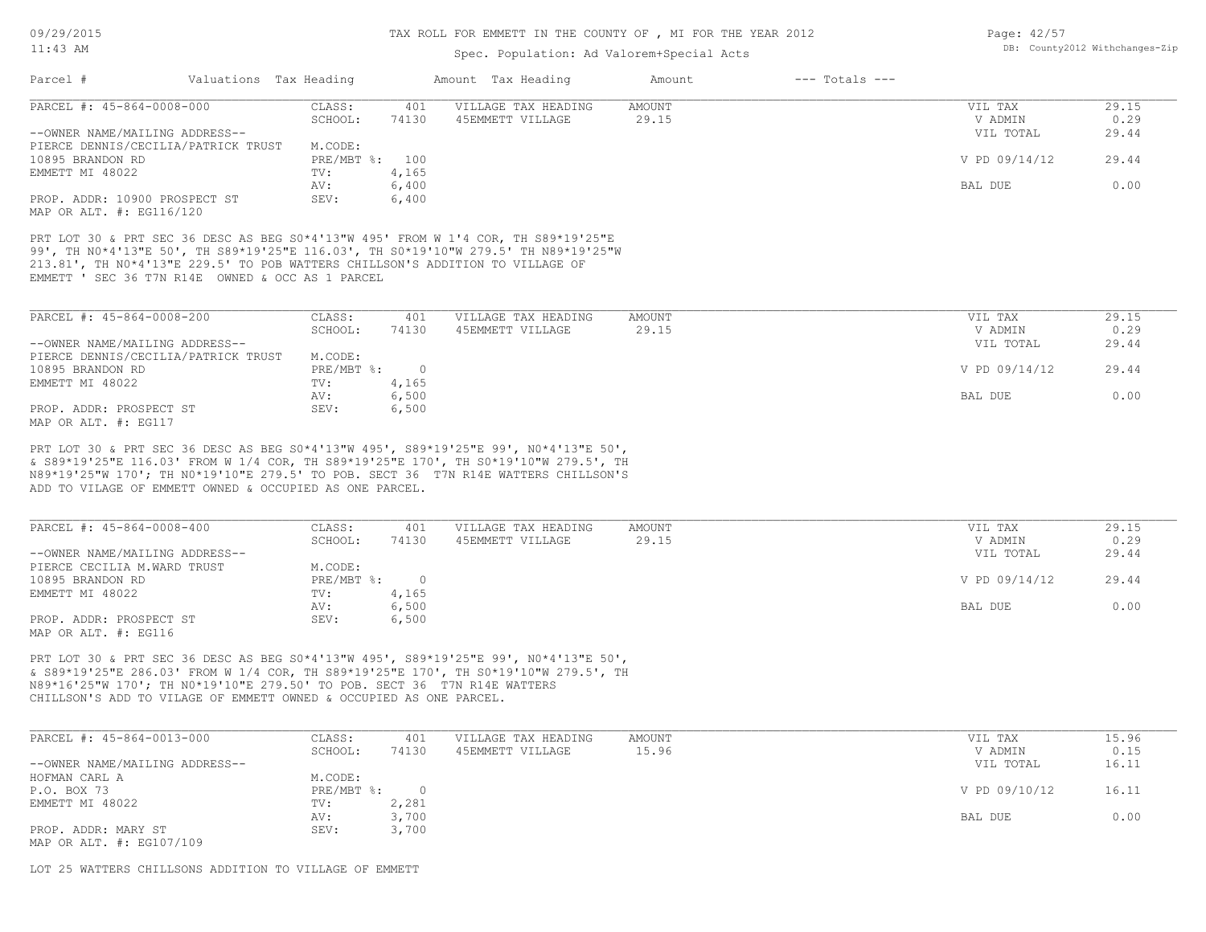TAX ROLL FOR EMMETT IN THE COUNTY OF , MI FOR THE YEAR 2012

Spec. Population: Ad Valorem+Special Acts

| Parcel # | Valuations | Tax Heading | Amount | Tax Heading | Amount | --- Totals --- | |
|---|---|---|---|---|---|---|---|

PARCEL #: 45-864-0008-000

| | | | | | | |
|---|---|---|---|---|---|---|
| | CLASS: | 401 | VILLAGE TAX HEADING | AMOUNT | VIL TAX | 29.15 |
| --OWNER NAME/MAILING ADDRESS-- | SCHOOL: | 74130 | 45EMMETT VILLAGE | 29.15 | V ADMIN | 0.29 |
| PIERCE DENNIS/CECILIA/PATRICK TRUST | M.CODE: | | | | VIL TOTAL | 29.44 |
| 10895 BRANDON RD | PRE/MBT %: | 100 | | | V PD 09/14/12 | 29.44 |
| EMMETT MI 48022 | TV: | 4,165 | | | | |
| | AV: | 6,400 | | | BAL DUE | 0.00 |
| PROP. ADDR: 10900 PROSPECT ST | SEV: | 6,400 | | | | |
| MAP OR ALT. #: EG116/120 | | | | | | |

PRT LOT 30 & PRT SEC 36 DESC AS BEG S0*4'13"W 495' FROM W 1'4 COR, TH S89*19'25"E 99', TH N0*4'13"E 50', TH S89*19'25"E 116.03', TH S0*19'10"W 279.5' TH N89*19'25"W 213.81', TH N0*4'13"E 229.5' TO POB WATTERS CHILLSON'S ADDITION TO VILLAGE OF EMMETT ' SEC 36 T7N R14E OWNED & OCC AS 1 PARCEL

PARCEL #: 45-864-0008-200

| | | | | | | |
|---|---|---|---|---|---|---|
| | CLASS: | 401 | VILLAGE TAX HEADING | AMOUNT | VIL TAX | 29.15 |
| --OWNER NAME/MAILING ADDRESS-- | SCHOOL: | 74130 | 45EMMETT VILLAGE | 29.15 | V ADMIN | 0.29 |
| PIERCE DENNIS/CECILIA/PATRICK TRUST | M.CODE: | | | | VIL TOTAL | 29.44 |
| 10895 BRANDON RD | PRE/MBT %: | 0 | | | V PD 09/14/12 | 29.44 |
| EMMETT MI 48022 | TV: | 4,165 | | | | |
| | AV: | 6,500 | | | BAL DUE | 0.00 |
| PROP. ADDR: PROSPECT ST | SEV: | 6,500 | | | | |
| MAP OR ALT. #: EG117 | | | | | | |

PRT LOT 30 & PRT SEC 36 DESC AS BEG S0*4'13"W 495', S89*19'25"E 99', N0*4'13"E 50', & S89*19'25"E 116.03' FROM W 1/4 COR, TH S89*19'25"E 170', TH S0*19'10"W 279.5', TH N89*19'25"W 170'; TH N0*19'10"E 279.5' TO POB. SECT 36 T7N R14E WATTERS CHILLSON'S ADD TO VILAGE OF EMMETT OWNED & OCCUPIED AS ONE PARCEL.

PARCEL #: 45-864-0008-400

| | | | | | | |
|---|---|---|---|---|---|---|
| | CLASS: | 401 | VILLAGE TAX HEADING | AMOUNT | VIL TAX | 29.15 |
| --OWNER NAME/MAILING ADDRESS-- | SCHOOL: | 74130 | 45EMMETT VILLAGE | 29.15 | V ADMIN | 0.29 |
| PIERCE CECILIA M.WARD TRUST | M.CODE: | | | | VIL TOTAL | 29.44 |
| 10895 BRANDON RD | PRE/MBT %: | 0 | | | V PD 09/14/12 | 29.44 |
| EMMETT MI 48022 | TV: | 4,165 | | | | |
| | AV: | 6,500 | | | BAL DUE | 0.00 |
| PROP. ADDR: PROSPECT ST | SEV: | 6,500 | | | | |
| MAP OR ALT. #: EG116 | | | | | | |

PRT LOT 30 & PRT SEC 36 DESC AS BEG S0*4'13"W 495', S89*19'25"E 99', N0*4'13"E 50', & S89*19'25"E 286.03' FROM W 1/4 COR, TH S89*19'25"E 170', TH S0*19'10"W 279.5', TH N89*16'25"W 170'; TH N0*19'10"E 279.50' TO POB. SECT 36 T7N R14E WATTERS CHILLSON'S ADD TO VILAGE OF EMMETT OWNED & OCCUPIED AS ONE PARCEL.

PARCEL #: 45-864-0013-000

| | | | | | | |
|---|---|---|---|---|---|---|
| | CLASS: | 401 | VILLAGE TAX HEADING | AMOUNT | VIL TAX | 15.96 |
| --OWNER NAME/MAILING ADDRESS-- | SCHOOL: | 74130 | 45EMMETT VILLAGE | 15.96 | V ADMIN | 0.15 |
| HOFMAN CARL A | M.CODE: | | | | VIL TOTAL | 16.11 |
| P.O. BOX 73 | PRE/MBT %: | 0 | | | V PD 09/10/12 | 16.11 |
| EMMETT MI 48022 | TV: | 2,281 | | | | |
| | AV: | 3,700 | | | BAL DUE | 0.00 |
| PROP. ADDR: MARY ST | SEV: | 3,700 | | | | |
| MAP OR ALT. #: EG107/109 | | | | | | |

LOT 25 WATTERS CHILLSONS ADDITION TO VILLAGE OF EMMETT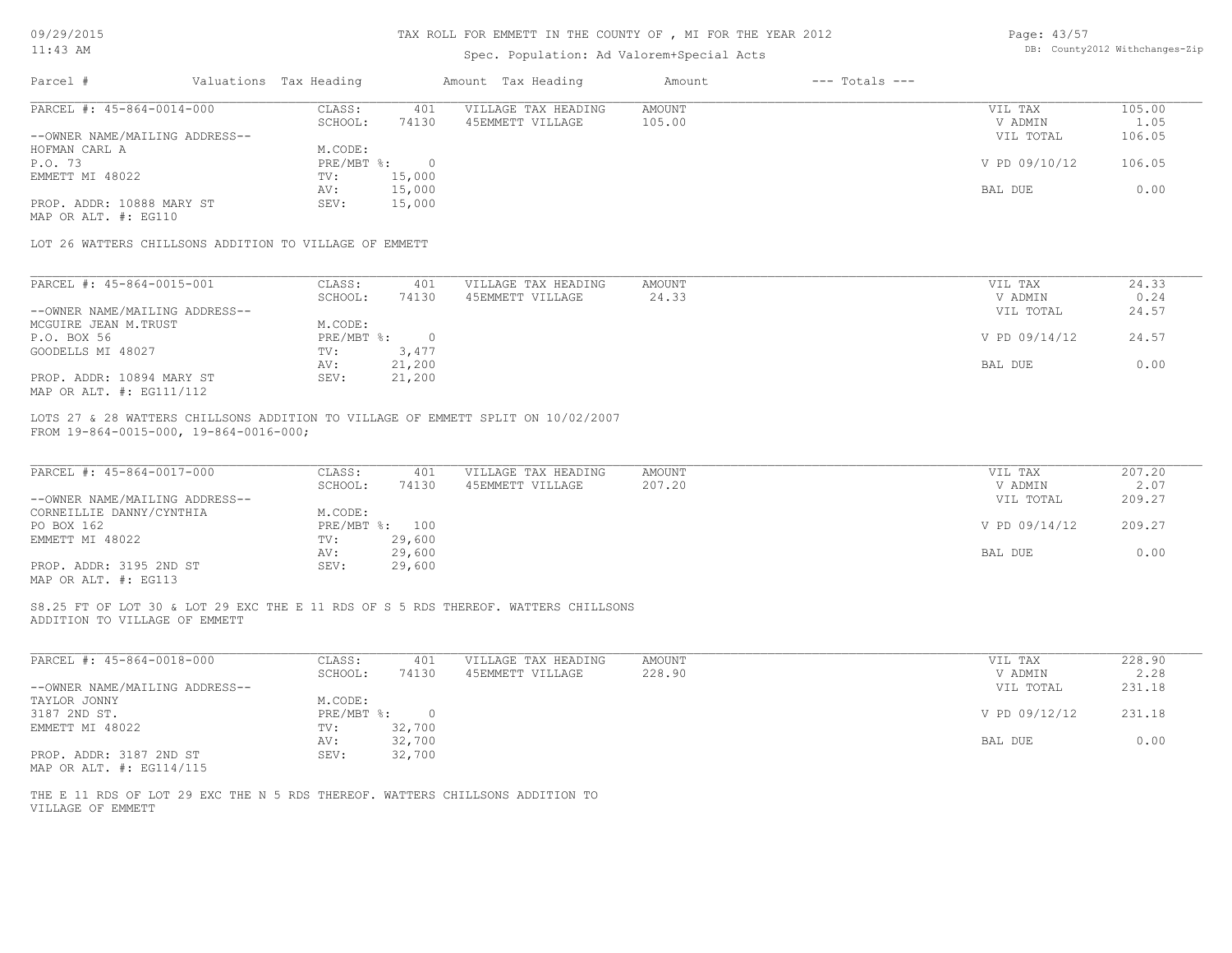TAX ROLL FOR EMMETT IN THE COUNTY OF , MI FOR THE YEAR 2012

Spec. Population: Ad Valorem+Special Acts

| Parcel # | Valuations | Tax Heading | Amount | Tax Heading | Amount | --- Totals --- | |
|---|---|---|---|---|---|---|---|

**PARCEL #: 45-864-0014-000**

| | | | | | |
|---|---|---|---|---|---|
| CLASS: | 401 | VILLAGE TAX HEADING | AMOUNT | VIL TAX | 105.00 |
| SCHOOL: | 74130 | 45EMMETT VILLAGE | 105.00 | V ADMIN | 1.05 |
| | | | | VIL TOTAL | 106.05 |
| M.CODE: | | | | | |
| PRE/MBT %: | 0 | | | V PD 09/10/12 | 106.05 |
| TV: | 15,000 | | | | |
| AV: | 15,000 | | | BAL DUE | 0.00 |
| SEV: | 15,000 | | | | |

--OWNER NAME/MAILING ADDRESS--
HOFMAN CARL A
P.O. 73
EMMETT MI 48022

PROP. ADDR: 10888 MARY ST
MAP OR ALT. #: EG110

LOT 26 WATTERS CHILLSONS ADDITION TO VILLAGE OF EMMETT

**PARCEL #: 45-864-0015-001**

| | | | | | |
|---|---|---|---|---|---|
| CLASS: | 401 | VILLAGE TAX HEADING | AMOUNT | VIL TAX | 24.33 |
| SCHOOL: | 74130 | 45EMMETT VILLAGE | 24.33 | V ADMIN | 0.24 |
| | | | | VIL TOTAL | 24.57 |
| M.CODE: | | | | | |
| PRE/MBT %: | 0 | | | V PD 09/14/12 | 24.57 |
| TV: | 3,477 | | | | |
| AV: | 21,200 | | | BAL DUE | 0.00 |
| SEV: | 21,200 | | | | |

--OWNER NAME/MAILING ADDRESS--
MCGUIRE JEAN M.TRUST
P.O. BOX 56
GOODELLS MI 48027

PROP. ADDR: 10894 MARY ST
MAP OR ALT. #: EG111/112

LOTS 27 & 28 WATTERS CHILLSONS ADDITION TO VILLAGE OF EMMETT SPLIT ON 10/02/2007
FROM 19-864-0015-000, 19-864-0016-000;

**PARCEL #: 45-864-0017-000**

| | | | | | |
|---|---|---|---|---|---|
| CLASS: | 401 | VILLAGE TAX HEADING | AMOUNT | VIL TAX | 207.20 |
| SCHOOL: | 74130 | 45EMMETT VILLAGE | 207.20 | V ADMIN | 2.07 |
| | | | | VIL TOTAL | 209.27 |
| M.CODE: | | | | | |
| PRE/MBT %: | 100 | | | V PD 09/14/12 | 209.27 |
| TV: | 29,600 | | | | |
| AV: | 29,600 | | | BAL DUE | 0.00 |
| SEV: | 29,600 | | | | |

--OWNER NAME/MAILING ADDRESS--
CORNEILLIE DANNY/CYNTHIA
PO BOX 162
EMMETT MI 48022

PROP. ADDR: 3195 2ND ST
MAP OR ALT. #: EG113

S8.25 FT OF LOT 30 & LOT 29 EXC THE E 11 RDS OF S 5 RDS THEREOF. WATTERS CHILLSONS
ADDITION TO VILLAGE OF EMMETT

**PARCEL #: 45-864-0018-000**

| | | | | | |
|---|---|---|---|---|---|
| CLASS: | 401 | VILLAGE TAX HEADING | AMOUNT | VIL TAX | 228.90 |
| SCHOOL: | 74130 | 45EMMETT VILLAGE | 228.90 | V ADMIN | 2.28 |
| | | | | VIL TOTAL | 231.18 |
| M.CODE: | | | | | |
| PRE/MBT %: | 0 | | | V PD 09/12/12 | 231.18 |
| TV: | 32,700 | | | | |
| AV: | 32,700 | | | BAL DUE | 0.00 |
| SEV: | 32,700 | | | | |

--OWNER NAME/MAILING ADDRESS--
TAYLOR JONNY
3187 2ND ST.
EMMETT MI 48022

PROP. ADDR: 3187 2ND ST
MAP OR ALT. #: EG114/115

THE E 11 RDS OF LOT 29 EXC THE N 5 RDS THEREOF. WATTERS CHILLSONS ADDITION TO
VILLAGE OF EMMETT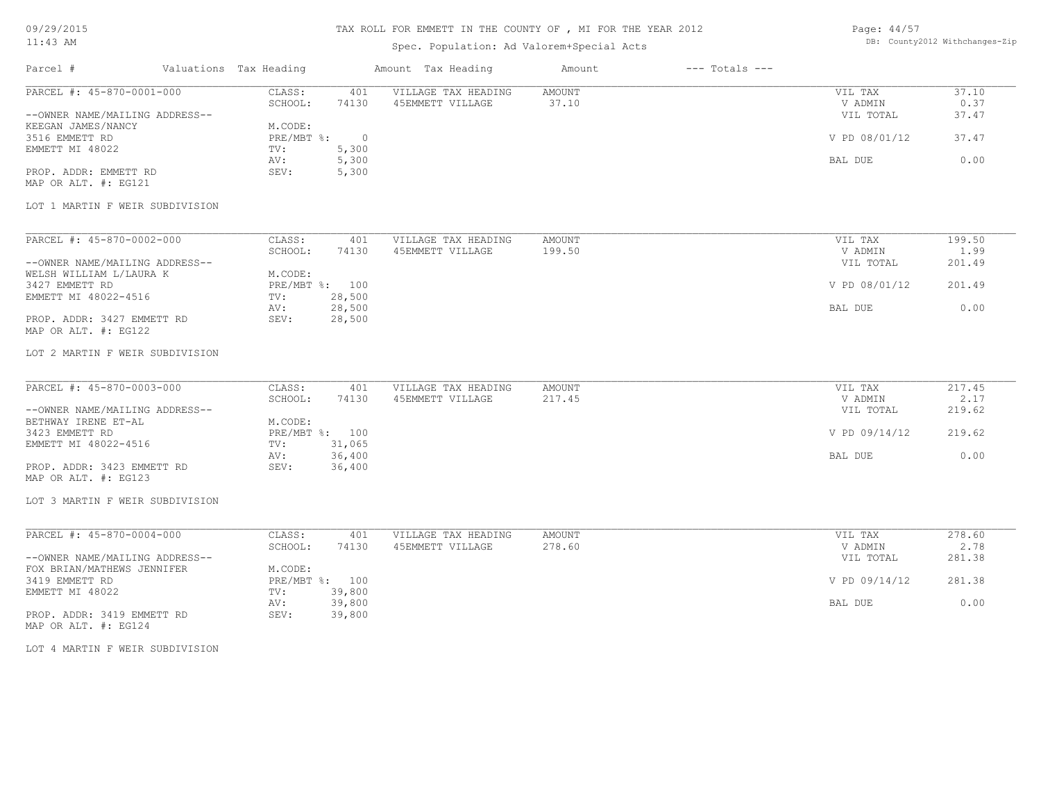TAX ROLL FOR EMMETT IN THE COUNTY OF , MI FOR THE YEAR 2012

Spec. Population: Ad Valorem+Special Acts

09/29/2015
11:43 AM

DB: County2012 Withchanges-Zip

| Parcel # | Valuations | Tax Heading | Amount | Tax Heading | Amount | --- Totals --- | |
|---|---|---|---|---|---|---|---|

| | | | | | | | |
|---|---|---|---|---|---|---|---|
| PARCEL #: 45-870-0001-000 | CLASS: | 401 | VILLAGE TAX HEADING | AMOUNT | | VIL TAX | 37.10 |
| | SCHOOL: | 74130 | 45EMMETT VILLAGE | 37.10 | | V ADMIN | 0.37 |
| --OWNER NAME/MAILING ADDRESS-- | | | | | | VIL TOTAL | 37.47 |
| KEEGAN JAMES/NANCY | M.CODE: | | | | | | |
| 3516 EMMETT RD | PRE/MBT %: | 0 | | | | V PD 08/01/12 | 37.47 |
| EMMETT MI 48022 | TV: | 5,300 | | | | | |
| | AV: | 5,300 | | | | BAL DUE | 0.00 |
| PROP. ADDR: EMMETT RD | SEV: | 5,300 | | | | | |
| MAP OR ALT. #: EG121 | | | | | | | |

LOT 1 MARTIN F WEIR SUBDIVISION

| | | | | | | | |
|---|---|---|---|---|---|---|---|
| PARCEL #: 45-870-0002-000 | CLASS: | 401 | VILLAGE TAX HEADING | AMOUNT | | VIL TAX | 199.50 |
| | SCHOOL: | 74130 | 45EMMETT VILLAGE | 199.50 | | V ADMIN | 1.99 |
| --OWNER NAME/MAILING ADDRESS-- | | | | | | VIL TOTAL | 201.49 |
| WELSH WILLIAM L/LAURA K | M.CODE: | | | | | | |
| 3427 EMMETT RD | PRE/MBT %: | 100 | | | | V PD 08/01/12 | 201.49 |
| EMMETT MI 48022-4516 | TV: | 28,500 | | | | | |
| | AV: | 28,500 | | | | BAL DUE | 0.00 |
| PROP. ADDR: 3427 EMMETT RD | SEV: | 28,500 | | | | | |
| MAP OR ALT. #: EG122 | | | | | | | |

LOT 2 MARTIN F WEIR SUBDIVISION

| | | | | | | | |
|---|---|---|---|---|---|---|---|
| PARCEL #: 45-870-0003-000 | CLASS: | 401 | VILLAGE TAX HEADING | AMOUNT | | VIL TAX | 217.45 |
| | SCHOOL: | 74130 | 45EMMETT VILLAGE | 217.45 | | V ADMIN | 2.17 |
| --OWNER NAME/MAILING ADDRESS-- | | | | | | VIL TOTAL | 219.62 |
| BETHWAY IRENE ET-AL | M.CODE: | | | | | | |
| 3423 EMMETT RD | PRE/MBT %: | 100 | | | | V PD 09/14/12 | 219.62 |
| EMMETT MI 48022-4516 | TV: | 31,065 | | | | | |
| | AV: | 36,400 | | | | BAL DUE | 0.00 |
| PROP. ADDR: 3423 EMMETT RD | SEV: | 36,400 | | | | | |
| MAP OR ALT. #: EG123 | | | | | | | |

LOT 3 MARTIN F WEIR SUBDIVISION

| | | | | | | | |
|---|---|---|---|---|---|---|---|
| PARCEL #: 45-870-0004-000 | CLASS: | 401 | VILLAGE TAX HEADING | AMOUNT | | VIL TAX | 278.60 |
| | SCHOOL: | 74130 | 45EMMETT VILLAGE | 278.60 | | V ADMIN | 2.78 |
| --OWNER NAME/MAILING ADDRESS-- | | | | | | VIL TOTAL | 281.38 |
| FOX BRIAN/MATHEWS JENNIFER | M.CODE: | | | | | | |
| 3419 EMMETT RD | PRE/MBT %: | 100 | | | | V PD 09/14/12 | 281.38 |
| EMMETT MI 48022 | TV: | 39,800 | | | | | |
| | AV: | 39,800 | | | | BAL DUE | 0.00 |
| PROP. ADDR: 3419 EMMETT RD | SEV: | 39,800 | | | | | |
| MAP OR ALT. #: EG124 | | | | | | | |

LOT 4 MARTIN F WEIR SUBDIVISION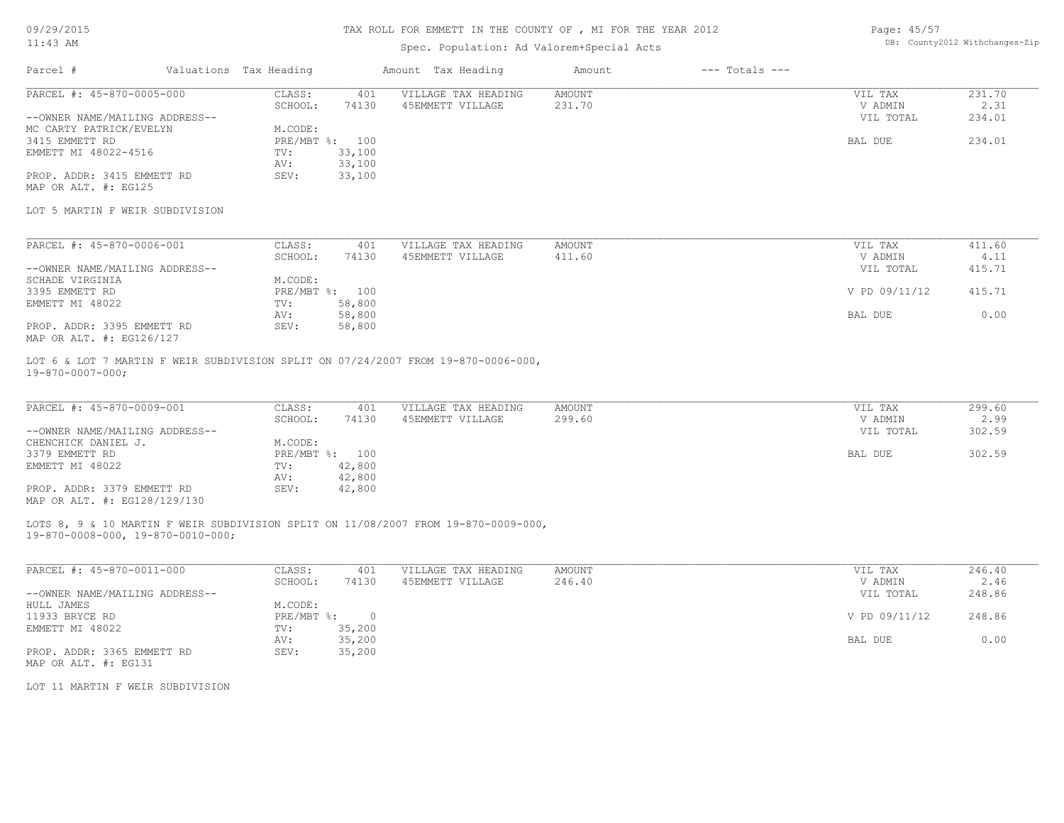# TAX ROLL FOR EMMETT IN THE COUNTY OF , MI FOR THE YEAR 2012

Spec. Population: Ad Valorem+Special Acts

09/29/2015
11:43 AM

DB: County2012 Withchanges-Zip

| Parcel # | Valuations | Tax Heading | Amount | Tax Heading | Amount | --- Totals --- | |
|---|---|---|---|---|---|---|---|

---

PARCEL #: 45-870-0005-000

--OWNER NAME/MAILING ADDRESS--
MC CARTY PATRICK/EVELYN
3415 EMMETT RD
EMMETT MI 48022-4516

PROP. ADDR: 3415 EMMETT RD
MAP OR ALT. #: EG125

| | | | | | |
|---|---|---|---|---|---|
| CLASS: | 401 | VILLAGE TAX HEADING | AMOUNT | VIL TAX | 231.70 |
| SCHOOL: | 74130 | 45EMMETT VILLAGE | 231.70 | V ADMIN | 2.31 |
| M.CODE: | | | | VIL TOTAL | 234.01 |
| PRE/MBT %: | 100 | | | BAL DUE | 234.01 |
| TV: | 33,100 | | | | |
| AV: | 33,100 | | | | |
| SEV: | 33,100 | | | | |

LOT 5 MARTIN F WEIR SUBDIVISION

---

PARCEL #: 45-870-0006-001

--OWNER NAME/MAILING ADDRESS--
SCHADE VIRGINIA
3395 EMMETT RD
EMMETT MI 48022

PROP. ADDR: 3395 EMMETT RD
MAP OR ALT. #: EG126/127

| | | | | | |
|---|---|---|---|---|---|
| CLASS: | 401 | VILLAGE TAX HEADING | AMOUNT | VIL TAX | 411.60 |
| SCHOOL: | 74130 | 45EMMETT VILLAGE | 411.60 | V ADMIN | 4.11 |
| M.CODE: | | | | VIL TOTAL | 415.71 |
| PRE/MBT %: | 100 | | | V PD 09/11/12 | 415.71 |
| TV: | 58,800 | | | | |
| AV: | 58,800 | | | BAL DUE | 0.00 |
| SEV: | 58,800 | | | | |

LOT 6 & LOT 7 MARTIN F WEIR SUBDIVISION SPLIT ON 07/24/2007 FROM 19-870-0006-000, 19-870-0007-000;

---

PARCEL #: 45-870-0009-001

--OWNER NAME/MAILING ADDRESS--
CHENCHICK DANIEL J.
3379 EMMETT RD
EMMETT MI 48022

PROP. ADDR: 3379 EMMETT RD
MAP OR ALT. #: EG128/129/130

| | | | | | |
|---|---|---|---|---|---|
| CLASS: | 401 | VILLAGE TAX HEADING | AMOUNT | VIL TAX | 299.60 |
| SCHOOL: | 74130 | 45EMMETT VILLAGE | 299.60 | V ADMIN | 2.99 |
| M.CODE: | | | | VIL TOTAL | 302.59 |
| PRE/MBT %: | 100 | | | BAL DUE | 302.59 |
| TV: | 42,800 | | | | |
| AV: | 42,800 | | | | |
| SEV: | 42,800 | | | | |

LOTS 8, 9 & 10 MARTIN F WEIR SUBDIVISION SPLIT ON 11/08/2007 FROM 19-870-0009-000, 19-870-0008-000, 19-870-0010-000;

---

PARCEL #: 45-870-0011-000

--OWNER NAME/MAILING ADDRESS--
HULL JAMES
11933 BRYCE RD
EMMETT MI 48022

PROP. ADDR: 3365 EMMETT RD
MAP OR ALT. #: EG131

| | | | | | |
|---|---|---|---|---|---|
| CLASS: | 401 | VILLAGE TAX HEADING | AMOUNT | VIL TAX | 246.40 |
| SCHOOL: | 74130 | 45EMMETT VILLAGE | 246.40 | V ADMIN | 2.46 |
| M.CODE: | | | | VIL TOTAL | 248.86 |
| PRE/MBT %: | 0 | | | V PD 09/11/12 | 248.86 |
| TV: | 35,200 | | | | |
| AV: | 35,200 | | | BAL DUE | 0.00 |
| SEV: | 35,200 | | | | |

LOT 11 MARTIN F WEIR SUBDIVISION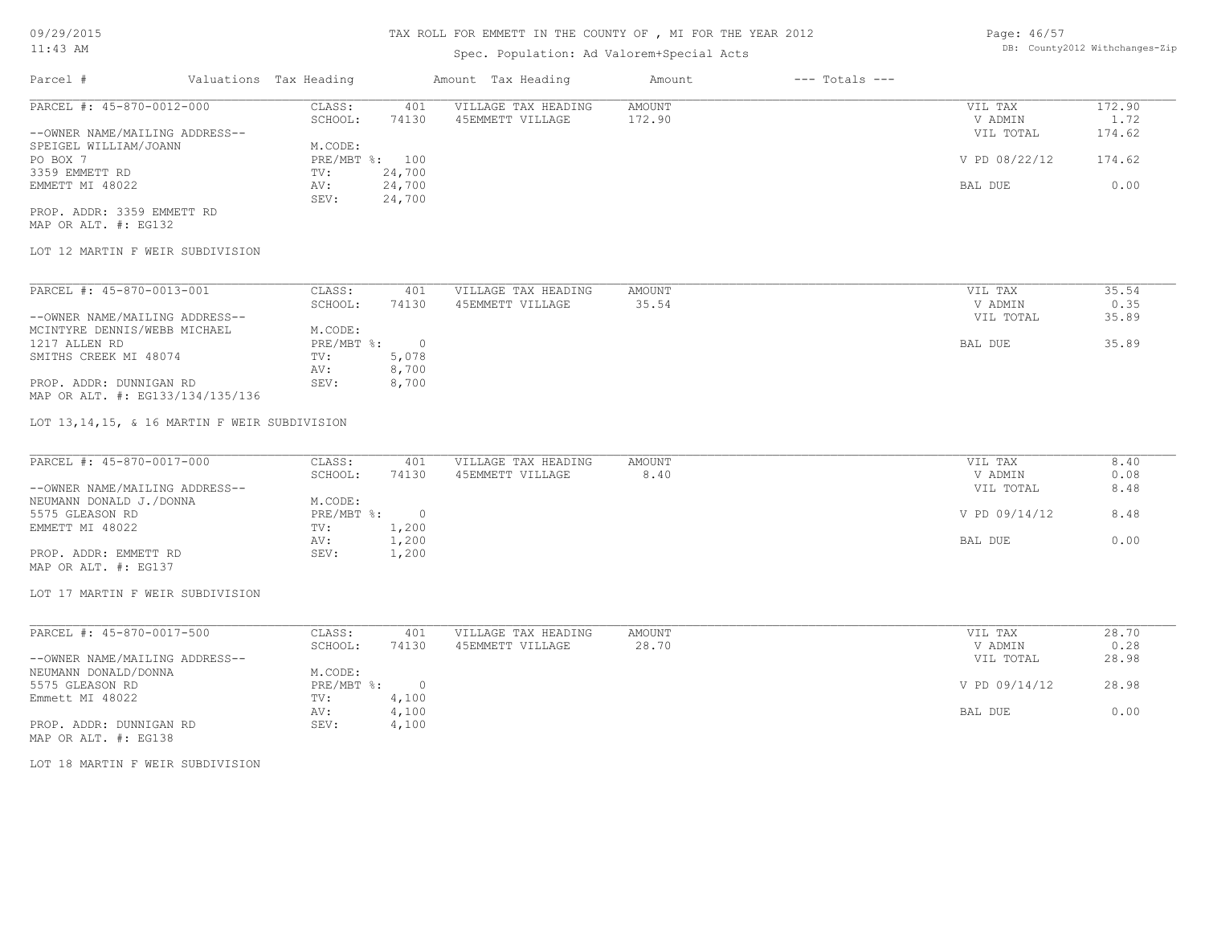# TAX ROLL FOR EMMETT IN THE COUNTY OF , MI FOR THE YEAR 2012

Spec. Population: Ad Valorem+Special Acts

09/29/2015
11:43 AM

DB: County2012 Withchanges-Zip

| Parcel # | Valuations | Tax Heading | Amount | Tax Heading | Amount | --- Totals --- | |
|---|---|---|---|---|---|---|---|

---

**PARCEL #: 45-870-0012-000**

| | | | | | |
|---|---|---|---|---|---|
| CLASS: | 401 | VILLAGE TAX HEADING | AMOUNT | VIL TAX | 172.90 |
| SCHOOL: | 74130 | 45EMMETT VILLAGE | 172.90 | V ADMIN | 1.72 |
| M.CODE: | | | | VIL TOTAL | 174.62 |
| PRE/MBT %: | 100 | | | V PD 08/22/12 | 174.62 |
| TV: | 24,700 | | | | |
| AV: | 24,700 | | | BAL DUE | 0.00 |
| SEV: | 24,700 | | | | |

--OWNER NAME/MAILING ADDRESS--
SPEIGEL WILLIAM/JOANN
PO BOX 7
3359 EMMETT RD
EMMETT MI 48022

PROP. ADDR: 3359 EMMETT RD
MAP OR ALT. #: EG132

LOT 12 MARTIN F WEIR SUBDIVISION

---

**PARCEL #: 45-870-0013-001**

| | | | | | |
|---|---|---|---|---|---|
| CLASS: | 401 | VILLAGE TAX HEADING | AMOUNT | VIL TAX | 35.54 |
| SCHOOL: | 74130 | 45EMMETT VILLAGE | 35.54 | V ADMIN | 0.35 |
| M.CODE: | | | | VIL TOTAL | 35.89 |
| PRE/MBT %: | 0 | | | BAL DUE | 35.89 |
| TV: | 5,078 | | | | |
| AV: | 8,700 | | | | |
| SEV: | 8,700 | | | | |

--OWNER NAME/MAILING ADDRESS--
MCINTYRE DENNIS/WEBB MICHAEL
1217 ALLEN RD
SMITHS CREEK MI 48074

PROP. ADDR: DUNNIGAN RD
MAP OR ALT. #: EG133/134/135/136

LOT 13,14,15, & 16 MARTIN F WEIR SUBDIVISION

---

**PARCEL #: 45-870-0017-000**

| | | | | | |
|---|---|---|---|---|---|
| CLASS: | 401 | VILLAGE TAX HEADING | AMOUNT | VIL TAX | 8.40 |
| SCHOOL: | 74130 | 45EMMETT VILLAGE | 8.40 | V ADMIN | 0.08 |
| M.CODE: | | | | VIL TOTAL | 8.48 |
| PRE/MBT %: | 0 | | | V PD 09/14/12 | 8.48 |
| TV: | 1,200 | | | | |
| AV: | 1,200 | | | BAL DUE | 0.00 |
| SEV: | 1,200 | | | | |

--OWNER NAME/MAILING ADDRESS--
NEUMANN DONALD J./DONNA
5575 GLEASON RD
EMMETT MI 48022

PROP. ADDR: EMMETT RD
MAP OR ALT. #: EG137

LOT 17 MARTIN F WEIR SUBDIVISION

---

**PARCEL #: 45-870-0017-500**

| | | | | | |
|---|---|---|---|---|---|
| CLASS: | 401 | VILLAGE TAX HEADING | AMOUNT | VIL TAX | 28.70 |
| SCHOOL: | 74130 | 45EMMETT VILLAGE | 28.70 | V ADMIN | 0.28 |
| M.CODE: | | | | VIL TOTAL | 28.98 |
| PRE/MBT %: | 0 | | | V PD 09/14/12 | 28.98 |
| TV: | 4,100 | | | | |
| AV: | 4,100 | | | BAL DUE | 0.00 |
| SEV: | 4,100 | | | | |

--OWNER NAME/MAILING ADDRESS--
NEUMANN DONALD/DONNA
5575 GLEASON RD
Emmett MI 48022

PROP. ADDR: DUNNIGAN RD
MAP OR ALT. #: EG138

LOT 18 MARTIN F WEIR SUBDIVISION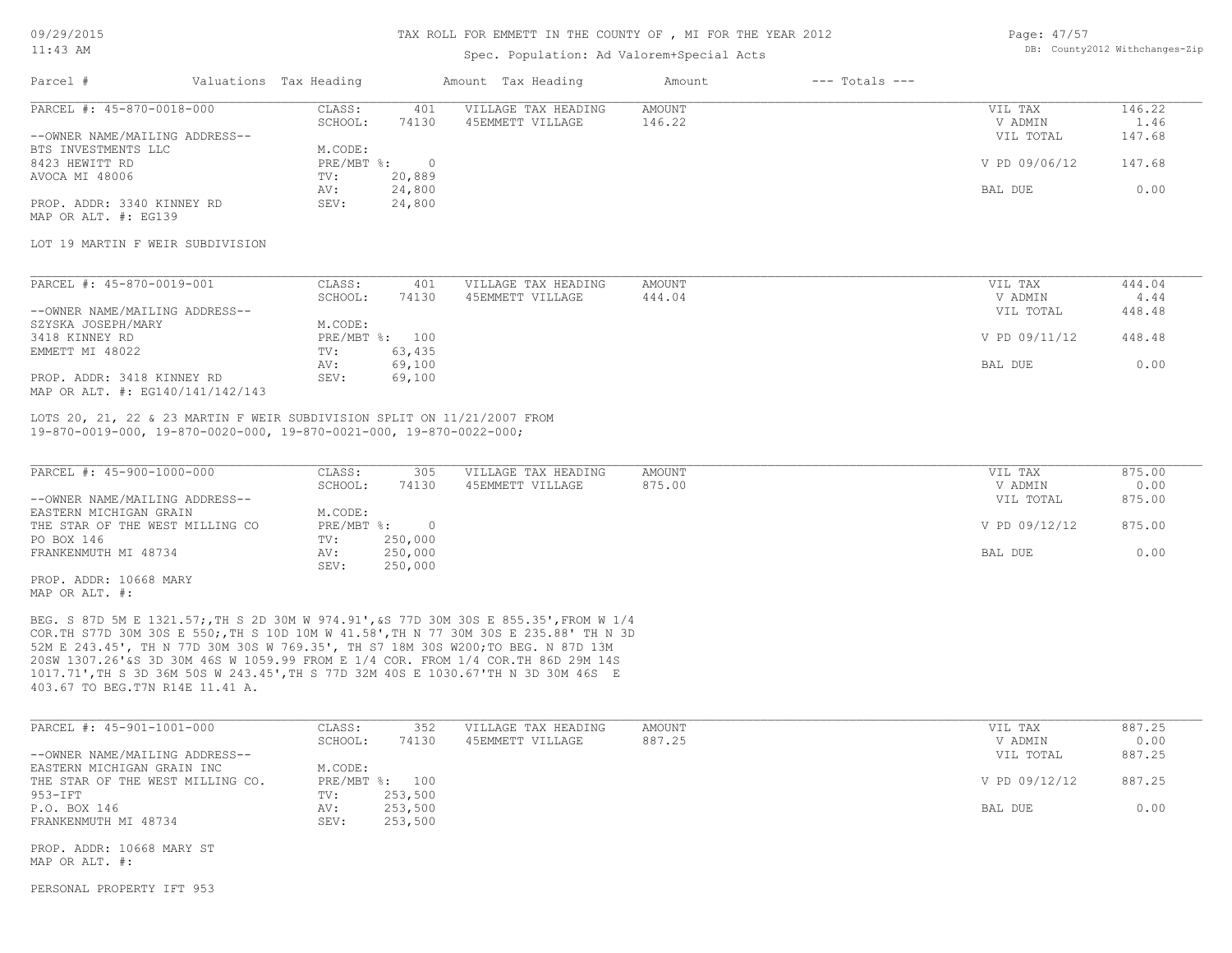TAX ROLL FOR EMMETT IN THE COUNTY OF , MI FOR THE YEAR 2012

Spec. Population: Ad Valorem+Special Acts

| Parcel # | Valuations | Tax Heading | Amount | Tax Heading | Amount | --- Totals --- | |
|---|---|---|---|---|---|---|---|

PARCEL #: 45-870-0018-000

| | | | | | | |
|---|---|---|---|---|---|---|
| CLASS: | 401 | VILLAGE TAX HEADING | AMOUNT | | VIL TAX | 146.22 |
| SCHOOL: | 74130 | 45EMMETT VILLAGE | 146.22 | | V ADMIN | 1.46 |
| | | | | | VIL TOTAL | 147.68 |
| M.CODE: | | | | | | |
| PRE/MBT %: | 0 | | | | V PD 09/06/12 | 147.68 |
| TV: | 20,889 | | | | | |
| AV: | 24,800 | | | | BAL DUE | 0.00 |
| SEV: | 24,800 | | | | | |

--OWNER NAME/MAILING ADDRESS--
BTS INVESTMENTS LLC
8423 HEWITT RD
AVOCA MI 48006

PROP. ADDR: 3340 KINNEY RD
MAP OR ALT. #: EG139

LOT 19 MARTIN F WEIR SUBDIVISION

PARCEL #: 45-870-0019-001

| | | | | | | |
|---|---|---|---|---|---|---|
| CLASS: | 401 | VILLAGE TAX HEADING | AMOUNT | | VIL TAX | 444.04 |
| SCHOOL: | 74130 | 45EMMETT VILLAGE | 444.04 | | V ADMIN | 4.44 |
| | | | | | VIL TOTAL | 448.48 |
| M.CODE: | | | | | | |
| PRE/MBT %: | 100 | | | | V PD 09/11/12 | 448.48 |
| TV: | 63,435 | | | | | |
| AV: | 69,100 | | | | BAL DUE | 0.00 |
| SEV: | 69,100 | | | | | |

--OWNER NAME/MAILING ADDRESS--
SZYSKA JOSEPH/MARY
3418 KINNEY RD
EMMETT MI 48022

PROP. ADDR: 3418 KINNEY RD
MAP OR ALT. #: EG140/141/142/143

LOTS 20, 21, 22 & 23 MARTIN F WEIR SUBDIVISION SPLIT ON 11/21/2007 FROM 19-870-0019-000, 19-870-0020-000, 19-870-0021-000, 19-870-0022-000;

PARCEL #: 45-900-1000-000

| | | | | | | |
|---|---|---|---|---|---|---|
| CLASS: | 305 | VILLAGE TAX HEADING | AMOUNT | | VIL TAX | 875.00 |
| SCHOOL: | 74130 | 45EMMETT VILLAGE | 875.00 | | V ADMIN | 0.00 |
| | | | | | VIL TOTAL | 875.00 |
| M.CODE: | | | | | | |
| PRE/MBT %: | 0 | | | | V PD 09/12/12 | 875.00 |
| TV: | 250,000 | | | | | |
| AV: | 250,000 | | | | BAL DUE | 0.00 |
| SEV: | 250,000 | | | | | |

--OWNER NAME/MAILING ADDRESS--
EASTERN MICHIGAN GRAIN
THE STAR OF THE WEST MILLING CO
PO BOX 146
FRANKENMUTH MI 48734

PROP. ADDR: 10668 MARY
MAP OR ALT. #:

BEG. S 87D 5M E 1321.57;,TH S 2D 30M W 974.91',&S 77D 30M 30S E 855.35',FROM W 1/4 COR.TH S77D 30M 30S E 550;,TH S 10D 10M W 41.58',TH N 77 30M 30S E 235.88' TH N 3D 52M E 243.45', TH N 77D 30M 30S W 769.35', TH S7 18M 30S W200;TO BEG. N 87D 13M 20SW 1307.26'&S 3D 30M 46S W 1059.99 FROM E 1/4 COR. FROM 1/4 COR.TH 86D 29M 14S 1017.71',TH S 3D 36M 50S W 243.45',TH S 77D 32M 40S E 1030.67'TH N 3D 30M 46S E 403.67 TO BEG.T7N R14E 11.41 A.

PARCEL #: 45-901-1001-000

| | | | | | | |
|---|---|---|---|---|---|---|
| CLASS: | 352 | VILLAGE TAX HEADING | AMOUNT | | VIL TAX | 887.25 |
| SCHOOL: | 74130 | 45EMMETT VILLAGE | 887.25 | | V ADMIN | 0.00 |
| | | | | | VIL TOTAL | 887.25 |
| M.CODE: | | | | | | |
| PRE/MBT %: | 100 | | | | V PD 09/12/12 | 887.25 |
| TV: | 253,500 | | | | | |
| AV: | 253,500 | | | | BAL DUE | 0.00 |
| SEV: | 253,500 | | | | | |

--OWNER NAME/MAILING ADDRESS--
EASTERN MICHIGAN GRAIN INC
THE STAR OF THE WEST MILLING CO.
953-IFT
P.O. BOX 146
FRANKENMUTH MI 48734

PROP. ADDR: 10668 MARY ST
MAP OR ALT. #:

PERSONAL PROPERTY IFT 953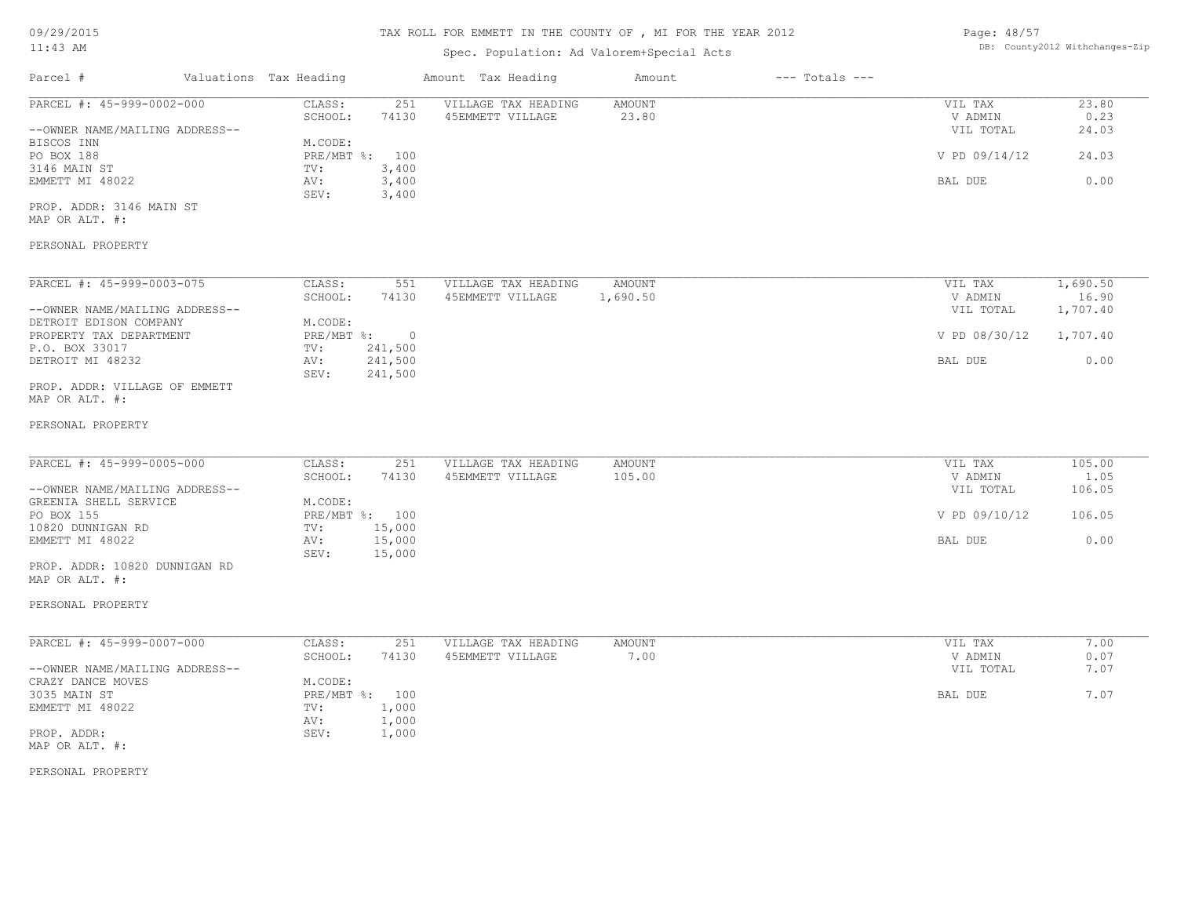TAX ROLL FOR EMMETT IN THE COUNTY OF , MI FOR THE YEAR 2012

Spec. Population: Ad Valorem+Special Acts

DB: County2012 Withchanges-Zip

| Parcel # | Valuations | Tax Heading | Amount | Tax Heading | Amount | --- Totals --- | |
|---|---|---|---|---|---|---|---|
| PARCEL #: 45-999-0002-000 | CLASS: | 251 | VILLAGE TAX HEADING | AMOUNT | | VIL TAX | 23.80 |
| | SCHOOL: | 74130 | 45EMMETT VILLAGE | 23.80 | | V ADMIN | 0.23 |
| --OWNER NAME/MAILING ADDRESS-- | | | | | | VIL TOTAL | 24.03 |
| BISCOS INN | M.CODE: | | | | | | |
| PO BOX 188 | PRE/MBT %: | 100 | | | | V PD 09/14/12 | 24.03 |
| 3146 MAIN ST | TV: | 3,400 | | | | | |
| EMMETT MI 48022 | AV: | 3,400 | | | | BAL DUE | 0.00 |
| | SEV: | 3,400 | | | | | |
| PROP. ADDR: 3146 MAIN ST | | | | | | | |
| MAP OR ALT. #: | | | | | | | |
| PERSONAL PROPERTY | | | | | | | |

| Parcel # | Valuations | Tax Heading | Amount | Tax Heading | Amount | --- Totals --- | |
|---|---|---|---|---|---|---|---|
| PARCEL #: 45-999-0003-075 | CLASS: | 551 | VILLAGE TAX HEADING | AMOUNT | | VIL TAX | 1,690.50 |
| | SCHOOL: | 74130 | 45EMMETT VILLAGE | 1,690.50 | | V ADMIN | 16.90 |
| --OWNER NAME/MAILING ADDRESS-- | | | | | | VIL TOTAL | 1,707.40 |
| DETROIT EDISON COMPANY | M.CODE: | | | | | | |
| PROPERTY TAX DEPARTMENT | PRE/MBT %: | 0 | | | | V PD 08/30/12 | 1,707.40 |
| P.O. BOX 33017 | TV: | 241,500 | | | | | |
| DETROIT MI 48232 | AV: | 241,500 | | | | BAL DUE | 0.00 |
| | SEV: | 241,500 | | | | | |
| PROP. ADDR: VILLAGE OF EMMETT | | | | | | | |
| MAP OR ALT. #: | | | | | | | |
| PERSONAL PROPERTY | | | | | | | |

| Parcel # | Valuations | Tax Heading | Amount | Tax Heading | Amount | --- Totals --- | |
|---|---|---|---|---|---|---|---|
| PARCEL #: 45-999-0005-000 | CLASS: | 251 | VILLAGE TAX HEADING | AMOUNT | | VIL TAX | 105.00 |
| | SCHOOL: | 74130 | 45EMMETT VILLAGE | 105.00 | | V ADMIN | 1.05 |
| --OWNER NAME/MAILING ADDRESS-- | | | | | | VIL TOTAL | 106.05 |
| GREENIA SHELL SERVICE | M.CODE: | | | | | | |
| PO BOX 155 | PRE/MBT %: | 100 | | | | V PD 09/10/12 | 106.05 |
| 10820 DUNNIGAN RD | TV: | 15,000 | | | | | |
| EMMETT MI 48022 | AV: | 15,000 | | | | BAL DUE | 0.00 |
| | SEV: | 15,000 | | | | | |
| PROP. ADDR: 10820 DUNNIGAN RD | | | | | | | |
| MAP OR ALT. #: | | | | | | | |
| PERSONAL PROPERTY | | | | | | | |

| Parcel # | Valuations | Tax Heading | Amount | Tax Heading | Amount | --- Totals --- | |
|---|---|---|---|---|---|---|---|
| PARCEL #: 45-999-0007-000 | CLASS: | 251 | VILLAGE TAX HEADING | AMOUNT | | VIL TAX | 7.00 |
| | SCHOOL: | 74130 | 45EMMETT VILLAGE | 7.00 | | V ADMIN | 0.07 |
| --OWNER NAME/MAILING ADDRESS-- | | | | | | VIL TOTAL | 7.07 |
| CRAZY DANCE MOVES | M.CODE: | | | | | | |
| 3035 MAIN ST | PRE/MBT %: | 100 | | | | BAL DUE | 7.07 |
| EMMETT MI 48022 | TV: | 1,000 | | | | | |
| | AV: | 1,000 | | | | | |
| PROP. ADDR: | SEV: | 1,000 | | | | | |
| MAP OR ALT. #: | | | | | | | |
| PERSONAL PROPERTY | | | | | | | |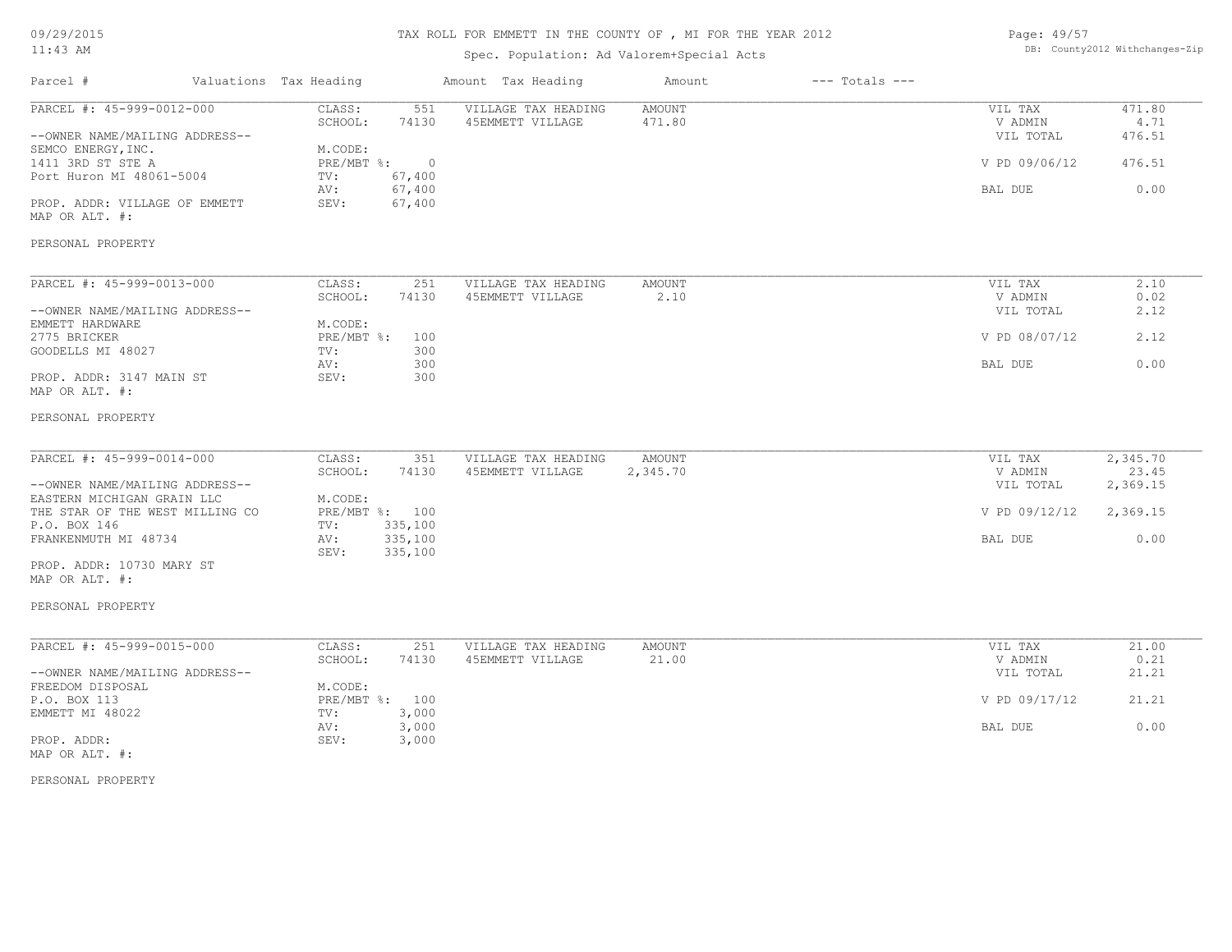TAX ROLL FOR EMMETT IN THE COUNTY OF , MI FOR THE YEAR 2012

Spec. Population: Ad Valorem+Special Acts

| Parcel # | Valuations | Tax Heading | Amount | Tax Heading | Amount | --- Totals --- | |
|---|---|---|---|---|---|---|---|
| PARCEL #: 45-999-0012-000 | CLASS: | 551 | VILLAGE TAX HEADING | AMOUNT | | VIL TAX | 471.80 |
| | SCHOOL: | 74130 | 45EMMETT VILLAGE | 471.80 | | V ADMIN | 4.71 |
| --OWNER NAME/MAILING ADDRESS-- | | | | | | VIL TOTAL | 476.51 |
| SEMCO ENERGY,INC. | M.CODE: | | | | | | |
| 1411 3RD ST STE A | PRE/MBT %: | 0 | | | | V PD 09/06/12 | 476.51 |
| Port Huron MI 48061-5004 | TV: | 67,400 | | | | | |
| | AV: | 67,400 | | | | BAL DUE | 0.00 |
| PROP. ADDR: VILLAGE OF EMMETT | SEV: | 67,400 | | | | | |
| MAP OR ALT. #: | | | | | | | |
| PERSONAL PROPERTY | | | | | | | |
| PARCEL #: 45-999-0013-000 | CLASS: | 251 | VILLAGE TAX HEADING | AMOUNT | | VIL TAX | 2.10 |
| | SCHOOL: | 74130 | 45EMMETT VILLAGE | 2.10 | | V ADMIN | 0.02 |
| --OWNER NAME/MAILING ADDRESS-- | | | | | | VIL TOTAL | 2.12 |
| EMMETT HARDWARE | M.CODE: | | | | | | |
| 2775 BRICKER | PRE/MBT %: | 100 | | | | V PD 08/07/12 | 2.12 |
| GOODELLS MI 48027 | TV: | 300 | | | | | |
| | AV: | 300 | | | | BAL DUE | 0.00 |
| PROP. ADDR: 3147 MAIN ST | SEV: | 300 | | | | | |
| MAP OR ALT. #: | | | | | | | |
| PERSONAL PROPERTY | | | | | | | |
| PARCEL #: 45-999-0014-000 | CLASS: | 351 | VILLAGE TAX HEADING | AMOUNT | | VIL TAX | 2,345.70 |
| | SCHOOL: | 74130 | 45EMMETT VILLAGE | 2,345.70 | | V ADMIN | 23.45 |
| --OWNER NAME/MAILING ADDRESS-- | | | | | | VIL TOTAL | 2,369.15 |
| EASTERN MICHIGAN GRAIN LLC | M.CODE: | | | | | | |
| THE STAR OF THE WEST MILLING CO | PRE/MBT %: | 100 | | | | V PD 09/12/12 | 2,369.15 |
| P.O. BOX 146 | TV: | 335,100 | | | | | |
| FRANKENMUTH MI 48734 | AV: | 335,100 | | | | BAL DUE | 0.00 |
| | SEV: | 335,100 | | | | | |
| PROP. ADDR: 10730 MARY ST | | | | | | | |
| MAP OR ALT. #: | | | | | | | |
| PERSONAL PROPERTY | | | | | | | |
| PARCEL #: 45-999-0015-000 | CLASS: | 251 | VILLAGE TAX HEADING | AMOUNT | | VIL TAX | 21.00 |
| | SCHOOL: | 74130 | 45EMMETT VILLAGE | 21.00 | | V ADMIN | 0.21 |
| --OWNER NAME/MAILING ADDRESS-- | | | | | | VIL TOTAL | 21.21 |
| FREEDOM DISPOSAL | M.CODE: | | | | | | |
| P.O. BOX 113 | PRE/MBT %: | 100 | | | | V PD 09/17/12 | 21.21 |
| EMMETT MI 48022 | TV: | 3,000 | | | | | |
| | AV: | 3,000 | | | | BAL DUE | 0.00 |
| PROP. ADDR: | SEV: | 3,000 | | | | | |
| MAP OR ALT. #: | | | | | | | |
| PERSONAL PROPERTY | | | | | | | |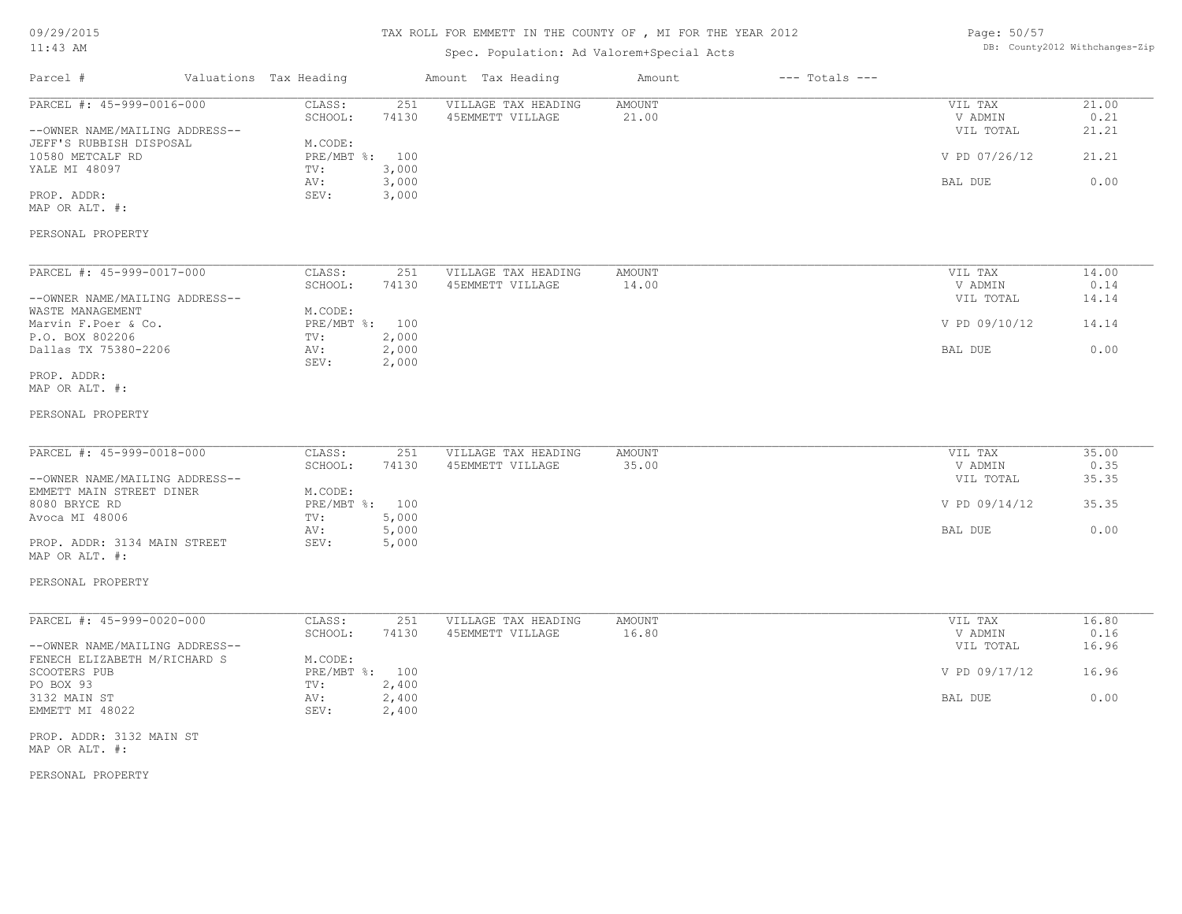# TAX ROLL FOR EMMETT IN THE COUNTY OF , MI FOR THE YEAR 2012

Spec. Population: Ad Valorem+Special Acts

09/29/2015
11:43 AM

DB: County2012 Withchanges-Zip

| Parcel # | Valuations | Tax Heading | Amount | Tax Heading | Amount | --- Totals --- | |
|---|---|---|---|---|---|---|---|
| PARCEL #: 45-999-0016-000 | CLASS: | 251 | VILLAGE TAX HEADING | AMOUNT | | VIL TAX | 21.00 |
| | SCHOOL: | 74130 | 45EMMETT VILLAGE | 21.00 | | V ADMIN | 0.21 |
| --OWNER NAME/MAILING ADDRESS-- | | | | | | VIL TOTAL | 21.21 |
| JEFF'S RUBBISH DISPOSAL | M.CODE: | | | | | | |
| 10580 METCALF RD | PRE/MBT %: | 100 | | | | V PD 07/26/12 | 21.21 |
| YALE MI 48097 | TV: | 3,000 | | | | | |
| | AV: | 3,000 | | | | BAL DUE | 0.00 |
| PROP. ADDR: | SEV: | 3,000 | | | | | |
| MAP OR ALT. #: | | | | | | | |
| PERSONAL PROPERTY | | | | | | | |
| PARCEL #: 45-999-0017-000 | CLASS: | 251 | VILLAGE TAX HEADING | AMOUNT | | VIL TAX | 14.00 |
| | SCHOOL: | 74130 | 45EMMETT VILLAGE | 14.00 | | V ADMIN | 0.14 |
| --OWNER NAME/MAILING ADDRESS-- | | | | | | VIL TOTAL | 14.14 |
| WASTE MANAGEMENT | M.CODE: | | | | | | |
| Marvin F.Poer & Co. | PRE/MBT %: | 100 | | | | V PD 09/10/12 | 14.14 |
| P.O. BOX 802206 | TV: | 2,000 | | | | | |
| Dallas TX 75380-2206 | AV: | 2,000 | | | | BAL DUE | 0.00 |
| | SEV: | 2,000 | | | | | |
| PROP. ADDR: | | | | | | | |
| MAP OR ALT. #: | | | | | | | |
| PERSONAL PROPERTY | | | | | | | |
| PARCEL #: 45-999-0018-000 | CLASS: | 251 | VILLAGE TAX HEADING | AMOUNT | | VIL TAX | 35.00 |
| | SCHOOL: | 74130 | 45EMMETT VILLAGE | 35.00 | | V ADMIN | 0.35 |
| --OWNER NAME/MAILING ADDRESS-- | | | | | | VIL TOTAL | 35.35 |
| EMMETT MAIN STREET DINER | M.CODE: | | | | | | |
| 8080 BRYCE RD | PRE/MBT %: | 100 | | | | V PD 09/14/12 | 35.35 |
| Avoca MI 48006 | TV: | 5,000 | | | | | |
| | AV: | 5,000 | | | | BAL DUE | 0.00 |
| PROP. ADDR: 3134 MAIN STREET | SEV: | 5,000 | | | | | |
| MAP OR ALT. #: | | | | | | | |
| PERSONAL PROPERTY | | | | | | | |
| PARCEL #: 45-999-0020-000 | CLASS: | 251 | VILLAGE TAX HEADING | AMOUNT | | VIL TAX | 16.80 |
| | SCHOOL: | 74130 | 45EMMETT VILLAGE | 16.80 | | V ADMIN | 0.16 |
| --OWNER NAME/MAILING ADDRESS-- | | | | | | VIL TOTAL | 16.96 |
| FENECH ELIZABETH M/RICHARD S | M.CODE: | | | | | | |
| SCOOTERS PUB | PRE/MBT %: | 100 | | | | V PD 09/17/12 | 16.96 |
| PO BOX 93 | TV: | 2,400 | | | | | |
| 3132 MAIN ST | AV: | 2,400 | | | | BAL DUE | 0.00 |
| EMMETT MI 48022 | SEV: | 2,400 | | | | | |
| PROP. ADDR: 3132 MAIN ST | | | | | | | |
| MAP OR ALT. #: | | | | | | | |
| PERSONAL PROPERTY | | | | | | | |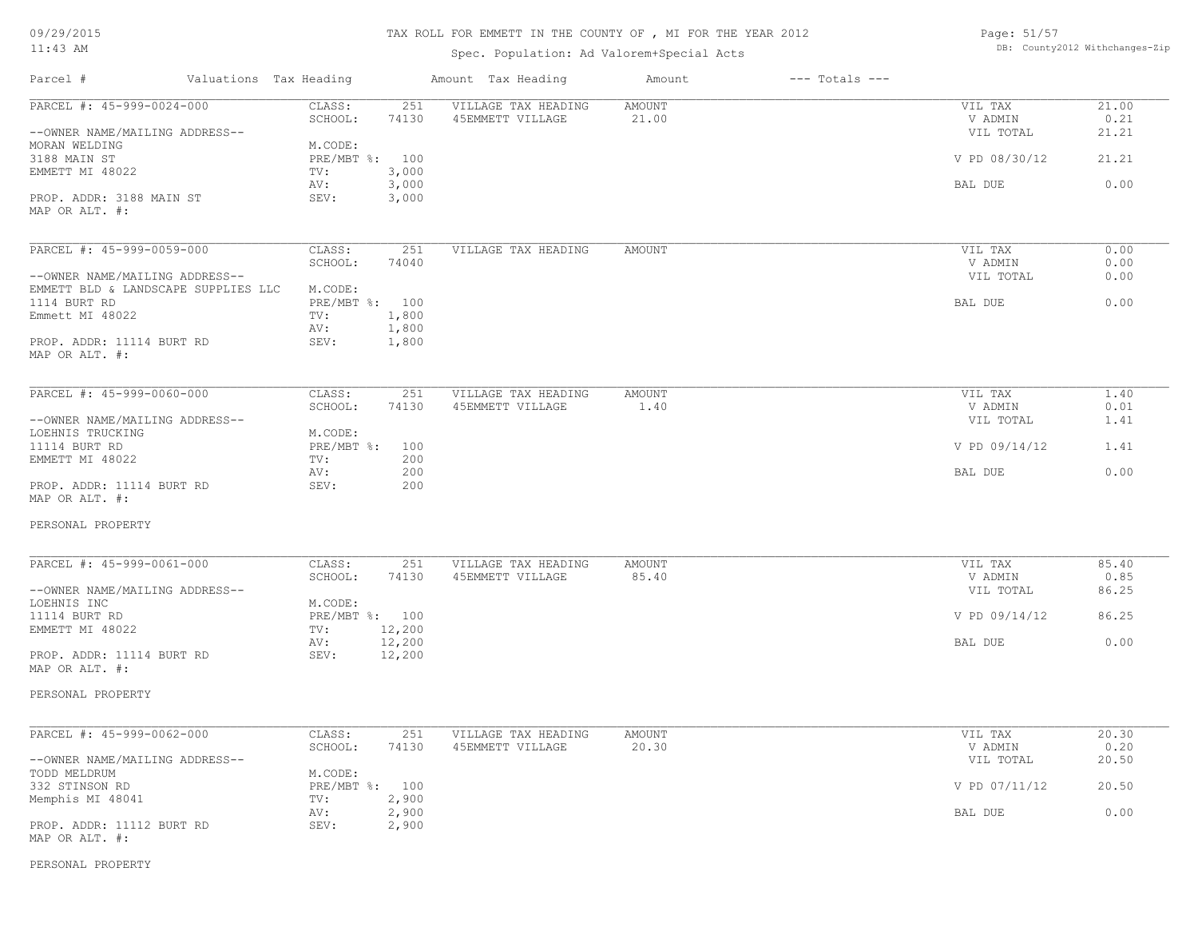TAX ROLL FOR EMMETT IN THE COUNTY OF , MI FOR THE YEAR 2012

Spec. Population: Ad Valorem+Special Acts

| Parcel # | Valuations | Tax Heading | Amount | Tax Heading | Amount | --- Totals --- | |
|---|---|---|---|---|---|---|---|
| PARCEL #: 45-999-0024-000 | CLASS: | 251 | VILLAGE TAX HEADING | AMOUNT | | VIL TAX | 21.00 |
| | SCHOOL: | 74130 | 45EMMETT VILLAGE | 21.00 | | V ADMIN | 0.21 |
| --OWNER NAME/MAILING ADDRESS-- | | | | | | VIL TOTAL | 21.21 |
| MORAN WELDING | M.CODE: | | | | | | |
| 3188 MAIN ST | PRE/MBT %: | 100 | | | | V PD 08/30/12 | 21.21 |
| EMMETT MI 48022 | TV: | 3,000 | | | | | |
| | AV: | 3,000 | | | | BAL DUE | 0.00 |
| PROP. ADDR: 3188 MAIN ST | SEV: | 3,000 | | | | | |
| MAP OR ALT. #: | | | | | | | |
| PARCEL #: 45-999-0059-000 | CLASS: | 251 | VILLAGE TAX HEADING | AMOUNT | | VIL TAX | 0.00 |
| | SCHOOL: | 74040 | | | | V ADMIN | 0.00 |
| --OWNER NAME/MAILING ADDRESS-- | | | | | | VIL TOTAL | 0.00 |
| EMMETT BLD & LANDSCAPE SUPPLIES LLC | M.CODE: | | | | | | |
| 1114 BURT RD | PRE/MBT %: | 100 | | | | BAL DUE | 0.00 |
| Emmett MI 48022 | TV: | 1,800 | | | | | |
| | AV: | 1,800 | | | | | |
| PROP. ADDR: 11114 BURT RD | SEV: | 1,800 | | | | | |
| MAP OR ALT. #: | | | | | | | |
| PARCEL #: 45-999-0060-000 | CLASS: | 251 | VILLAGE TAX HEADING | AMOUNT | | VIL TAX | 1.40 |
| | SCHOOL: | 74130 | 45EMMETT VILLAGE | 1.40 | | V ADMIN | 0.01 |
| --OWNER NAME/MAILING ADDRESS-- | | | | | | VIL TOTAL | 1.41 |
| LOEHNIS TRUCKING | M.CODE: | | | | | | |
| 11114 BURT RD | PRE/MBT %: | 100 | | | | V PD 09/14/12 | 1.41 |
| EMMETT MI 48022 | TV: | 200 | | | | | |
| | AV: | 200 | | | | BAL DUE | 0.00 |
| PROP. ADDR: 11114 BURT RD | SEV: | 200 | | | | | |
| MAP OR ALT. #: | | | | | | | |
| PERSONAL PROPERTY | | | | | | | |
| PARCEL #: 45-999-0061-000 | CLASS: | 251 | VILLAGE TAX HEADING | AMOUNT | | VIL TAX | 85.40 |
| | SCHOOL: | 74130 | 45EMMETT VILLAGE | 85.40 | | V ADMIN | 0.85 |
| --OWNER NAME/MAILING ADDRESS-- | | | | | | VIL TOTAL | 86.25 |
| LOEHNIS INC | M.CODE: | | | | | | |
| 11114 BURT RD | PRE/MBT %: | 100 | | | | V PD 09/14/12 | 86.25 |
| EMMETT MI 48022 | TV: | 12,200 | | | | | |
| | AV: | 12,200 | | | | BAL DUE | 0.00 |
| PROP. ADDR: 11114 BURT RD | SEV: | 12,200 | | | | | |
| MAP OR ALT. #: | | | | | | | |
| PERSONAL PROPERTY | | | | | | | |
| PARCEL #: 45-999-0062-000 | CLASS: | 251 | VILLAGE TAX HEADING | AMOUNT | | VIL TAX | 20.30 |
| | SCHOOL: | 74130 | 45EMMETT VILLAGE | 20.30 | | V ADMIN | 0.20 |
| --OWNER NAME/MAILING ADDRESS-- | | | | | | VIL TOTAL | 20.50 |
| TODD MELDRUM | M.CODE: | | | | | | |
| 332 STINSON RD | PRE/MBT %: | 100 | | | | V PD 07/11/12 | 20.50 |
| Memphis MI 48041 | TV: | 2,900 | | | | | |
| | AV: | 2,900 | | | | BAL DUE | 0.00 |
| PROP. ADDR: 11112 BURT RD | SEV: | 2,900 | | | | | |
| MAP OR ALT. #: | | | | | | | |
| PERSONAL PROPERTY | | | | | | | |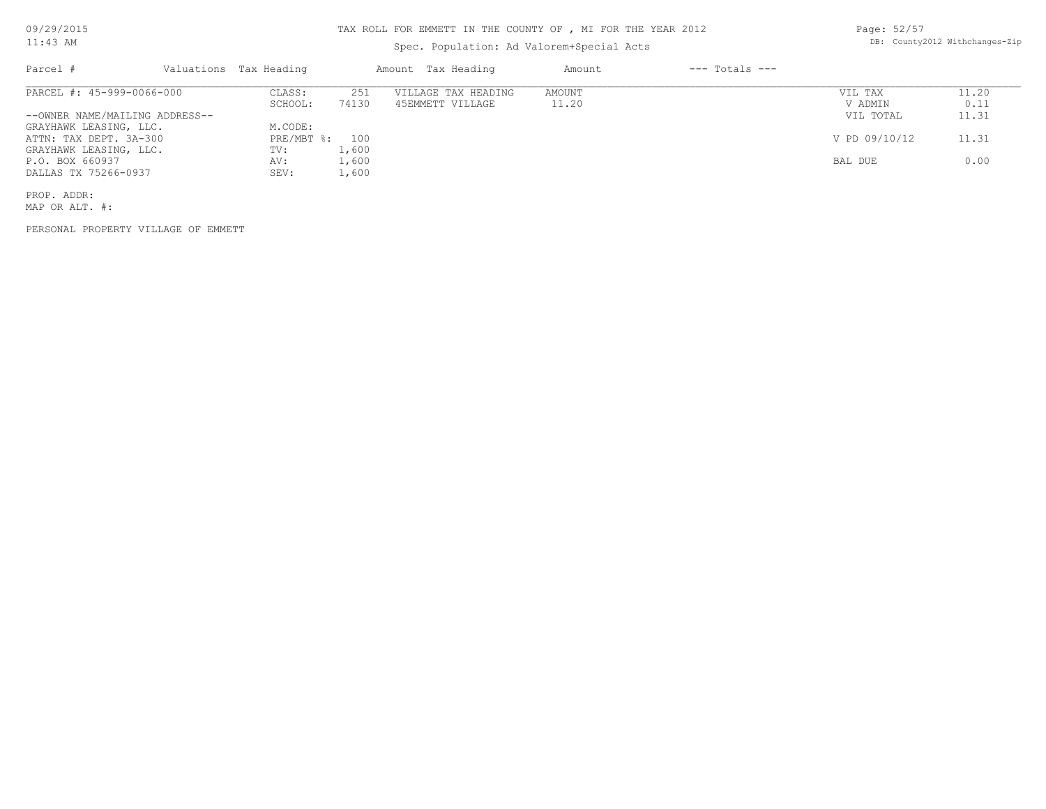TAX ROLL FOR EMMETT IN THE COUNTY OF , MI FOR THE YEAR 2012

Spec. Population: Ad Valorem+Special Acts

DB: County2012 Withchanges-Zip

| Parcel # | Valuations Tax Heading | | Amount Tax Heading | Amount | --- Totals --- | |
|---|---|---|---|---|---|---|
| PARCEL #: 45-999-0066-000 | CLASS: | 251 | VILLAGE TAX HEADING | AMOUNT | VIL TAX | 11.20 |
| | SCHOOL: | 74130 | 45EMMETT VILLAGE | 11.20 | V ADMIN | 0.11 |
| --OWNER NAME/MAILING ADDRESS-- | | | | | VIL TOTAL | 11.31 |
| GRAYHAWK LEASING, LLC. | M.CODE: | | | | | |
| ATTN: TAX DEPT. 3A-300 | PRE/MBT %: | 100 | | | V PD 09/10/12 | 11.31 |
| GRAYHAWK LEASING, LLC. | TV: | 1,600 | | | | |
| P.O. BOX 660937 | AV: | 1,600 | | | BAL DUE | 0.00 |
| DALLAS TX 75266-0937 | SEV: | 1,600 | | | | |

PROP. ADDR:
MAP OR ALT. #:

PERSONAL PROPERTY VILLAGE OF EMMETT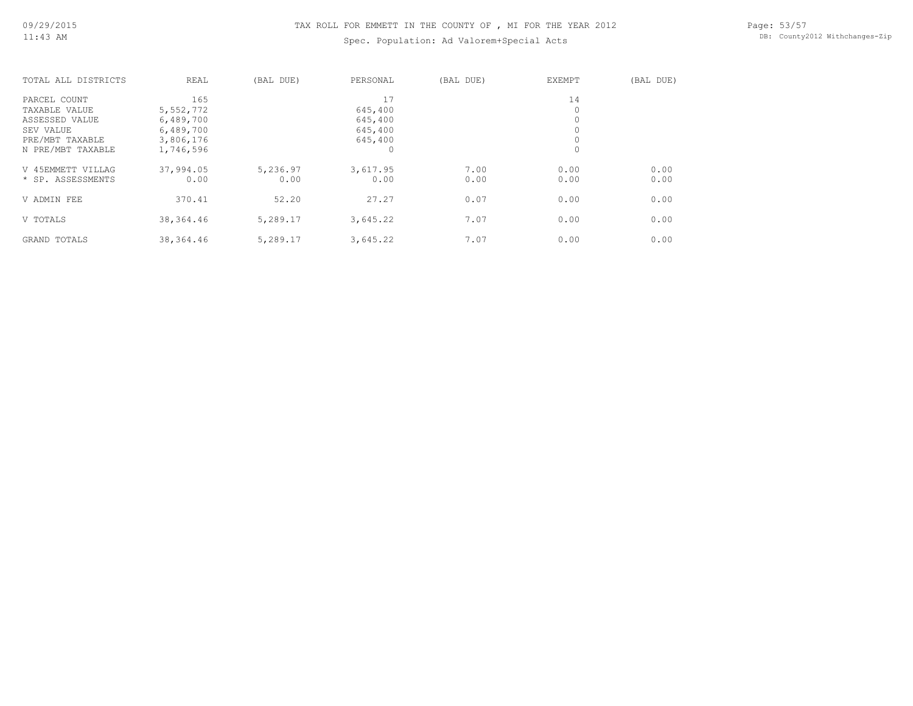TAX ROLL FOR EMMETT IN THE COUNTY OF , MI FOR THE YEAR 2012

Spec. Population: Ad Valorem+Special Acts

| TOTAL ALL DISTRICTS | REAL | (BAL DUE) | PERSONAL | (BAL DUE) | EXEMPT | (BAL DUE) |
|---|---|---|---|---|---|---|
| PARCEL COUNT | 165 | | 17 | | 14 | |
| TAXABLE VALUE | 5,552,772 | | 645,400 | | 0 | |
| ASSESSED VALUE | 6,489,700 | | 645,400 | | 0 | |
| SEV VALUE | 6,489,700 | | 645,400 | | 0 | |
| PRE/MBT TAXABLE | 3,806,176 | | 645,400 | | 0 | |
| N PRE/MBT TAXABLE | 1,746,596 | | 0 | | 0 | |
| V 45EMMETT VILLAG | 37,994.05 | 5,236.97 | 3,617.95 | 7.00 | 0.00 | 0.00 |
| * SP. ASSESSMENTS | 0.00 | 0.00 | 0.00 | 0.00 | 0.00 | 0.00 |
| V ADMIN FEE | 370.41 | 52.20 | 27.27 | 0.07 | 0.00 | 0.00 |
| V TOTALS | 38,364.46 | 5,289.17 | 3,645.22 | 7.07 | 0.00 | 0.00 |
| GRAND TOTALS | 38,364.46 | 5,289.17 | 3,645.22 | 7.07 | 0.00 | 0.00 |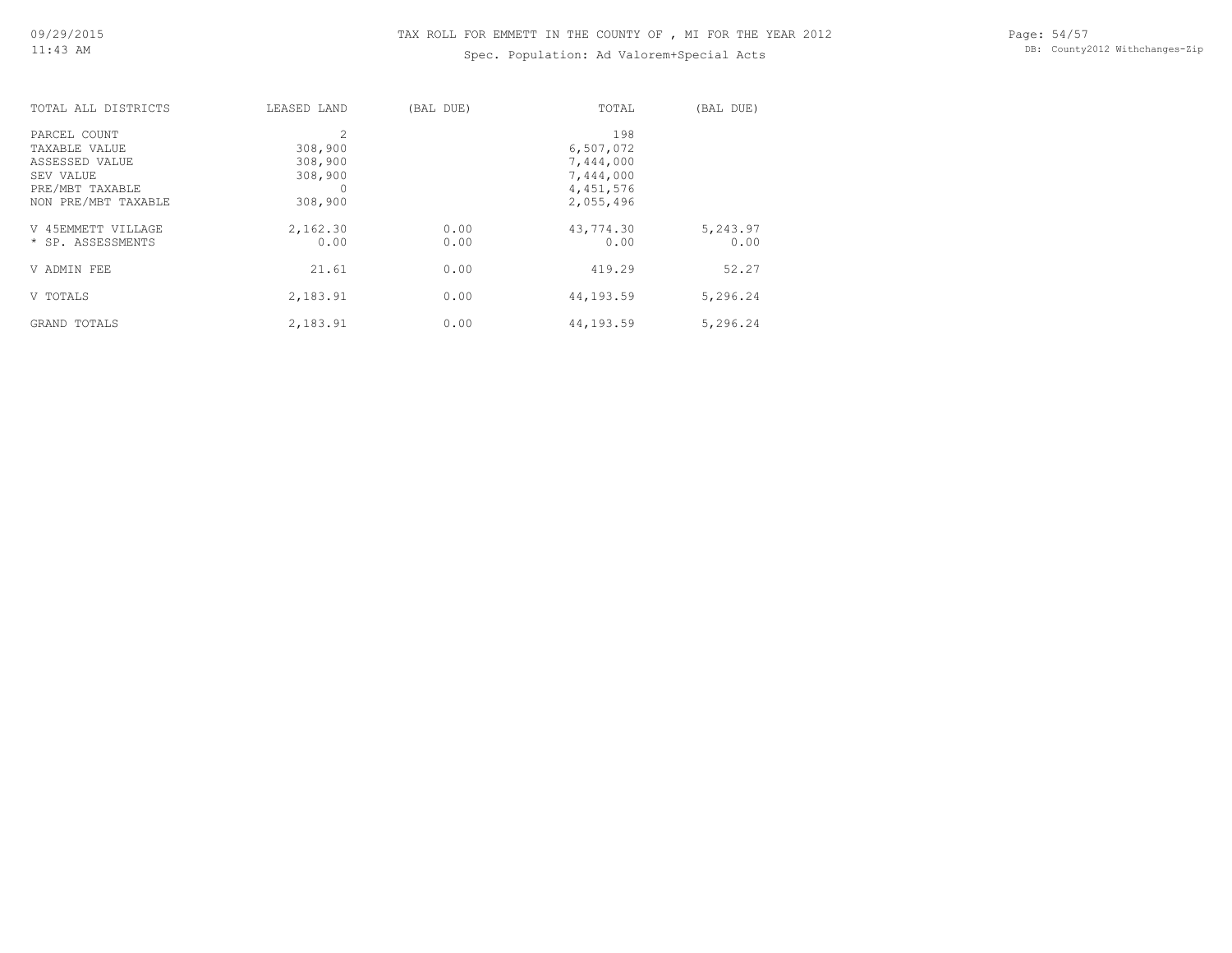# TAX ROLL FOR EMMETT IN THE COUNTY OF , MI FOR THE YEAR 2012

Spec. Population: Ad Valorem+Special Acts

| TOTAL ALL DISTRICTS | LEASED LAND | (BAL DUE) | TOTAL | (BAL DUE) |
|---|---|---|---|---|
| PARCEL COUNT | 2 | | 198 | |
| TAXABLE VALUE | 308,900 | | 6,507,072 | |
| ASSESSED VALUE | 308,900 | | 7,444,000 | |
| SEV VALUE | 308,900 | | 7,444,000 | |
| PRE/MBT TAXABLE | 0 | | 4,451,576 | |
| NON PRE/MBT TAXABLE | 308,900 | | 2,055,496 | |
| V 45EMMETT VILLAGE | 2,162.30 | 0.00 | 43,774.30 | 5,243.97 |
| * SP. ASSESSMENTS | 0.00 | 0.00 | 0.00 | 0.00 |
| V ADMIN FEE | 21.61 | 0.00 | 419.29 | 52.27 |
| V TOTALS | 2,183.91 | 0.00 | 44,193.59 | 5,296.24 |
| GRAND TOTALS | 2,183.91 | 0.00 | 44,193.59 | 5,296.24 |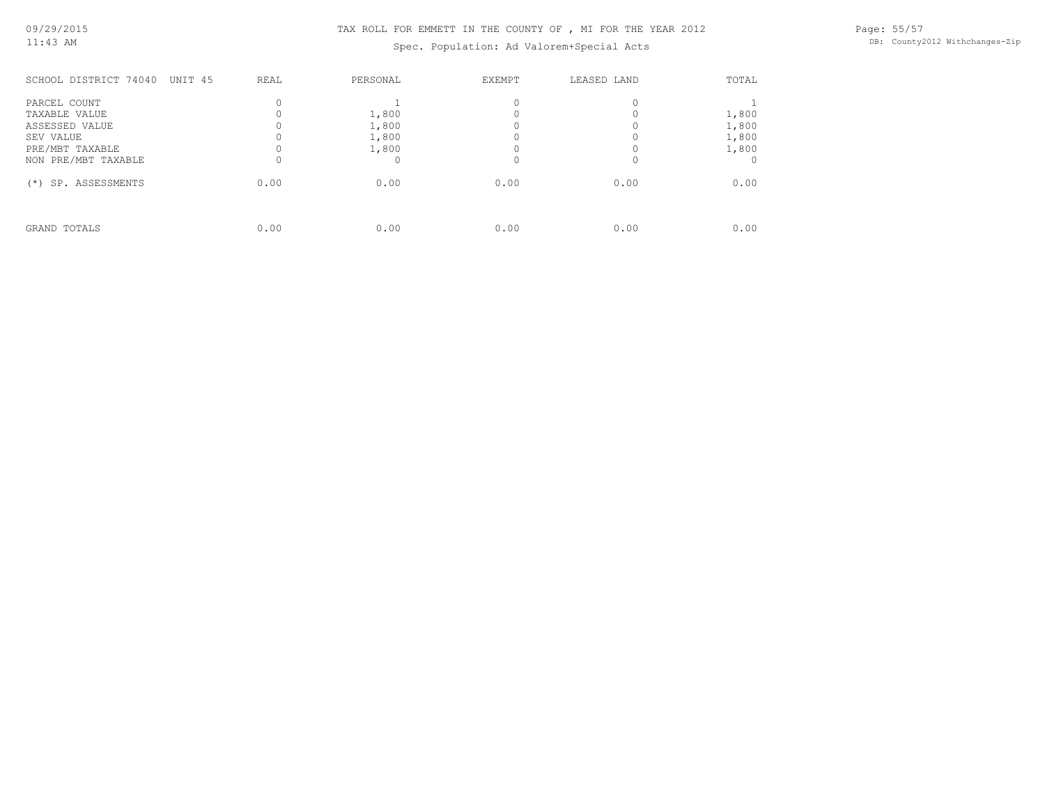TAX ROLL FOR EMMETT IN THE COUNTY OF , MI FOR THE YEAR 2012

Spec. Population: Ad Valorem+Special Acts

| SCHOOL DISTRICT 74040 UNIT 45 | REAL | PERSONAL | EXEMPT | LEASED LAND | TOTAL |
|---|---|---|---|---|---|
| PARCEL COUNT | 0 | 1 | 0 | 0 | 1 |
| TAXABLE VALUE | 0 | 1,800 | 0 | 0 | 1,800 |
| ASSESSED VALUE | 0 | 1,800 | 0 | 0 | 1,800 |
| SEV VALUE | 0 | 1,800 | 0 | 0 | 1,800 |
| PRE/MBT TAXABLE | 0 | 1,800 | 0 | 0 | 1,800 |
| NON PRE/MBT TAXABLE | 0 | 0 | 0 | 0 | 0 |
| (*) SP. ASSESSMENTS | 0.00 | 0.00 | 0.00 | 0.00 | 0.00 |
| GRAND TOTALS | 0.00 | 0.00 | 0.00 | 0.00 | 0.00 |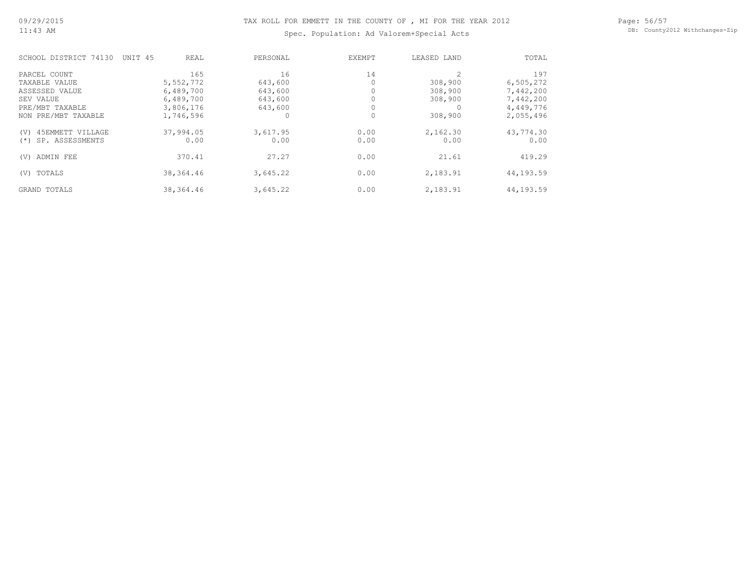# TAX ROLL FOR EMMETT IN THE COUNTY OF , MI FOR THE YEAR 2012

Spec. Population: Ad Valorem+Special Acts

| SCHOOL DISTRICT 74130 UNIT 45 | REAL | PERSONAL | EXEMPT | LEASED LAND | TOTAL |
|---|---|---|---|---|---|
| PARCEL COUNT | 165 | 16 | 14 | 2 | 197 |
| TAXABLE VALUE | 5,552,772 | 643,600 | 0 | 308,900 | 6,505,272 |
| ASSESSED VALUE | 6,489,700 | 643,600 | 0 | 308,900 | 7,442,200 |
| SEV VALUE | 6,489,700 | 643,600 | 0 | 308,900 | 7,442,200 |
| PRE/MBT TAXABLE | 3,806,176 | 643,600 | 0 | 0 | 4,449,776 |
| NON PRE/MBT TAXABLE | 1,746,596 | 0 | 0 | 308,900 | 2,055,496 |
| (V) 45EMMETT VILLAGE | 37,994.05 | 3,617.95 | 0.00 | 2,162.30 | 43,774.30 |
| (*) SP. ASSESSMENTS | 0.00 | 0.00 | 0.00 | 0.00 | 0.00 |
| (V) ADMIN FEE | 370.41 | 27.27 | 0.00 | 21.61 | 419.29 |
| (V) TOTALS | 38,364.46 | 3,645.22 | 0.00 | 2,183.91 | 44,193.59 |
| GRAND TOTALS | 38,364.46 | 3,645.22 | 0.00 | 2,183.91 | 44,193.59 |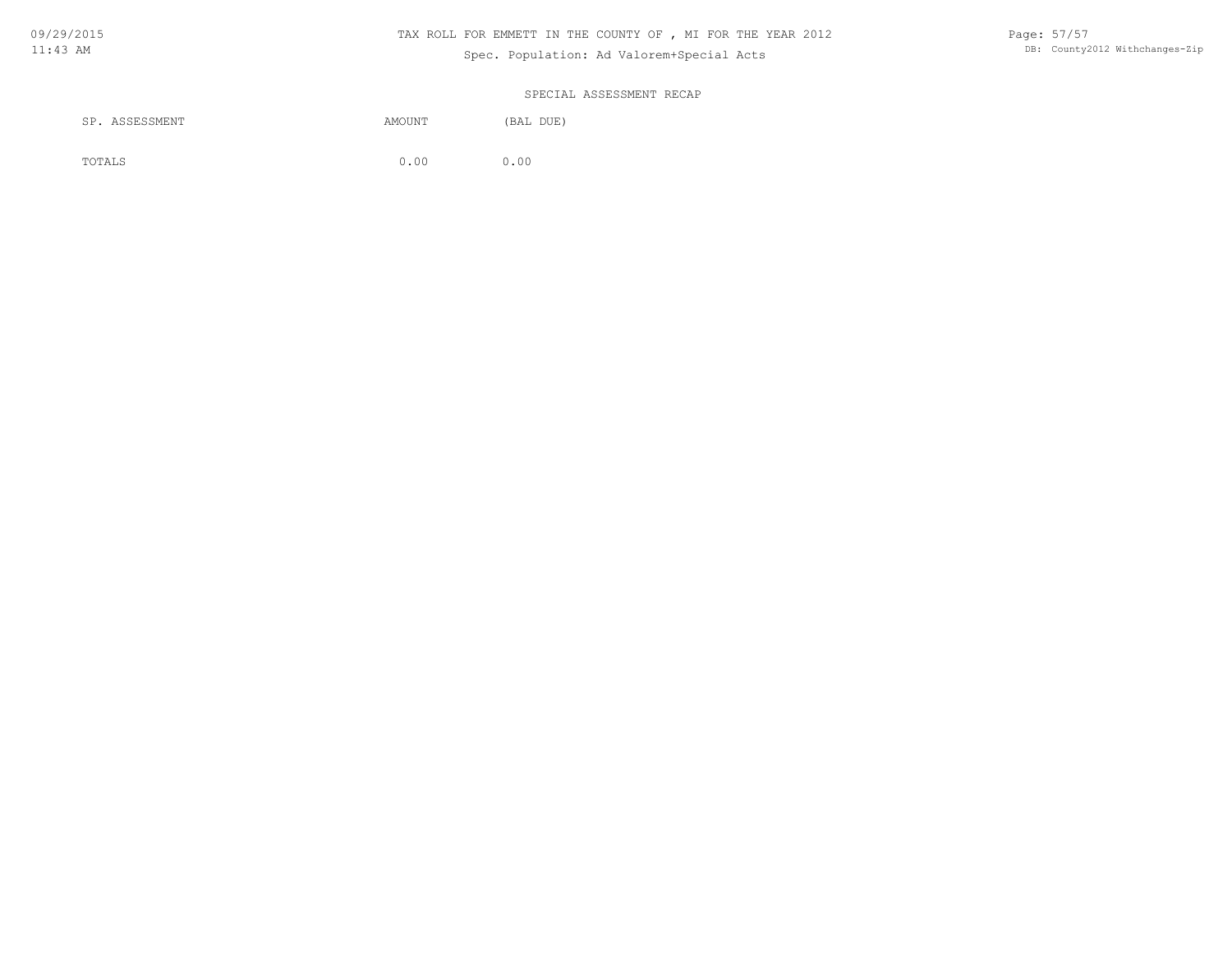## SPECIAL ASSESSMENT RECAP

| SP. ASSESSMENT | AMOUNT | (BAL DUE) |
| --- | --- | --- |
| TOTALS | 0.00 | 0.00 |